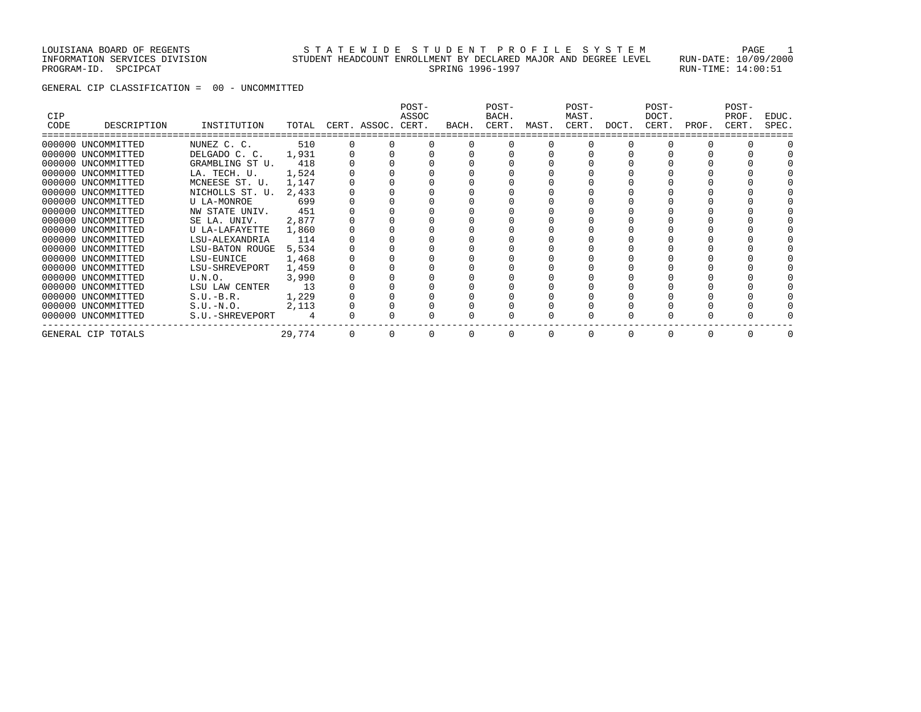LOUISIANA BOARD OF REGENTS — STATEWIDE STUDENT PROFILE SYSTEM
INFORMATION SERVICES DIVISION — STUDENT HEADCOUNT ENROLLMENT BY DECLARED MAJOR AND DEGREE LEVEL — RUN-DATE: 10/09/2000
PROGRAM-ID. SPCIPCAT — SPRING 1996-1997 — RUN-TIME: 14:00:51

GENERAL CIP CLASSIFICATION = 00 - UNCOMMITTED

| CIP CODE | DESCRIPTION | INSTITUTION | TOTAL | CERT. | ASSOC. | POST-ASSOC CERT. | BACH. | POST-BACH. CERT. | MAST. | POST-MAST. CERT. | DOCT. | POST-DOCT. CERT. | PROF. | POST-PROF. CERT. | EDUC. SPEC. |
|---|---|---|---|---|---|---|---|---|---|---|---|---|---|---|---|
| 000000 | UNCOMMITTED | NUNEZ C. C. | 510 | 0 | 0 | 0 | 0 | 0 | 0 | 0 | 0 | 0 | 0 | 0 | 0 |
| 000000 | UNCOMMITTED | DELGADO C. C. | 1,931 | 0 | 0 | 0 | 0 | 0 | 0 | 0 | 0 | 0 | 0 | 0 | 0 |
| 000000 | UNCOMMITTED | GRAMBLING ST U. | 418 | 0 | 0 | 0 | 0 | 0 | 0 | 0 | 0 | 0 | 0 | 0 | 0 |
| 000000 | UNCOMMITTED | LA. TECH. U. | 1,524 | 0 | 0 | 0 | 0 | 0 | 0 | 0 | 0 | 0 | 0 | 0 | 0 |
| 000000 | UNCOMMITTED | MCNEESE ST. U. | 1,147 | 0 | 0 | 0 | 0 | 0 | 0 | 0 | 0 | 0 | 0 | 0 | 0 |
| 000000 | UNCOMMITTED | NICHOLLS ST. U. | 2,433 | 0 | 0 | 0 | 0 | 0 | 0 | 0 | 0 | 0 | 0 | 0 | 0 |
| 000000 | UNCOMMITTED | U LA-MONROE | 699 | 0 | 0 | 0 | 0 | 0 | 0 | 0 | 0 | 0 | 0 | 0 | 0 |
| 000000 | UNCOMMITTED | NW STATE UNIV. | 451 | 0 | 0 | 0 | 0 | 0 | 0 | 0 | 0 | 0 | 0 | 0 | 0 |
| 000000 | UNCOMMITTED | SE LA. UNIV. | 2,877 | 0 | 0 | 0 | 0 | 0 | 0 | 0 | 0 | 0 | 0 | 0 | 0 |
| 000000 | UNCOMMITTED | U LA-LAFAYETTE | 1,860 | 0 | 0 | 0 | 0 | 0 | 0 | 0 | 0 | 0 | 0 | 0 | 0 |
| 000000 | UNCOMMITTED | LSU-ALEXANDRIA | 114 | 0 | 0 | 0 | 0 | 0 | 0 | 0 | 0 | 0 | 0 | 0 | 0 |
| 000000 | UNCOMMITTED | LSU-BATON ROUGE | 5,534 | 0 | 0 | 0 | 0 | 0 | 0 | 0 | 0 | 0 | 0 | 0 | 0 |
| 000000 | UNCOMMITTED | LSU-EUNICE | 1,468 | 0 | 0 | 0 | 0 | 0 | 0 | 0 | 0 | 0 | 0 | 0 | 0 |
| 000000 | UNCOMMITTED | LSU-SHREVEPORT | 1,459 | 0 | 0 | 0 | 0 | 0 | 0 | 0 | 0 | 0 | 0 | 0 | 0 |
| 000000 | UNCOMMITTED | U.N.O. | 3,990 | 0 | 0 | 0 | 0 | 0 | 0 | 0 | 0 | 0 | 0 | 0 | 0 |
| 000000 | UNCOMMITTED | LSU LAW CENTER | 13 | 0 | 0 | 0 | 0 | 0 | 0 | 0 | 0 | 0 | 0 | 0 | 0 |
| 000000 | UNCOMMITTED | S.U.-B.R. | 1,229 | 0 | 0 | 0 | 0 | 0 | 0 | 0 | 0 | 0 | 0 | 0 | 0 |
| 000000 | UNCOMMITTED | S.U.-N.O. | 2,113 | 0 | 0 | 0 | 0 | 0 | 0 | 0 | 0 | 0 | 0 | 0 | 0 |
| 000000 | UNCOMMITTED | S.U.-SHREVEPORT | 4 | 0 | 0 | 0 | 0 | 0 | 0 | 0 | 0 | 0 | 0 | 0 | 0 |
| GENERAL CIP TOTALS | | | 29,774 | 0 | 0 | 0 | 0 | 0 | 0 | 0 | 0 | 0 | 0 | 0 | 0 |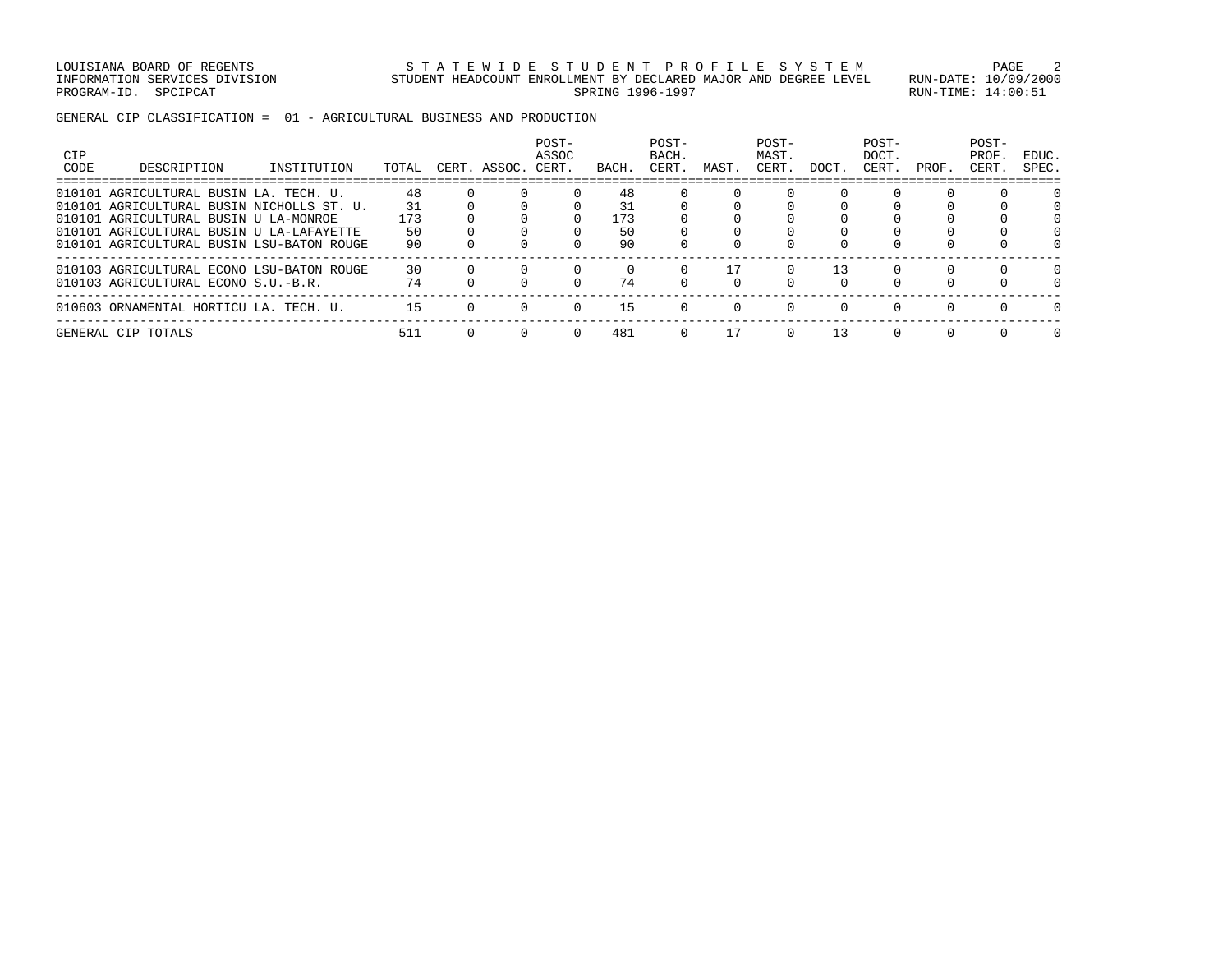GENERAL CIP CLASSIFICATION = 01 - AGRICULTURAL BUSINESS AND PRODUCTION

| CIP CODE | DESCRIPTION | INSTITUTION | TOTAL | CERT. | ASSOC. | POST-ASSOC CERT. | BACH. | POST-BACH. CERT. | MAST. | POST-MAST. CERT. | DOCT. | POST-DOCT. CERT. | PROF. | POST-PROF. CERT. | EDUC. SPEC. |
|---|---|---|---|---|---|---|---|---|---|---|---|---|---|---|---|
| 010101 | AGRICULTURAL BUSIN | LA. TECH. U. | 48 | 0 | 0 | 0 | 48 | 0 | 0 | 0 | 0 | 0 | 0 | 0 | 0 |
| 010101 | AGRICULTURAL BUSIN | NICHOLLS ST. U. | 31 | 0 | 0 | 0 | 31 | 0 | 0 | 0 | 0 | 0 | 0 | 0 | 0 |
| 010101 | AGRICULTURAL BUSIN | U LA-MONROE | 173 | 0 | 0 | 0 | 173 | 0 | 0 | 0 | 0 | 0 | 0 | 0 | 0 |
| 010101 | AGRICULTURAL BUSIN | U LA-LAFAYETTE | 50 | 0 | 0 | 0 | 50 | 0 | 0 | 0 | 0 | 0 | 0 | 0 | 0 |
| 010101 | AGRICULTURAL BUSIN | LSU-BATON ROUGE | 90 | 0 | 0 | 0 | 90 | 0 | 0 | 0 | 0 | 0 | 0 | 0 | 0 |
| 010103 | AGRICULTURAL ECONO | LSU-BATON ROUGE | 30 | 0 | 0 | 0 | 0 | 0 | 17 | 0 | 13 | 0 | 0 | 0 | 0 |
| 010103 | AGRICULTURAL ECONO | S.U.-B.R. | 74 | 0 | 0 | 0 | 74 | 0 | 0 | 0 | 0 | 0 | 0 | 0 | 0 |
| 010603 | ORNAMENTAL HORTICU | LA. TECH. U. | 15 | 0 | 0 | 0 | 15 | 0 | 0 | 0 | 0 | 0 | 0 | 0 | 0 |
| GENERAL CIP TOTALS | | | 511 | 0 | 0 | 0 | 481 | 0 | 17 | 0 | 13 | 0 | 0 | 0 | 0 |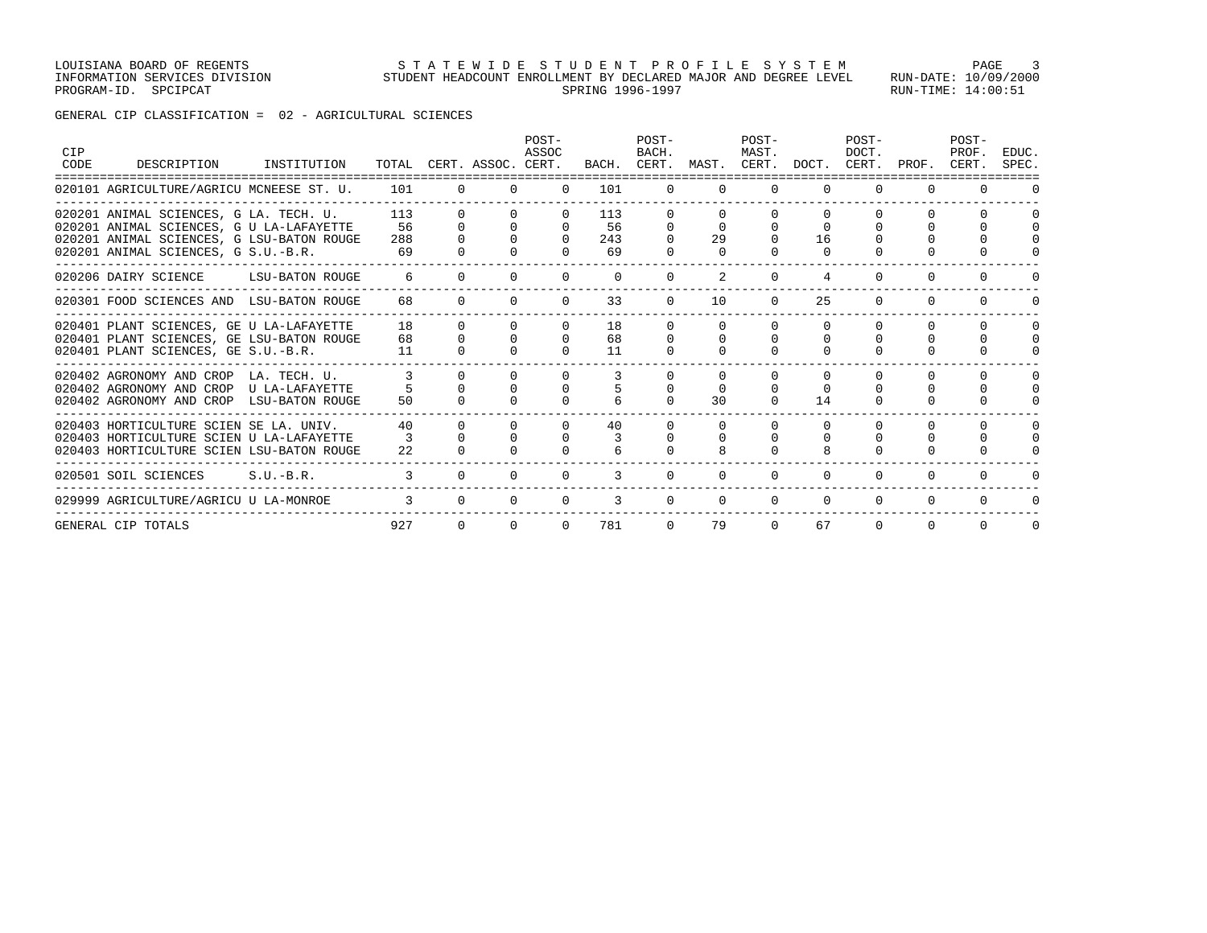GENERAL CIP CLASSIFICATION = 02 - AGRICULTURAL SCIENCES

| CIP CODE | DESCRIPTION | INSTITUTION | TOTAL | CERT. | ASSOC. | POST-ASSOC CERT. | BACH. | POST-BACH. CERT. | MAST. | POST-MAST. CERT. | DOCT. | POST-DOCT. CERT. | PROF. | POST-PROF. CERT. | EDUC. SPEC. |
|---|---|---|---|---|---|---|---|---|---|---|---|---|---|---|---|
| 020101 | AGRICULTURE/AGRICU | MCNEESE ST. U. | 101 | 0 | 0 | 0 | 101 | 0 | 0 | 0 | 0 | 0 | 0 | 0 | 0 |
| 020201 | ANIMAL SCIENCES, G | LA. TECH. U. | 113 | 0 | 0 | 0 | 113 | 0 | 0 | 0 | 0 | 0 | 0 | 0 | 0 |
| 020201 | ANIMAL SCIENCES, G | U LA-LAFAYETTE | 56 | 0 | 0 | 0 | 56 | 0 | 0 | 0 | 0 | 0 | 0 | 0 | 0 |
| 020201 | ANIMAL SCIENCES, G | LSU-BATON ROUGE | 288 | 0 | 0 | 0 | 243 | 0 | 29 | 0 | 16 | 0 | 0 | 0 | 0 |
| 020201 | ANIMAL SCIENCES, G | S.U.-B.R. | 69 | 0 | 0 | 0 | 69 | 0 | 0 | 0 | 0 | 0 | 0 | 0 | 0 |
| 020206 | DAIRY SCIENCE | LSU-BATON ROUGE | 6 | 0 | 0 | 0 | 0 | 0 | 2 | 0 | 4 | 0 | 0 | 0 | 0 |
| 020301 | FOOD SCIENCES AND | LSU-BATON ROUGE | 68 | 0 | 0 | 0 | 33 | 0 | 10 | 0 | 25 | 0 | 0 | 0 | 0 |
| 020401 | PLANT SCIENCES, GE | U LA-LAFAYETTE | 18 | 0 | 0 | 0 | 18 | 0 | 0 | 0 | 0 | 0 | 0 | 0 | 0 |
| 020401 | PLANT SCIENCES, GE | LSU-BATON ROUGE | 68 | 0 | 0 | 0 | 68 | 0 | 0 | 0 | 0 | 0 | 0 | 0 | 0 |
| 020401 | PLANT SCIENCES, GE | S.U.-B.R. | 11 | 0 | 0 | 0 | 11 | 0 | 0 | 0 | 0 | 0 | 0 | 0 | 0 |
| 020402 | AGRONOMY AND CROP | LA. TECH. U. | 3 | 0 | 0 | 0 | 3 | 0 | 0 | 0 | 0 | 0 | 0 | 0 | 0 |
| 020402 | AGRONOMY AND CROP | U LA-LAFAYETTE | 5 | 0 | 0 | 0 | 5 | 0 | 0 | 0 | 0 | 0 | 0 | 0 | 0 |
| 020402 | AGRONOMY AND CROP | LSU-BATON ROUGE | 50 | 0 | 0 | 0 | 6 | 0 | 30 | 0 | 14 | 0 | 0 | 0 | 0 |
| 020403 | HORTICULTURE SCIEN | SE LA. UNIV. | 40 | 0 | 0 | 0 | 40 | 0 | 0 | 0 | 0 | 0 | 0 | 0 | 0 |
| 020403 | HORTICULTURE SCIEN | U LA-LAFAYETTE | 3 | 0 | 0 | 0 | 3 | 0 | 0 | 0 | 0 | 0 | 0 | 0 | 0 |
| 020403 | HORTICULTURE SCIEN | LSU-BATON ROUGE | 22 | 0 | 0 | 0 | 6 | 0 | 8 | 0 | 8 | 0 | 0 | 0 | 0 |
| 020501 | SOIL SCIENCES | S.U.-B.R. | 3 | 0 | 0 | 0 | 3 | 0 | 0 | 0 | 0 | 0 | 0 | 0 | 0 |
| 029999 | AGRICULTURE/AGRICU | U LA-MONROE | 3 | 0 | 0 | 0 | 3 | 0 | 0 | 0 | 0 | 0 | 0 | 0 | 0 |
| GENERAL CIP TOTALS | | | 927 | 0 | 0 | 0 | 781 | 0 | 79 | 0 | 67 | 0 | 0 | 0 | 0 |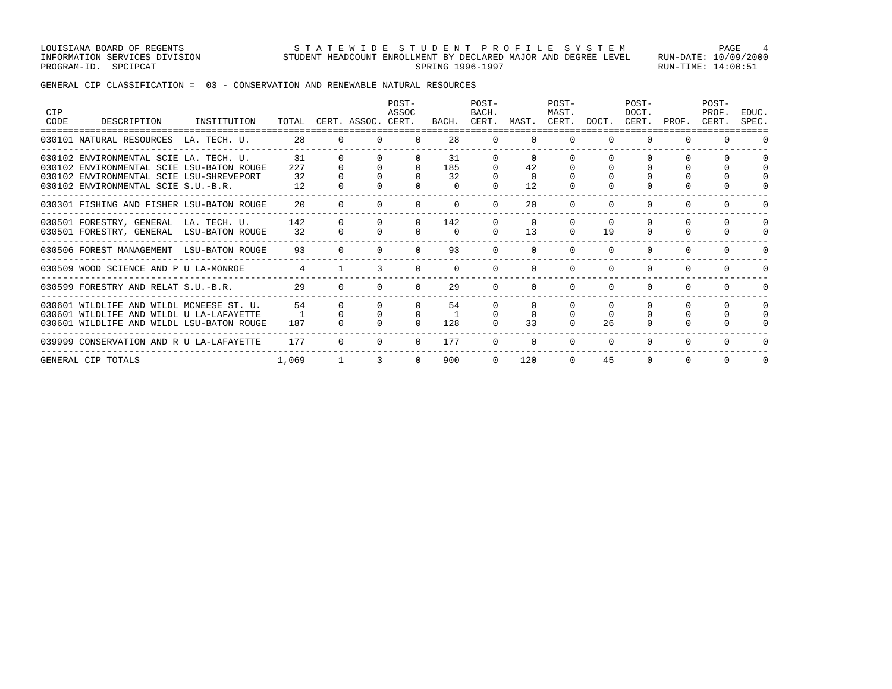LOUISIANA BOARD OF REGENTS — STATEWIDE STUDENT PROFILE SYSTEM
INFORMATION SERVICES DIVISION — STUDENT HEADCOUNT ENROLLMENT BY DECLARED MAJOR AND DEGREE LEVEL — RUN-DATE: 10/09/2000
PROGRAM-ID. SPCIPCAT — SPRING 1996-1997 — RUN-TIME: 14:00:51

GENERAL CIP CLASSIFICATION = 03 - CONSERVATION AND RENEWABLE NATURAL RESOURCES

| CIP CODE | DESCRIPTION | INSTITUTION | TOTAL | CERT. | ASSOC. | POST-ASSOC CERT. | BACH. | POST-BACH. CERT. | MAST. | POST-MAST. CERT. | DOCT. | POST-DOCT. CERT. | PROF. | POST-PROF. CERT. | EDUC. SPEC. |
|---|---|---|---|---|---|---|---|---|---|---|---|---|---|---|---|
| 030101 | NATURAL RESOURCES | LA. TECH. U. | 28 | 0 | 0 | 0 | 28 | 0 | 0 | 0 | 0 | 0 | 0 | 0 | 0 |
| 030102 | ENVIRONMENTAL SCIE | LA. TECH. U. | 31 | 0 | 0 | 0 | 31 | 0 | 0 | 0 | 0 | 0 | 0 | 0 | 0 |
| 030102 | ENVIRONMENTAL SCIE | LSU-BATON ROUGE | 227 | 0 | 0 | 0 | 185 | 0 | 42 | 0 | 0 | 0 | 0 | 0 | 0 |
| 030102 | ENVIRONMENTAL SCIE | LSU-SHREVEPORT | 32 | 0 | 0 | 0 | 32 | 0 | 0 | 0 | 0 | 0 | 0 | 0 | 0 |
| 030102 | ENVIRONMENTAL SCIE | S.U.-B.R. | 12 | 0 | 0 | 0 | 0 | 0 | 12 | 0 | 0 | 0 | 0 | 0 | 0 |
| 030301 | FISHING AND FISHER | LSU-BATON ROUGE | 20 | 0 | 0 | 0 | 0 | 0 | 20 | 0 | 0 | 0 | 0 | 0 | 0 |
| 030501 | FORESTRY, GENERAL | LA. TECH. U. | 142 | 0 | 0 | 0 | 142 | 0 | 0 | 0 | 0 | 0 | 0 | 0 | 0 |
| 030501 | FORESTRY, GENERAL | LSU-BATON ROUGE | 32 | 0 | 0 | 0 | 0 | 0 | 13 | 0 | 19 | 0 | 0 | 0 | 0 |
| 030506 | FOREST MANAGEMENT | LSU-BATON ROUGE | 93 | 0 | 0 | 0 | 93 | 0 | 0 | 0 | 0 | 0 | 0 | 0 | 0 |
| 030509 | WOOD SCIENCE AND P | U LA-MONROE | 4 | 1 | 3 | 0 | 0 | 0 | 0 | 0 | 0 | 0 | 0 | 0 | 0 |
| 030599 | FORESTRY AND RELAT | S.U.-B.R. | 29 | 0 | 0 | 0 | 29 | 0 | 0 | 0 | 0 | 0 | 0 | 0 | 0 |
| 030601 | WILDLIFE AND WILDL | MCNEESE ST. U. | 54 | 0 | 0 | 0 | 54 | 0 | 0 | 0 | 0 | 0 | 0 | 0 | 0 |
| 030601 | WILDLIFE AND WILDL | U LA-LAFAYETTE | 1 | 0 | 0 | 0 | 1 | 0 | 0 | 0 | 0 | 0 | 0 | 0 | 0 |
| 030601 | WILDLIFE AND WILDL | LSU-BATON ROUGE | 187 | 0 | 0 | 0 | 128 | 0 | 33 | 0 | 26 | 0 | 0 | 0 | 0 |
| 039999 | CONSERVATION AND R | U LA-LAFAYETTE | 177 | 0 | 0 | 0 | 177 | 0 | 0 | 0 | 0 | 0 | 0 | 0 | 0 |
| GENERAL CIP TOTALS | | | 1,069 | 1 | 3 | 0 | 900 | 0 | 120 | 0 | 45 | 0 | 0 | 0 | 0 |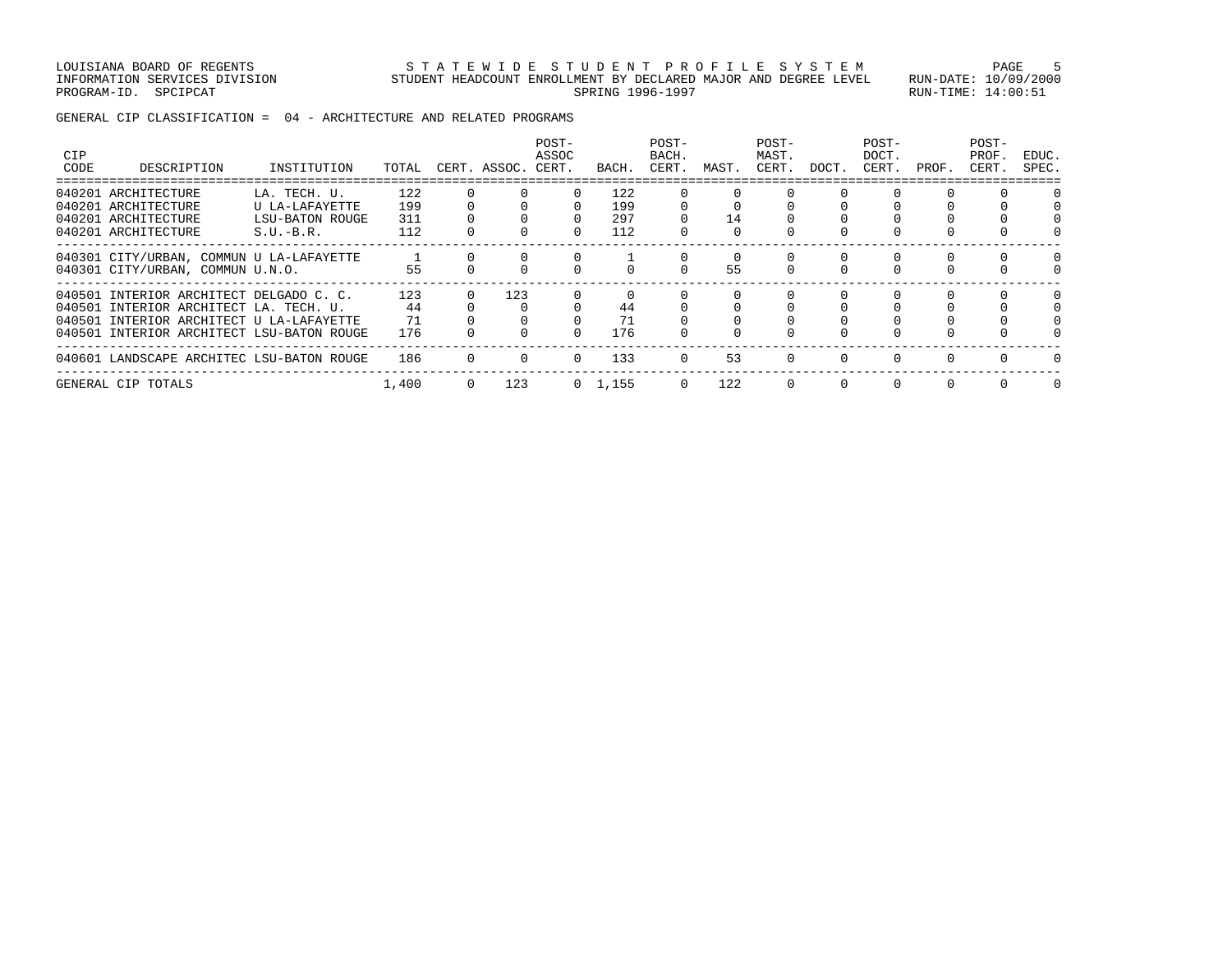LOUISIANA BOARD OF REGENTS
INFORMATION SERVICES DIVISION
PROGRAM-ID. SPCIPCAT

STATEWIDE STUDENT PROFILE SYSTEM
STUDENT HEADCOUNT ENROLLMENT BY DECLARED MAJOR AND DEGREE LEVEL
SPRING 1996-1997

RUN-DATE: 10/09/2000
RUN-TIME: 14:00:51

GENERAL CIP CLASSIFICATION = 04 - ARCHITECTURE AND RELATED PROGRAMS

| CIP CODE | DESCRIPTION | INSTITUTION | TOTAL | CERT. | ASSOC. | POST-ASSOC CERT. | BACH. | POST-BACH. CERT. | MAST. | POST-MAST. CERT. | DOCT. | POST-DOCT. CERT. | PROF. | POST-PROF. CERT. | EDUC. SPEC. |
|---|---|---|---|---|---|---|---|---|---|---|---|---|---|---|---|
| 040201 | ARCHITECTURE | LA. TECH. U. | 122 | 0 | 0 | 0 | 122 | 0 | 0 | 0 | 0 | 0 | 0 | 0 | 0 |
| 040201 | ARCHITECTURE | U LA-LAFAYETTE | 199 | 0 | 0 | 0 | 199 | 0 | 0 | 0 | 0 | 0 | 0 | 0 | 0 |
| 040201 | ARCHITECTURE | LSU-BATON ROUGE | 311 | 0 | 0 | 0 | 297 | 0 | 14 | 0 | 0 | 0 | 0 | 0 | 0 |
| 040201 | ARCHITECTURE | S.U.-B.R. | 112 | 0 | 0 | 0 | 112 | 0 | 0 | 0 | 0 | 0 | 0 | 0 | 0 |
| 040301 | CITY/URBAN, COMMUN | U LA-LAFAYETTE | 1 | 0 | 0 | 0 | 1 | 0 | 0 | 0 | 0 | 0 | 0 | 0 | 0 |
| 040301 | CITY/URBAN, COMMUN | U.N.O. | 55 | 0 | 0 | 0 | 0 | 0 | 55 | 0 | 0 | 0 | 0 | 0 | 0 |
| 040501 | INTERIOR ARCHITECT | DELGADO C. C. | 123 | 0 | 123 | 0 | 0 | 0 | 0 | 0 | 0 | 0 | 0 | 0 | 0 |
| 040501 | INTERIOR ARCHITECT | LA. TECH. U. | 44 | 0 | 0 | 0 | 44 | 0 | 0 | 0 | 0 | 0 | 0 | 0 | 0 |
| 040501 | INTERIOR ARCHITECT | U LA-LAFAYETTE | 71 | 0 | 0 | 0 | 71 | 0 | 0 | 0 | 0 | 0 | 0 | 0 | 0 |
| 040501 | INTERIOR ARCHITECT | LSU-BATON ROUGE | 176 | 0 | 0 | 0 | 176 | 0 | 0 | 0 | 0 | 0 | 0 | 0 | 0 |
| 040601 | LANDSCAPE ARCHITEC | LSU-BATON ROUGE | 186 | 0 | 0 | 0 | 133 | 0 | 53 | 0 | 0 | 0 | 0 | 0 | 0 |
| GENERAL CIP TOTALS | | | 1,400 | 0 | 123 | 0 | 1,155 | 0 | 122 | 0 | 0 | 0 | 0 | 0 | 0 |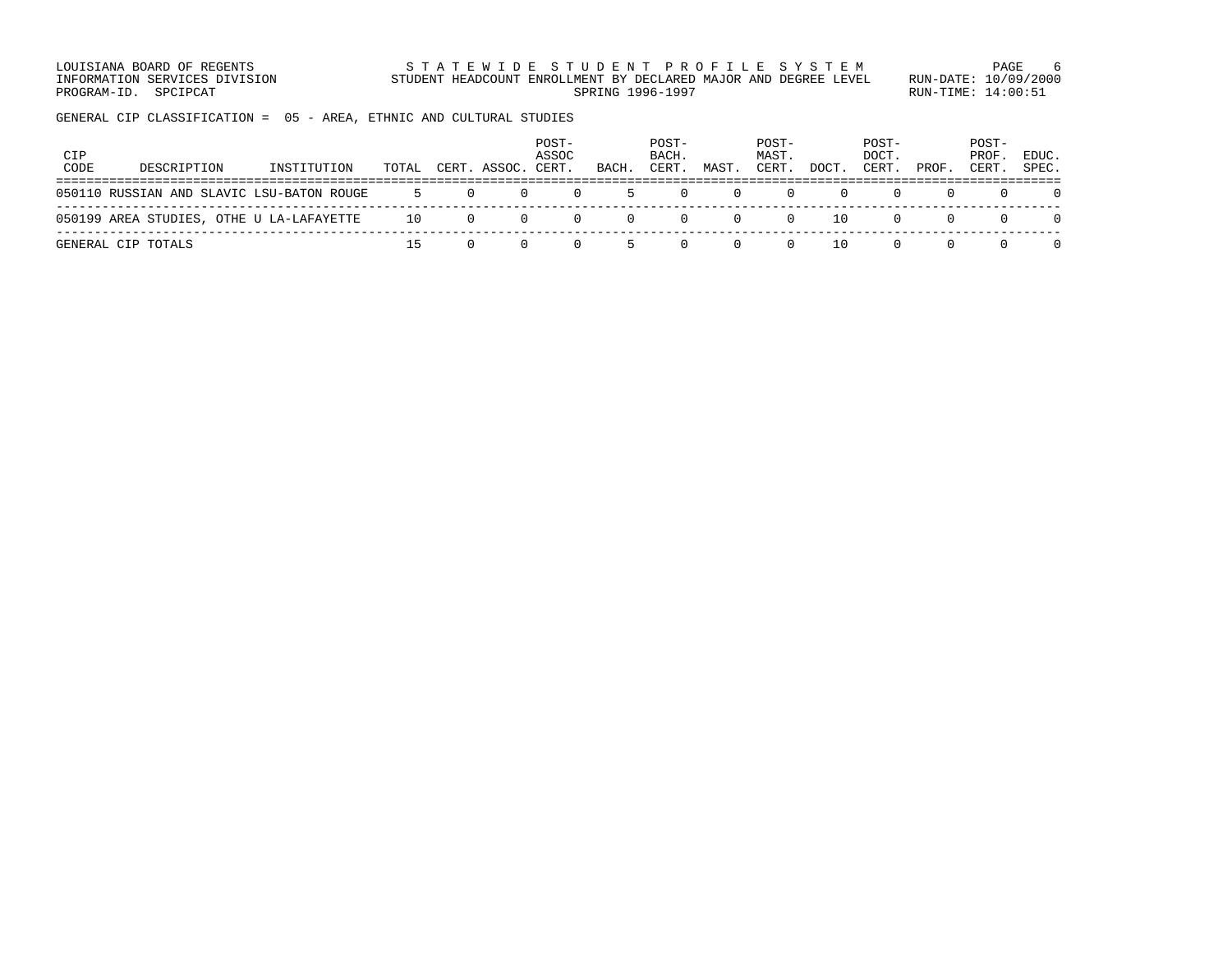LOUISIANA BOARD OF REGENTS
INFORMATION SERVICES DIVISION
PROGRAM-ID. SPCIPCAT

STATEWIDE STUDENT PROFILE SYSTEM
STUDENT HEADCOUNT ENROLLMENT BY DECLARED MAJOR AND DEGREE LEVEL
SPRING 1996-1997

RUN-DATE: 10/09/2000
RUN-TIME: 14:00:51

GENERAL CIP CLASSIFICATION = 05 - AREA, ETHNIC AND CULTURAL STUDIES

| CIP CODE | DESCRIPTION | INSTITUTION | TOTAL | CERT. | ASSOC. | POST-ASSOC CERT. | BACH. | POST-BACH. CERT. | MAST. | POST-MAST. CERT. | DOCT. | POST-DOCT. CERT. | PROF. | POST-PROF. CERT. | EDUC. SPEC. |
|---|---|---|---|---|---|---|---|---|---|---|---|---|---|---|---|
| 050110 | RUSSIAN AND SLAVIC | LSU-BATON ROUGE | 5 | 0 | 0 | 0 | 5 | 0 | 0 | 0 | 0 | 0 | 0 | 0 | 0 |
| 050199 | AREA STUDIES, OTHE | U LA-LAFAYETTE | 10 | 0 | 0 | 0 | 0 | 0 | 0 | 0 | 10 | 0 | 0 | 0 | 0 |
| GENERAL CIP TOTALS | | | 15 | 0 | 0 | 0 | 5 | 0 | 0 | 0 | 10 | 0 | 0 | 0 | 0 |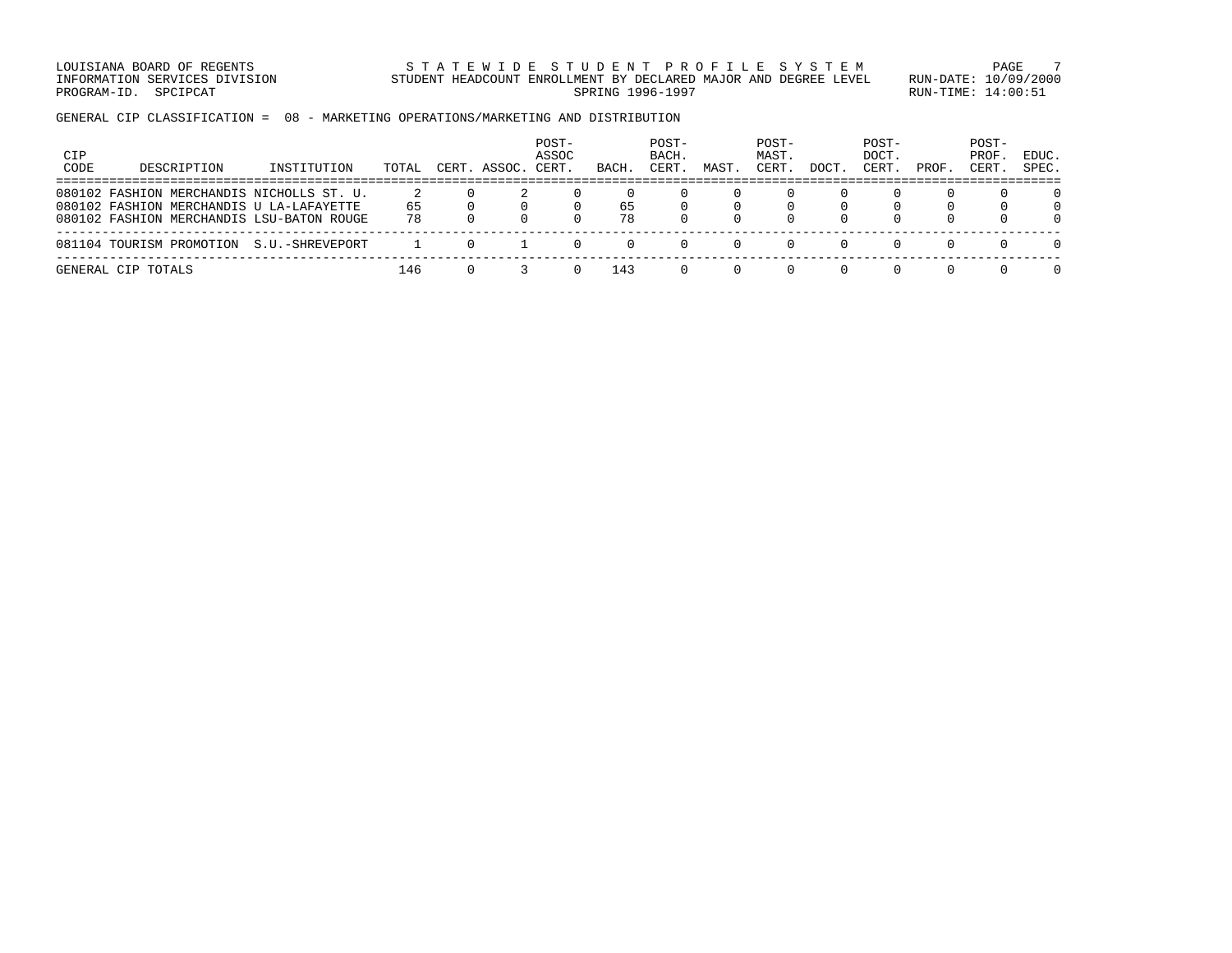LOUISIANA BOARD OF REGENTS
INFORMATION SERVICES DIVISION
PROGRAM-ID. SPCIPCAT

STATEWIDE STUDENT PROFILE SYSTEM
STUDENT HEADCOUNT ENROLLMENT BY DECLARED MAJOR AND DEGREE LEVEL
SPRING 1996-1997

RUN-DATE: 10/09/2000
RUN-TIME: 14:00:51

GENERAL CIP CLASSIFICATION = 08 - MARKETING OPERATIONS/MARKETING AND DISTRIBUTION

| CIP CODE | DESCRIPTION | INSTITUTION | TOTAL | CERT. | ASSOC. | POST-ASSOC CERT. | BACH. | POST-BACH. CERT. | MAST. | POST-MAST. CERT. | DOCT. | POST-DOCT. CERT. | PROF. | POST-PROF. CERT. | EDUC. SPEC. |
|---|---|---|---|---|---|---|---|---|---|---|---|---|---|---|---|
| 080102 | FASHION MERCHANDIS | NICHOLLS ST. U. | 2 | 0 | 2 | 0 | 0 | 0 | 0 | 0 | 0 | 0 | 0 | 0 | 0 |
| 080102 | FASHION MERCHANDIS | U LA-LAFAYETTE | 65 | 0 | 0 | 0 | 65 | 0 | 0 | 0 | 0 | 0 | 0 | 0 | 0 |
| 080102 | FASHION MERCHANDIS | LSU-BATON ROUGE | 78 | 0 | 0 | 0 | 78 | 0 | 0 | 0 | 0 | 0 | 0 | 0 | 0 |
| 081104 | TOURISM PROMOTION | S.U.-SHREVEPORT | 1 | 0 | 1 | 0 | 0 | 0 | 0 | 0 | 0 | 0 | 0 | 0 | 0 |
| GENERAL CIP TOTALS | | | 146 | 0 | 3 | 0 | 143 | 0 | 0 | 0 | 0 | 0 | 0 | 0 | 0 |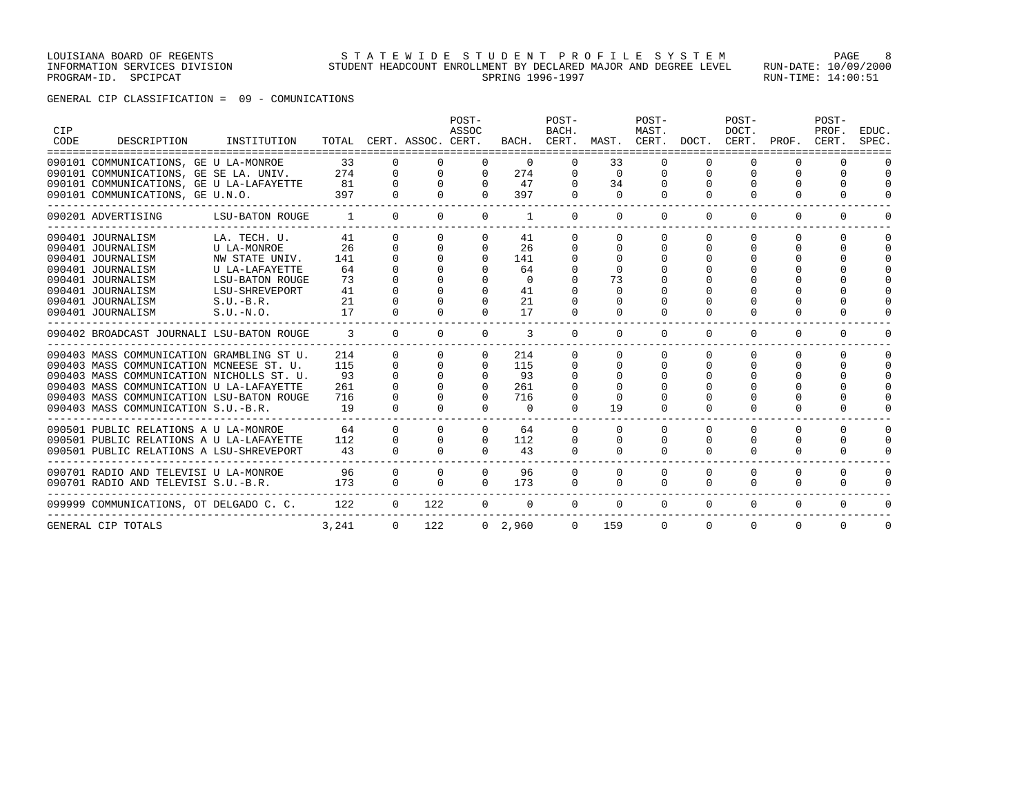LOUISIANA BOARD OF REGENTS
INFORMATION SERVICES DIVISION
PROGRAM-ID. SPCIPCAT

STATEWIDE STUDENT PROFILE SYSTEM
STUDENT HEADCOUNT ENROLLMENT BY DECLARED MAJOR AND DEGREE LEVEL
SPRING 1996-1997

RUN-DATE: 10/09/2000
RUN-TIME: 14:00:51

GENERAL CIP CLASSIFICATION = 09 - COMUNICATIONS

| CIP CODE | DESCRIPTION | INSTITUTION | TOTAL | CERT. | ASSOC. | POST-ASSOC CERT. | BACH. | POST-BACH. CERT. | MAST. | POST-MAST. CERT. | DOCT. | POST-DOCT. CERT. | PROF. | POST-PROF. CERT. | EDUC. SPEC. |
|---|---|---|---|---|---|---|---|---|---|---|---|---|---|---|---|
| 090101 | COMMUNICATIONS, GE | U LA-MONROE | 33 | 0 | 0 | 0 | 0 | 0 | 33 | 0 | 0 | 0 | 0 | 0 | 0 |
| 090101 | COMMUNICATIONS, GE | SE LA. UNIV. | 274 | 0 | 0 | 0 | 274 | 0 | 0 | 0 | 0 | 0 | 0 | 0 | 0 |
| 090101 | COMMUNICATIONS, GE | U LA-LAFAYETTE | 81 | 0 | 0 | 0 | 47 | 0 | 34 | 0 | 0 | 0 | 0 | 0 | 0 |
| 090101 | COMMUNICATIONS, GE | U.N.O. | 397 | 0 | 0 | 0 | 397 | 0 | 0 | 0 | 0 | 0 | 0 | 0 | 0 |
| 090201 | ADVERTISING | LSU-BATON ROUGE | 1 | 0 | 0 | 0 | 1 | 0 | 0 | 0 | 0 | 0 | 0 | 0 | 0 |
| 090401 | JOURNALISM | LA. TECH. U. | 41 | 0 | 0 | 0 | 41 | 0 | 0 | 0 | 0 | 0 | 0 | 0 | 0 |
| 090401 | JOURNALISM | U LA-MONROE | 26 | 0 | 0 | 0 | 26 | 0 | 0 | 0 | 0 | 0 | 0 | 0 | 0 |
| 090401 | JOURNALISM | NW STATE UNIV. | 141 | 0 | 0 | 0 | 141 | 0 | 0 | 0 | 0 | 0 | 0 | 0 | 0 |
| 090401 | JOURNALISM | U LA-LAFAYETTE | 64 | 0 | 0 | 0 | 64 | 0 | 0 | 0 | 0 | 0 | 0 | 0 | 0 |
| 090401 | JOURNALISM | LSU-BATON ROUGE | 73 | 0 | 0 | 0 | 0 | 0 | 73 | 0 | 0 | 0 | 0 | 0 | 0 |
| 090401 | JOURNALISM | LSU-SHREVEPORT | 41 | 0 | 0 | 0 | 41 | 0 | 0 | 0 | 0 | 0 | 0 | 0 | 0 |
| 090401 | JOURNALISM | S.U.-B.R. | 21 | 0 | 0 | 0 | 21 | 0 | 0 | 0 | 0 | 0 | 0 | 0 | 0 |
| 090401 | JOURNALISM | S.U.-N.O. | 17 | 0 | 0 | 0 | 17 | 0 | 0 | 0 | 0 | 0 | 0 | 0 | 0 |
| 090402 | BROADCAST JOURNALI | LSU-BATON ROUGE | 3 | 0 | 0 | 0 | 3 | 0 | 0 | 0 | 0 | 0 | 0 | 0 | 0 |
| 090403 | MASS COMMUNICATION | GRAMBLING ST U. | 214 | 0 | 0 | 0 | 214 | 0 | 0 | 0 | 0 | 0 | 0 | 0 | 0 |
| 090403 | MASS COMMUNICATION | MCNEESE ST. U. | 115 | 0 | 0 | 0 | 115 | 0 | 0 | 0 | 0 | 0 | 0 | 0 | 0 |
| 090403 | MASS COMMUNICATION | NICHOLLS ST. U. | 93 | 0 | 0 | 0 | 93 | 0 | 0 | 0 | 0 | 0 | 0 | 0 | 0 |
| 090403 | MASS COMMUNICATION | U LA-LAFAYETTE | 261 | 0 | 0 | 0 | 261 | 0 | 0 | 0 | 0 | 0 | 0 | 0 | 0 |
| 090403 | MASS COMMUNICATION | LSU-BATON ROUGE | 716 | 0 | 0 | 0 | 716 | 0 | 0 | 0 | 0 | 0 | 0 | 0 | 0 |
| 090403 | MASS COMMUNICATION | S.U.-B.R. | 19 | 0 | 0 | 0 | 0 | 0 | 19 | 0 | 0 | 0 | 0 | 0 | 0 |
| 090501 | PUBLIC RELATIONS A | U LA-MONROE | 64 | 0 | 0 | 0 | 64 | 0 | 0 | 0 | 0 | 0 | 0 | 0 | 0 |
| 090501 | PUBLIC RELATIONS A | U LA-LAFAYETTE | 112 | 0 | 0 | 0 | 112 | 0 | 0 | 0 | 0 | 0 | 0 | 0 | 0 |
| 090501 | PUBLIC RELATIONS A | LSU-SHREVEPORT | 43 | 0 | 0 | 0 | 43 | 0 | 0 | 0 | 0 | 0 | 0 | 0 | 0 |
| 090701 | RADIO AND TELEVISI | U LA-MONROE | 96 | 0 | 0 | 0 | 96 | 0 | 0 | 0 | 0 | 0 | 0 | 0 | 0 |
| 090701 | RADIO AND TELEVISI | S.U.-B.R. | 173 | 0 | 0 | 0 | 173 | 0 | 0 | 0 | 0 | 0 | 0 | 0 | 0 |
| 099999 | COMMUNICATIONS, OT | DELGADO C. C. | 122 | 0 | 122 | 0 | 0 | 0 | 0 | 0 | 0 | 0 | 0 | 0 | 0 |
| GENERAL CIP TOTALS | | | 3,241 | 0 | 122 | 0 | 2,960 | 0 | 159 | 0 | 0 | 0 | 0 | 0 | 0 |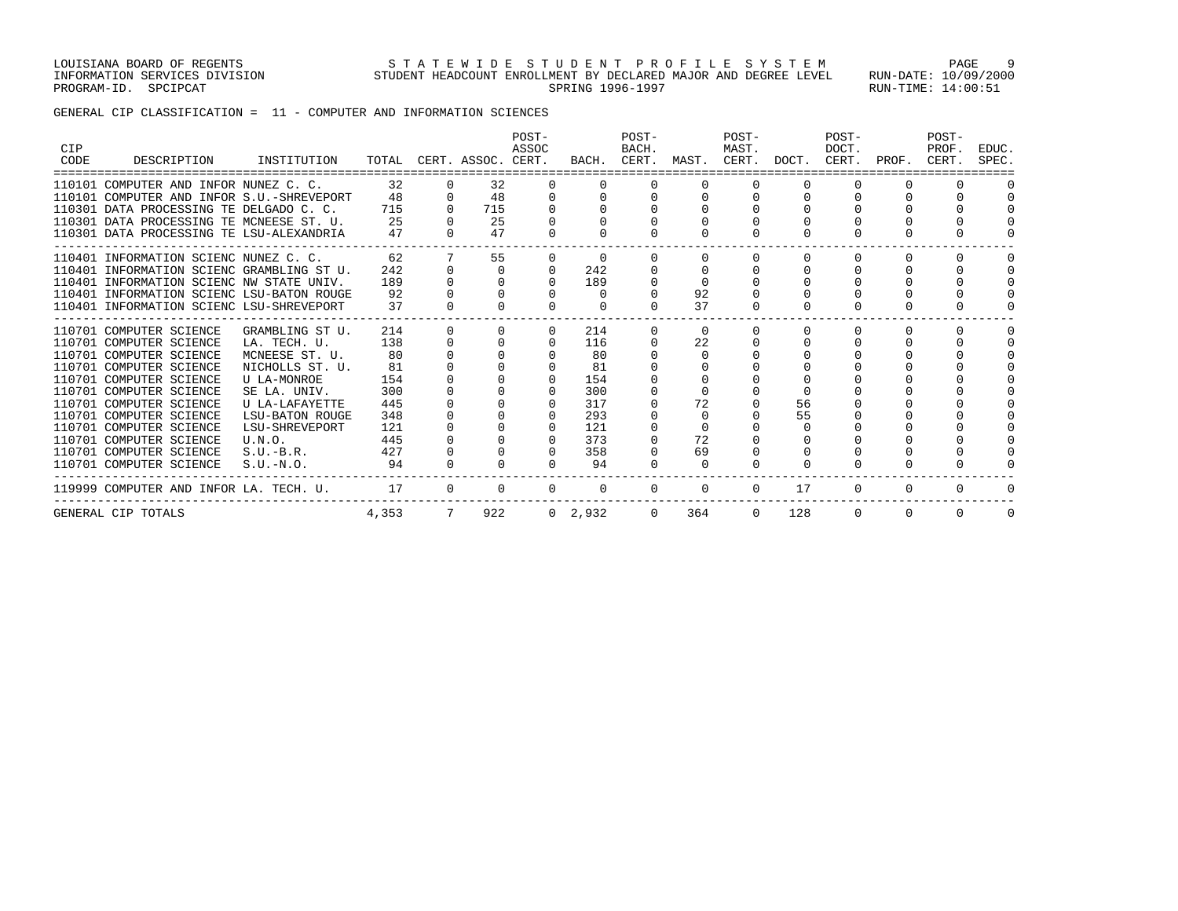GENERAL CIP CLASSIFICATION = 11 - COMPUTER AND INFORMATION SCIENCES

| CIP CODE | DESCRIPTION | INSTITUTION | TOTAL | CERT. | ASSOC. | POST-ASSOC CERT. | BACH. | POST-BACH. CERT. | MAST. | POST-MAST. CERT. | DOCT. | POST-DOCT. CERT. | PROF. | POST-PROF. CERT. | EDUC. SPEC. |
|---|---|---|---|---|---|---|---|---|---|---|---|---|---|---|---|
| 110101 | COMPUTER AND INFOR | NUNEZ C. C. | 32 | 0 | 32 | 0 | 0 | 0 | 0 | 0 | 0 | 0 | 0 | 0 | 0 |
| 110101 | COMPUTER AND INFOR | S.U.-SHREVEPORT | 48 | 0 | 48 | 0 | 0 | 0 | 0 | 0 | 0 | 0 | 0 | 0 | 0 |
| 110301 | DATA PROCESSING TE | DELGADO C. C. | 715 | 0 | 715 | 0 | 0 | 0 | 0 | 0 | 0 | 0 | 0 | 0 | 0 |
| 110301 | DATA PROCESSING TE | MCNEESE ST. U. | 25 | 0 | 25 | 0 | 0 | 0 | 0 | 0 | 0 | 0 | 0 | 0 | 0 |
| 110301 | DATA PROCESSING TE | LSU-ALEXANDRIA | 47 | 0 | 47 | 0 | 0 | 0 | 0 | 0 | 0 | 0 | 0 | 0 | 0 |
| 110401 | INFORMATION SCIENC | NUNEZ C. C. | 62 | 7 | 55 | 0 | 0 | 0 | 0 | 0 | 0 | 0 | 0 | 0 | 0 |
| 110401 | INFORMATION SCIENC | GRAMBLING ST U. | 242 | 0 | 0 | 0 | 242 | 0 | 0 | 0 | 0 | 0 | 0 | 0 | 0 |
| 110401 | INFORMATION SCIENC | NW STATE UNIV. | 189 | 0 | 0 | 0 | 189 | 0 | 0 | 0 | 0 | 0 | 0 | 0 | 0 |
| 110401 | INFORMATION SCIENC | LSU-BATON ROUGE | 92 | 0 | 0 | 0 | 0 | 0 | 92 | 0 | 0 | 0 | 0 | 0 | 0 |
| 110401 | INFORMATION SCIENC | LSU-SHREVEPORT | 37 | 0 | 0 | 0 | 0 | 0 | 37 | 0 | 0 | 0 | 0 | 0 | 0 |
| 110701 | COMPUTER SCIENCE | GRAMBLING ST U. | 214 | 0 | 0 | 0 | 214 | 0 | 0 | 0 | 0 | 0 | 0 | 0 | 0 |
| 110701 | COMPUTER SCIENCE | LA. TECH. U. | 138 | 0 | 0 | 0 | 116 | 0 | 22 | 0 | 0 | 0 | 0 | 0 | 0 |
| 110701 | COMPUTER SCIENCE | MCNEESE ST. U. | 80 | 0 | 0 | 0 | 80 | 0 | 0 | 0 | 0 | 0 | 0 | 0 | 0 |
| 110701 | COMPUTER SCIENCE | NICHOLLS ST. U. | 81 | 0 | 0 | 0 | 81 | 0 | 0 | 0 | 0 | 0 | 0 | 0 | 0 |
| 110701 | COMPUTER SCIENCE | U LA-MONROE | 154 | 0 | 0 | 0 | 154 | 0 | 0 | 0 | 0 | 0 | 0 | 0 | 0 |
| 110701 | COMPUTER SCIENCE | SE LA. UNIV. | 300 | 0 | 0 | 0 | 300 | 0 | 0 | 0 | 0 | 0 | 0 | 0 | 0 |
| 110701 | COMPUTER SCIENCE | U LA-LAFAYETTE | 445 | 0 | 0 | 0 | 317 | 0 | 72 | 0 | 56 | 0 | 0 | 0 | 0 |
| 110701 | COMPUTER SCIENCE | LSU-BATON ROUGE | 348 | 0 | 0 | 0 | 293 | 0 | 0 | 0 | 55 | 0 | 0 | 0 | 0 |
| 110701 | COMPUTER SCIENCE | LSU-SHREVEPORT | 121 | 0 | 0 | 0 | 121 | 0 | 0 | 0 | 0 | 0 | 0 | 0 | 0 |
| 110701 | COMPUTER SCIENCE | U.N.O. | 445 | 0 | 0 | 0 | 373 | 0 | 72 | 0 | 0 | 0 | 0 | 0 | 0 |
| 110701 | COMPUTER SCIENCE | S.U.-B.R. | 427 | 0 | 0 | 0 | 358 | 0 | 69 | 0 | 0 | 0 | 0 | 0 | 0 |
| 110701 | COMPUTER SCIENCE | S.U.-N.O. | 94 | 0 | 0 | 0 | 94 | 0 | 0 | 0 | 0 | 0 | 0 | 0 | 0 |
| 119999 | COMPUTER AND INFOR | LA. TECH. U. | 17 | 0 | 0 | 0 | 0 | 0 | 0 | 0 | 17 | 0 | 0 | 0 | 0 |
| GENERAL CIP TOTALS | | | 4,353 | 7 | 922 | 0 | 2,932 | 0 | 364 | 0 | 128 | 0 | 0 | 0 | 0 |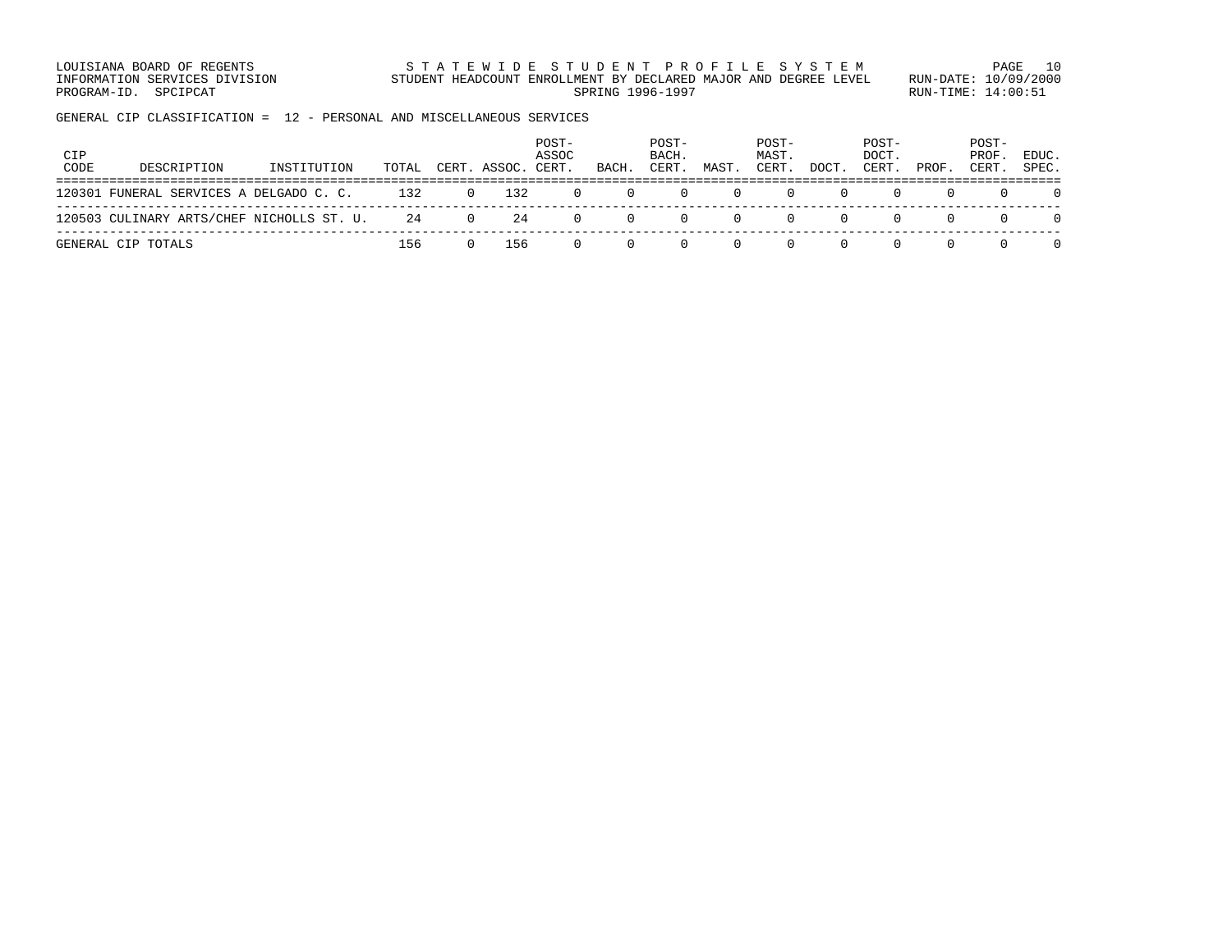LOUISIANA BOARD OF REGENTS
INFORMATION SERVICES DIVISION
PROGRAM-ID. SPCIPCAT

STATEWIDE STUDENT PROFILE SYSTEM
STUDENT HEADCOUNT ENROLLMENT BY DECLARED MAJOR AND DEGREE LEVEL
SPRING 1996-1997

RUN-DATE: 10/09/2000
RUN-TIME: 14:00:51

GENERAL CIP CLASSIFICATION = 12 - PERSONAL AND MISCELLANEOUS SERVICES

| CIP CODE | DESCRIPTION | INSTITUTION | TOTAL | CERT. | ASSOC. | POST-ASSOC CERT. | BACH. | POST-BACH. CERT. | MAST. | POST-MAST. CERT. | DOCT. | POST-DOCT. CERT. | PROF. | POST-PROF. CERT. | EDUC. SPEC. |
|---|---|---|---|---|---|---|---|---|---|---|---|---|---|---|---|
| 120301 | FUNERAL SERVICES A | DELGADO C. C. | 132 | 0 | 132 | 0 | 0 | 0 | 0 | 0 | 0 | 0 | 0 | 0 | 0 |
| 120503 | CULINARY ARTS/CHEF | NICHOLLS ST. U. | 24 | 0 | 24 | 0 | 0 | 0 | 0 | 0 | 0 | 0 | 0 | 0 | 0 |
| GENERAL CIP TOTALS | | | 156 | 0 | 156 | 0 | 0 | 0 | 0 | 0 | 0 | 0 | 0 | 0 | 0 |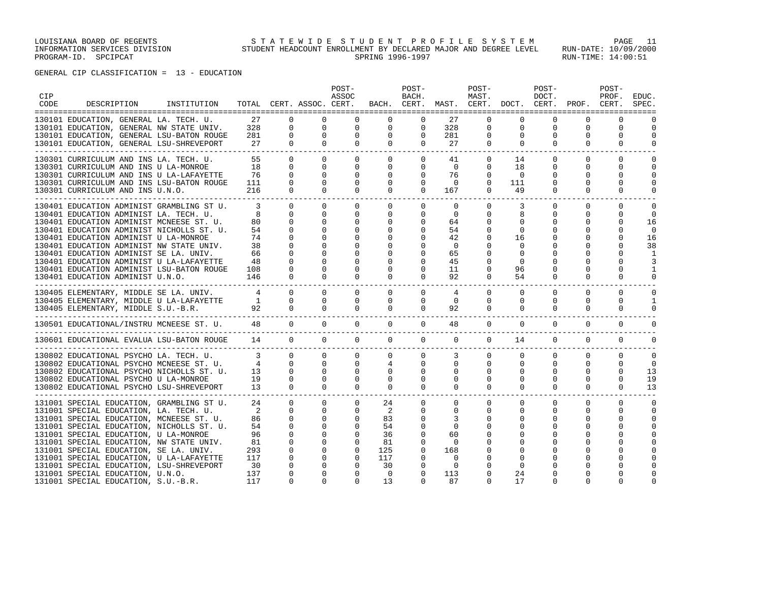LOUISIANA BOARD OF REGENTS
INFORMATION SERVICES DIVISION
PROGRAM-ID. SPCIPCAT

STATEWIDE STUDENT PROFILE SYSTEM
STUDENT HEADCOUNT ENROLLMENT BY DECLARED MAJOR AND DEGREE LEVEL
SPRING 1996-1997

RUN-DATE: 10/09/2000
RUN-TIME: 14:00:51

GENERAL CIP CLASSIFICATION = 13 - EDUCATION

| CIP CODE | DESCRIPTION | INSTITUTION | TOTAL | CERT. | ASSOC. | POST-ASSOC CERT. | BACH. | POST-BACH. CERT. | MAST. | POST-MAST. CERT. | DOCT. | POST-DOCT. CERT. | PROF. | POST-PROF. CERT. | EDUC. SPEC. |
|---|---|---|---|---|---|---|---|---|---|---|---|---|---|---|---|
| 130101 | EDUCATION, GENERAL | LA. TECH. U. | 27 | 0 | 0 | 0 | 0 | 0 | 27 | 0 | 0 | 0 | 0 | 0 | 0 |
| 130101 | EDUCATION, GENERAL | NW STATE UNIV. | 328 | 0 | 0 | 0 | 0 | 0 | 328 | 0 | 0 | 0 | 0 | 0 | 0 |
| 130101 | EDUCATION, GENERAL | LSU-BATON ROUGE | 281 | 0 | 0 | 0 | 0 | 0 | 281 | 0 | 0 | 0 | 0 | 0 | 0 |
| 130101 | EDUCATION, GENERAL | LSU-SHREVEPORT | 27 | 0 | 0 | 0 | 0 | 0 | 27 | 0 | 0 | 0 | 0 | 0 | 0 |
| 130301 | CURRICULUM AND INS | LA. TECH. U. | 55 | 0 | 0 | 0 | 0 | 0 | 41 | 0 | 14 | 0 | 0 | 0 | 0 |
| 130301 | CURRICULUM AND INS | U LA-MONROE | 18 | 0 | 0 | 0 | 0 | 0 | 0 | 0 | 18 | 0 | 0 | 0 | 0 |
| 130301 | CURRICULUM AND INS | U LA-LAFAYETTE | 76 | 0 | 0 | 0 | 0 | 0 | 76 | 0 | 0 | 0 | 0 | 0 | 0 |
| 130301 | CURRICULUM AND INS | LSU-BATON ROUGE | 111 | 0 | 0 | 0 | 0 | 0 | 0 | 0 | 111 | 0 | 0 | 0 | 0 |
| 130301 | CURRICULUM AND INS | U.N.O. | 216 | 0 | 0 | 0 | 0 | 0 | 167 | 0 | 49 | 0 | 0 | 0 | 0 |
| 130401 | EDUCATION ADMINIST | GRAMBLING ST U. | 3 | 0 | 0 | 0 | 0 | 0 | 0 | 0 | 3 | 0 | 0 | 0 | 0 |
| 130401 | EDUCATION ADMINIST | LA. TECH. U. | 8 | 0 | 0 | 0 | 0 | 0 | 0 | 0 | 8 | 0 | 0 | 0 | 0 |
| 130401 | EDUCATION ADMINIST | MCNEESE ST. U. | 80 | 0 | 0 | 0 | 0 | 0 | 64 | 0 | 0 | 0 | 0 | 0 | 16 |
| 130401 | EDUCATION ADMINIST | NICHOLLS ST. U. | 54 | 0 | 0 | 0 | 0 | 0 | 54 | 0 | 0 | 0 | 0 | 0 | 0 |
| 130401 | EDUCATION ADMINIST | U LA-MONROE | 74 | 0 | 0 | 0 | 0 | 0 | 42 | 0 | 16 | 0 | 0 | 0 | 16 |
| 130401 | EDUCATION ADMINIST | NW STATE UNIV. | 38 | 0 | 0 | 0 | 0 | 0 | 0 | 0 | 0 | 0 | 0 | 0 | 38 |
| 130401 | EDUCATION ADMINIST | SE LA. UNIV. | 66 | 0 | 0 | 0 | 0 | 0 | 65 | 0 | 0 | 0 | 0 | 0 | 1 |
| 130401 | EDUCATION ADMINIST | U LA-LAFAYETTE | 48 | 0 | 0 | 0 | 0 | 0 | 45 | 0 | 0 | 0 | 0 | 0 | 3 |
| 130401 | EDUCATION ADMINIST | LSU-BATON ROUGE | 108 | 0 | 0 | 0 | 0 | 0 | 11 | 0 | 96 | 0 | 0 | 0 | 1 |
| 130401 | EDUCATION ADMINIST | U.N.O. | 146 | 0 | 0 | 0 | 0 | 0 | 92 | 0 | 54 | 0 | 0 | 0 | 0 |
| 130405 | ELEMENTARY, MIDDLE | SE LA. UNIV. | 4 | 0 | 0 | 0 | 0 | 0 | 4 | 0 | 0 | 0 | 0 | 0 | 0 |
| 130405 | ELEMENTARY, MIDDLE | U LA-LAFAYETTE | 1 | 0 | 0 | 0 | 0 | 0 | 0 | 0 | 0 | 0 | 0 | 0 | 1 |
| 130405 | ELEMENTARY, MIDDLE | S.U.-B.R. | 92 | 0 | 0 | 0 | 0 | 0 | 92 | 0 | 0 | 0 | 0 | 0 | 0 |
| 130501 | EDUCATIONAL/INSTRU | MCNEESE ST. U. | 48 | 0 | 0 | 0 | 0 | 0 | 48 | 0 | 0 | 0 | 0 | 0 | 0 |
| 130601 | EDUCATIONAL EVALUA | LSU-BATON ROUGE | 14 | 0 | 0 | 0 | 0 | 0 | 0 | 0 | 14 | 0 | 0 | 0 | 0 |
| 130802 | EDUCATIONAL PSYCHO | LA. TECH. U. | 3 | 0 | 0 | 0 | 0 | 0 | 3 | 0 | 0 | 0 | 0 | 0 | 0 |
| 130802 | EDUCATIONAL PSYCHO | MCNEESE ST. U. | 4 | 0 | 0 | 0 | 4 | 0 | 0 | 0 | 0 | 0 | 0 | 0 | 0 |
| 130802 | EDUCATIONAL PSYCHO | NICHOLLS ST. U. | 13 | 0 | 0 | 0 | 0 | 0 | 0 | 0 | 0 | 0 | 0 | 0 | 13 |
| 130802 | EDUCATIONAL PSYCHO | U LA-MONROE | 19 | 0 | 0 | 0 | 0 | 0 | 0 | 0 | 0 | 0 | 0 | 0 | 19 |
| 130802 | EDUCATIONAL PSYCHO | LSU-SHREVEPORT | 13 | 0 | 0 | 0 | 0 | 0 | 0 | 0 | 0 | 0 | 0 | 0 | 13 |
| 131001 | SPECIAL EDUCATION, | GRAMBLING ST U. | 24 | 0 | 0 | 0 | 24 | 0 | 0 | 0 | 0 | 0 | 0 | 0 | 0 |
| 131001 | SPECIAL EDUCATION, | LA. TECH. U. | 2 | 0 | 0 | 0 | 2 | 0 | 0 | 0 | 0 | 0 | 0 | 0 | 0 |
| 131001 | SPECIAL EDUCATION, | MCNEESE ST. U. | 86 | 0 | 0 | 0 | 83 | 0 | 3 | 0 | 0 | 0 | 0 | 0 | 0 |
| 131001 | SPECIAL EDUCATION, | NICHOLLS ST. U. | 54 | 0 | 0 | 0 | 54 | 0 | 0 | 0 | 0 | 0 | 0 | 0 | 0 |
| 131001 | SPECIAL EDUCATION, | U LA-MONROE | 96 | 0 | 0 | 0 | 36 | 0 | 60 | 0 | 0 | 0 | 0 | 0 | 0 |
| 131001 | SPECIAL EDUCATION, | NW STATE UNIV. | 81 | 0 | 0 | 0 | 81 | 0 | 0 | 0 | 0 | 0 | 0 | 0 | 0 |
| 131001 | SPECIAL EDUCATION, | SE LA. UNIV. | 293 | 0 | 0 | 0 | 125 | 0 | 168 | 0 | 0 | 0 | 0 | 0 | 0 |
| 131001 | SPECIAL EDUCATION, | U LA-LAFAYETTE | 117 | 0 | 0 | 0 | 117 | 0 | 0 | 0 | 0 | 0 | 0 | 0 | 0 |
| 131001 | SPECIAL EDUCATION, | LSU-SHREVEPORT | 30 | 0 | 0 | 0 | 30 | 0 | 0 | 0 | 0 | 0 | 0 | 0 | 0 |
| 131001 | SPECIAL EDUCATION, | U.N.O. | 137 | 0 | 0 | 0 | 0 | 0 | 113 | 0 | 24 | 0 | 0 | 0 | 0 |
| 131001 | SPECIAL EDUCATION, | S.U.-B.R. | 117 | 0 | 0 | 0 | 13 | 0 | 87 | 0 | 17 | 0 | 0 | 0 | 0 |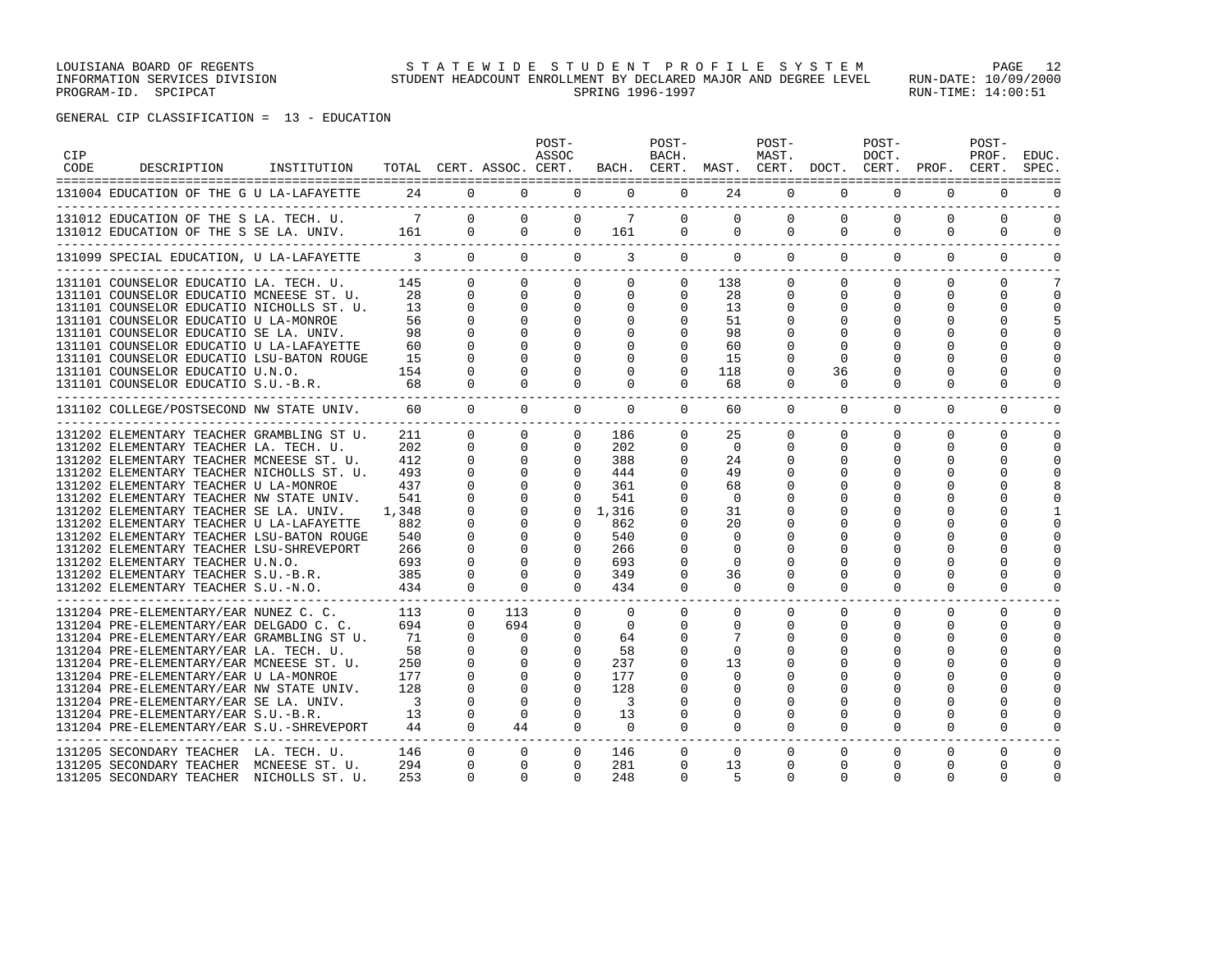GENERAL CIP CLASSIFICATION = 13 - EDUCATION

| CIP CODE | DESCRIPTION | INSTITUTION | TOTAL | CERT. | ASSOC. | POST-ASSOC CERT. | BACH. | POST-BACH. CERT. | MAST. | POST-MAST. CERT. | DOCT. | POST-DOCT. CERT. | PROF. | POST-PROF. CERT. | EDUC. SPEC. |
|---|---|---|---|---|---|---|---|---|---|---|---|---|---|---|---|
| 131004 | EDUCATION OF THE G | U LA-LAFAYETTE | 24 | 0 | 0 | 0 | 0 | 0 | 24 | 0 | 0 | 0 | 0 | 0 | 0 |
| 131012 | EDUCATION OF THE S | LA. TECH. U. | 7 | 0 | 0 | 0 | 7 | 0 | 0 | 0 | 0 | 0 | 0 | 0 | 0 |
| 131012 | EDUCATION OF THE S | SE LA. UNIV. | 161 | 0 | 0 | 0 | 161 | 0 | 0 | 0 | 0 | 0 | 0 | 0 | 0 |
| 131099 | SPECIAL EDUCATION, | U LA-LAFAYETTE | 3 | 0 | 0 | 0 | 3 | 0 | 0 | 0 | 0 | 0 | 0 | 0 | 0 |
| 131101 | COUNSELOR EDUCATIO | LA. TECH. U. | 145 | 0 | 0 | 0 | 0 | 0 | 138 | 0 | 0 | 0 | 0 | 0 | 7 |
| 131101 | COUNSELOR EDUCATIO | MCNEESE ST. U. | 28 | 0 | 0 | 0 | 0 | 0 | 28 | 0 | 0 | 0 | 0 | 0 | 0 |
| 131101 | COUNSELOR EDUCATIO | NICHOLLS ST. U. | 13 | 0 | 0 | 0 | 0 | 0 | 13 | 0 | 0 | 0 | 0 | 0 | 0 |
| 131101 | COUNSELOR EDUCATIO | U LA-MONROE | 56 | 0 | 0 | 0 | 0 | 0 | 51 | 0 | 0 | 0 | 0 | 0 | 5 |
| 131101 | COUNSELOR EDUCATIO | SE LA. UNIV. | 98 | 0 | 0 | 0 | 0 | 0 | 98 | 0 | 0 | 0 | 0 | 0 | 0 |
| 131101 | COUNSELOR EDUCATIO | U LA-LAFAYETTE | 60 | 0 | 0 | 0 | 0 | 0 | 60 | 0 | 0 | 0 | 0 | 0 | 0 |
| 131101 | COUNSELOR EDUCATIO | LSU-BATON ROUGE | 15 | 0 | 0 | 0 | 0 | 0 | 15 | 0 | 0 | 0 | 0 | 0 | 0 |
| 131101 | COUNSELOR EDUCATIO | U.N.O. | 154 | 0 | 0 | 0 | 0 | 0 | 118 | 0 | 36 | 0 | 0 | 0 | 0 |
| 131101 | COUNSELOR EDUCATIO | S.U.-B.R. | 68 | 0 | 0 | 0 | 0 | 0 | 68 | 0 | 0 | 0 | 0 | 0 | 0 |
| 131102 | COLLEGE/POSTSECOND | NW STATE UNIV. | 60 | 0 | 0 | 0 | 0 | 0 | 60 | 0 | 0 | 0 | 0 | 0 | 0 |
| 131202 | ELEMENTARY TEACHER | GRAMBLING ST U. | 211 | 0 | 0 | 0 | 186 | 0 | 25 | 0 | 0 | 0 | 0 | 0 | 0 |
| 131202 | ELEMENTARY TEACHER | LA. TECH. U. | 202 | 0 | 0 | 0 | 202 | 0 | 0 | 0 | 0 | 0 | 0 | 0 | 0 |
| 131202 | ELEMENTARY TEACHER | MCNEESE ST. U. | 412 | 0 | 0 | 0 | 388 | 0 | 24 | 0 | 0 | 0 | 0 | 0 | 0 |
| 131202 | ELEMENTARY TEACHER | NICHOLLS ST. U. | 493 | 0 | 0 | 0 | 444 | 0 | 49 | 0 | 0 | 0 | 0 | 0 | 0 |
| 131202 | ELEMENTARY TEACHER | U LA-MONROE | 437 | 0 | 0 | 0 | 361 | 0 | 68 | 0 | 0 | 0 | 0 | 0 | 8 |
| 131202 | ELEMENTARY TEACHER | NW STATE UNIV. | 541 | 0 | 0 | 0 | 541 | 0 | 0 | 0 | 0 | 0 | 0 | 0 | 0 |
| 131202 | ELEMENTARY TEACHER | SE LA. UNIV. | 1,348 | 0 | 0 | 0 | 1,316 | 0 | 31 | 0 | 0 | 0 | 0 | 0 | 1 |
| 131202 | ELEMENTARY TEACHER | U LA-LAFAYETTE | 882 | 0 | 0 | 0 | 862 | 0 | 20 | 0 | 0 | 0 | 0 | 0 | 0 |
| 131202 | ELEMENTARY TEACHER | LSU-BATON ROUGE | 540 | 0 | 0 | 0 | 540 | 0 | 0 | 0 | 0 | 0 | 0 | 0 | 0 |
| 131202 | ELEMENTARY TEACHER | LSU-SHREVEPORT | 266 | 0 | 0 | 0 | 266 | 0 | 0 | 0 | 0 | 0 | 0 | 0 | 0 |
| 131202 | ELEMENTARY TEACHER | U.N.O. | 693 | 0 | 0 | 0 | 693 | 0 | 0 | 0 | 0 | 0 | 0 | 0 | 0 |
| 131202 | ELEMENTARY TEACHER | S.U.-B.R. | 385 | 0 | 0 | 0 | 349 | 0 | 36 | 0 | 0 | 0 | 0 | 0 | 0 |
| 131202 | ELEMENTARY TEACHER | S.U.-N.O. | 434 | 0 | 0 | 0 | 434 | 0 | 0 | 0 | 0 | 0 | 0 | 0 | 0 |
| 131204 | PRE-ELEMENTARY/EAR | NUNEZ C. C. | 113 | 0 | 113 | 0 | 0 | 0 | 0 | 0 | 0 | 0 | 0 | 0 | 0 |
| 131204 | PRE-ELEMENTARY/EAR | DELGADO C. C. | 694 | 0 | 694 | 0 | 0 | 0 | 0 | 0 | 0 | 0 | 0 | 0 | 0 |
| 131204 | PRE-ELEMENTARY/EAR | GRAMBLING ST U. | 71 | 0 | 0 | 0 | 64 | 0 | 7 | 0 | 0 | 0 | 0 | 0 | 0 |
| 131204 | PRE-ELEMENTARY/EAR | LA. TECH. U. | 58 | 0 | 0 | 0 | 58 | 0 | 0 | 0 | 0 | 0 | 0 | 0 | 0 |
| 131204 | PRE-ELEMENTARY/EAR | MCNEESE ST. U. | 250 | 0 | 0 | 0 | 237 | 0 | 13 | 0 | 0 | 0 | 0 | 0 | 0 |
| 131204 | PRE-ELEMENTARY/EAR | U LA-MONROE | 177 | 0 | 0 | 0 | 177 | 0 | 0 | 0 | 0 | 0 | 0 | 0 | 0 |
| 131204 | PRE-ELEMENTARY/EAR | NW STATE UNIV. | 128 | 0 | 0 | 0 | 128 | 0 | 0 | 0 | 0 | 0 | 0 | 0 | 0 |
| 131204 | PRE-ELEMENTARY/EAR | SE LA. UNIV. | 3 | 0 | 0 | 0 | 3 | 0 | 0 | 0 | 0 | 0 | 0 | 0 | 0 |
| 131204 | PRE-ELEMENTARY/EAR | S.U.-B.R. | 13 | 0 | 0 | 0 | 13 | 0 | 0 | 0 | 0 | 0 | 0 | 0 | 0 |
| 131204 | PRE-ELEMENTARY/EAR | S.U.-SHREVEPORT | 44 | 0 | 44 | 0 | 0 | 0 | 0 | 0 | 0 | 0 | 0 | 0 | 0 |
| 131205 | SECONDARY TEACHER | LA. TECH. U. | 146 | 0 | 0 | 0 | 146 | 0 | 0 | 0 | 0 | 0 | 0 | 0 | 0 |
| 131205 | SECONDARY TEACHER | MCNEESE ST. U. | 294 | 0 | 0 | 0 | 281 | 0 | 13 | 0 | 0 | 0 | 0 | 0 | 0 |
| 131205 | SECONDARY TEACHER | NICHOLLS ST. U. | 253 | 0 | 0 | 0 | 248 | 0 | 5 | 0 | 0 | 0 | 0 | 0 | 0 |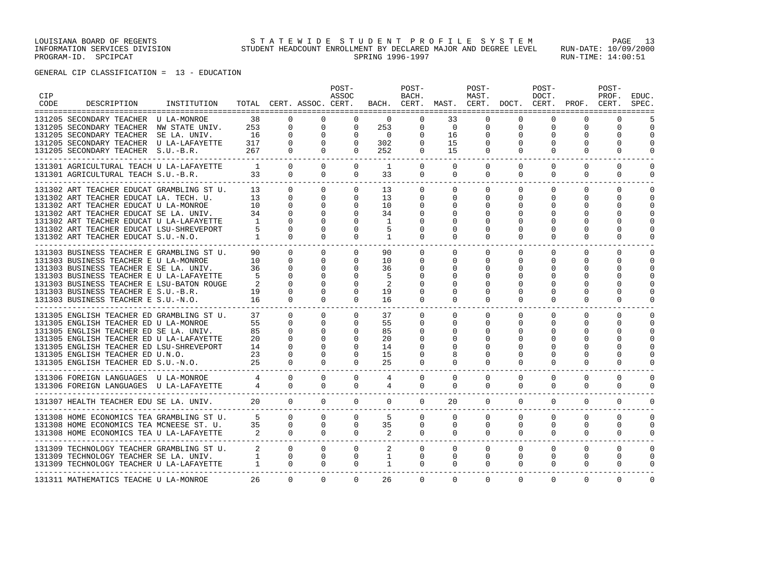LOUISIANA BOARD OF REGENTS — INFORMATION SERVICES DIVISION — PROGRAM-ID. SPCIPCAT

STATEWIDE STUDENT PROFILE SYSTEM

STUDENT HEADCOUNT ENROLLMENT BY DECLARED MAJOR AND DEGREE LEVEL

SPRING 1996-1997

RUN-DATE: 10/09/2000 RUN-TIME: 14:00:51

GENERAL CIP CLASSIFICATION = 13 - EDUCATION

| CIP CODE | DESCRIPTION | INSTITUTION | TOTAL | CERT. | ASSOC. | POST-ASSOC CERT. | BACH. | POST-BACH. CERT. | MAST. | POST-MAST. CERT. | DOCT. | POST-DOCT. CERT. | PROF. | POST-PROF. CERT. | EDUC. SPEC. |
|---|---|---|---|---|---|---|---|---|---|---|---|---|---|---|---|
| 131205 | SECONDARY TEACHER | U LA-MONROE | 38 | 0 | 0 | 0 | 0 | 0 | 33 | 0 | 0 | 0 | 0 | 0 | 5 |
| 131205 | SECONDARY TEACHER | NW STATE UNIV. | 253 | 0 | 0 | 0 | 253 | 0 | 0 | 0 | 0 | 0 | 0 | 0 | 0 |
| 131205 | SECONDARY TEACHER | SE LA. UNIV. | 16 | 0 | 0 | 0 | 0 | 0 | 16 | 0 | 0 | 0 | 0 | 0 | 0 |
| 131205 | SECONDARY TEACHER | U LA-LAFAYETTE | 317 | 0 | 0 | 0 | 302 | 0 | 15 | 0 | 0 | 0 | 0 | 0 | 0 |
| 131205 | SECONDARY TEACHER | S.U.-B.R. | 267 | 0 | 0 | 0 | 252 | 0 | 15 | 0 | 0 | 0 | 0 | 0 | 0 |
| 131301 | AGRICULTURAL TEACH | U LA-LAFAYETTE | 1 | 0 | 0 | 0 | 1 | 0 | 0 | 0 | 0 | 0 | 0 | 0 | 0 |
| 131301 | AGRICULTURAL TEACH | S.U.-B.R. | 33 | 0 | 0 | 0 | 33 | 0 | 0 | 0 | 0 | 0 | 0 | 0 | 0 |
| 131302 | ART TEACHER EDUCAT | GRAMBLING ST U. | 13 | 0 | 0 | 0 | 13 | 0 | 0 | 0 | 0 | 0 | 0 | 0 | 0 |
| 131302 | ART TEACHER EDUCAT | LA. TECH. U. | 13 | 0 | 0 | 0 | 13 | 0 | 0 | 0 | 0 | 0 | 0 | 0 | 0 |
| 131302 | ART TEACHER EDUCAT | U LA-MONROE | 10 | 0 | 0 | 0 | 10 | 0 | 0 | 0 | 0 | 0 | 0 | 0 | 0 |
| 131302 | ART TEACHER EDUCAT | SE LA. UNIV. | 34 | 0 | 0 | 0 | 34 | 0 | 0 | 0 | 0 | 0 | 0 | 0 | 0 |
| 131302 | ART TEACHER EDUCAT | U LA-LAFAYETTE | 1 | 0 | 0 | 0 | 1 | 0 | 0 | 0 | 0 | 0 | 0 | 0 | 0 |
| 131302 | ART TEACHER EDUCAT | LSU-SHREVEPORT | 5 | 0 | 0 | 0 | 5 | 0 | 0 | 0 | 0 | 0 | 0 | 0 | 0 |
| 131302 | ART TEACHER EDUCAT | S.U.-N.O. | 1 | 0 | 0 | 0 | 1 | 0 | 0 | 0 | 0 | 0 | 0 | 0 | 0 |
| 131303 | BUSINESS TEACHER E | GRAMBLING ST U. | 90 | 0 | 0 | 0 | 90 | 0 | 0 | 0 | 0 | 0 | 0 | 0 | 0 |
| 131303 | BUSINESS TEACHER E | U LA-MONROE | 10 | 0 | 0 | 0 | 10 | 0 | 0 | 0 | 0 | 0 | 0 | 0 | 0 |
| 131303 | BUSINESS TEACHER E | SE LA. UNIV. | 36 | 0 | 0 | 0 | 36 | 0 | 0 | 0 | 0 | 0 | 0 | 0 | 0 |
| 131303 | BUSINESS TEACHER E | U LA-LAFAYETTE | 5 | 0 | 0 | 0 | 5 | 0 | 0 | 0 | 0 | 0 | 0 | 0 | 0 |
| 131303 | BUSINESS TEACHER E | LSU-BATON ROUGE | 2 | 0 | 0 | 0 | 2 | 0 | 0 | 0 | 0 | 0 | 0 | 0 | 0 |
| 131303 | BUSINESS TEACHER E | S.U.-B.R. | 19 | 0 | 0 | 0 | 19 | 0 | 0 | 0 | 0 | 0 | 0 | 0 | 0 |
| 131303 | BUSINESS TEACHER E | S.U.-N.O. | 16 | 0 | 0 | 0 | 16 | 0 | 0 | 0 | 0 | 0 | 0 | 0 | 0 |
| 131305 | ENGLISH TEACHER ED | GRAMBLING ST U. | 37 | 0 | 0 | 0 | 37 | 0 | 0 | 0 | 0 | 0 | 0 | 0 | 0 |
| 131305 | ENGLISH TEACHER ED | U LA-MONROE | 55 | 0 | 0 | 0 | 55 | 0 | 0 | 0 | 0 | 0 | 0 | 0 | 0 |
| 131305 | ENGLISH TEACHER ED | SE LA. UNIV. | 85 | 0 | 0 | 0 | 85 | 0 | 0 | 0 | 0 | 0 | 0 | 0 | 0 |
| 131305 | ENGLISH TEACHER ED | U LA-LAFAYETTE | 20 | 0 | 0 | 0 | 20 | 0 | 0 | 0 | 0 | 0 | 0 | 0 | 0 |
| 131305 | ENGLISH TEACHER ED | LSU-SHREVEPORT | 14 | 0 | 0 | 0 | 14 | 0 | 0 | 0 | 0 | 0 | 0 | 0 | 0 |
| 131305 | ENGLISH TEACHER ED | U.N.O. | 23 | 0 | 0 | 0 | 15 | 0 | 8 | 0 | 0 | 0 | 0 | 0 | 0 |
| 131305 | ENGLISH TEACHER ED | S.U.-N.O. | 25 | 0 | 0 | 0 | 25 | 0 | 0 | 0 | 0 | 0 | 0 | 0 | 0 |
| 131306 | FOREIGN LANGUAGES | U LA-MONROE | 4 | 0 | 0 | 0 | 4 | 0 | 0 | 0 | 0 | 0 | 0 | 0 | 0 |
| 131306 | FOREIGN LANGUAGES | U LA-LAFAYETTE | 4 | 0 | 0 | 0 | 4 | 0 | 0 | 0 | 0 | 0 | 0 | 0 | 0 |
| 131307 | HEALTH TEACHER EDU | SE LA. UNIV. | 20 | 0 | 0 | 0 | 0 | 0 | 20 | 0 | 0 | 0 | 0 | 0 | 0 |
| 131308 | HOME ECONOMICS TEA | GRAMBLING ST U. | 5 | 0 | 0 | 0 | 5 | 0 | 0 | 0 | 0 | 0 | 0 | 0 | 0 |
| 131308 | HOME ECONOMICS TEA | MCNEESE ST. U. | 35 | 0 | 0 | 0 | 35 | 0 | 0 | 0 | 0 | 0 | 0 | 0 | 0 |
| 131308 | HOME ECONOMICS TEA | U LA-LAFAYETTE | 2 | 0 | 0 | 0 | 2 | 0 | 0 | 0 | 0 | 0 | 0 | 0 | 0 |
| 131309 | TECHNOLOGY TEACHER | GRAMBLING ST U. | 2 | 0 | 0 | 0 | 2 | 0 | 0 | 0 | 0 | 0 | 0 | 0 | 0 |
| 131309 | TECHNOLOGY TEACHER | SE LA. UNIV. | 1 | 0 | 0 | 0 | 1 | 0 | 0 | 0 | 0 | 0 | 0 | 0 | 0 |
| 131309 | TECHNOLOGY TEACHER | U LA-LAFAYETTE | 1 | 0 | 0 | 0 | 1 | 0 | 0 | 0 | 0 | 0 | 0 | 0 | 0 |
| 131311 | MATHEMATICS TEACHE | U LA-MONROE | 26 | 0 | 0 | 0 | 26 | 0 | 0 | 0 | 0 | 0 | 0 | 0 | 0 |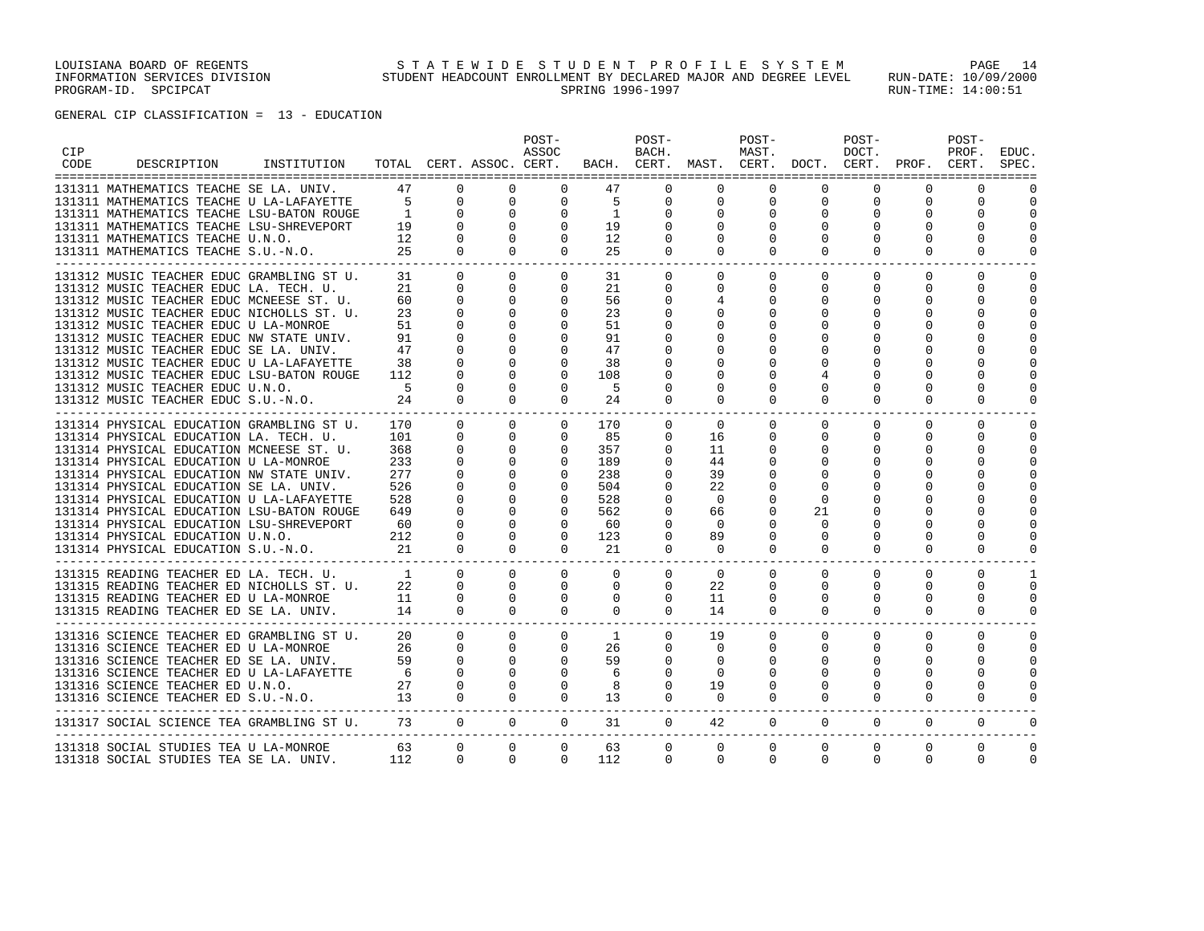LOUISIANA BOARD OF REGENTS — STATEWIDE STUDENT PROFILE SYSTEM
INFORMATION SERVICES DIVISION — STUDENT HEADCOUNT ENROLLMENT BY DECLARED MAJOR AND DEGREE LEVEL — RUN-DATE: 10/09/2000
PROGRAM-ID. SPCIPCAT — SPRING 1996-1997 — RUN-TIME: 14:00:51

GENERAL CIP CLASSIFICATION = 13 - EDUCATION

| CIP CODE | DESCRIPTION | INSTITUTION | TOTAL | CERT. | ASSOC. | POST-ASSOC CERT. | BACH. | POST-BACH. CERT. | MAST. | POST-MAST. CERT. | DOCT. | POST-DOCT. CERT. | PROF. | POST-PROF. CERT. | EDUC. SPEC. |
|---|---|---|---|---|---|---|---|---|---|---|---|---|---|---|---|
| 131311 | MATHEMATICS TEACHE | SE LA. UNIV. | 47 | 0 | 0 | 0 | 47 | 0 | 0 | 0 | 0 | 0 | 0 | 0 | 0 |
| 131311 | MATHEMATICS TEACHE | U LA-LAFAYETTE | 5 | 0 | 0 | 0 | 5 | 0 | 0 | 0 | 0 | 0 | 0 | 0 | 0 |
| 131311 | MATHEMATICS TEACHE | LSU-BATON ROUGE | 1 | 0 | 0 | 0 | 1 | 0 | 0 | 0 | 0 | 0 | 0 | 0 | 0 |
| 131311 | MATHEMATICS TEACHE | LSU-SHREVEPORT | 19 | 0 | 0 | 0 | 19 | 0 | 0 | 0 | 0 | 0 | 0 | 0 | 0 |
| 131311 | MATHEMATICS TEACHE | U.N.O. | 12 | 0 | 0 | 0 | 12 | 0 | 0 | 0 | 0 | 0 | 0 | 0 | 0 |
| 131311 | MATHEMATICS TEACHE | S.U.-N.O. | 25 | 0 | 0 | 0 | 25 | 0 | 0 | 0 | 0 | 0 | 0 | 0 | 0 |
| 131312 | MUSIC TEACHER EDUC | GRAMBLING ST U. | 31 | 0 | 0 | 0 | 31 | 0 | 0 | 0 | 0 | 0 | 0 | 0 | 0 |
| 131312 | MUSIC TEACHER EDUC | LA. TECH. U. | 21 | 0 | 0 | 0 | 21 | 0 | 0 | 0 | 0 | 0 | 0 | 0 | 0 |
| 131312 | MUSIC TEACHER EDUC | MCNEESE ST. U. | 60 | 0 | 0 | 0 | 56 | 0 | 4 | 0 | 0 | 0 | 0 | 0 | 0 |
| 131312 | MUSIC TEACHER EDUC | NICHOLLS ST. U. | 23 | 0 | 0 | 0 | 23 | 0 | 0 | 0 | 0 | 0 | 0 | 0 | 0 |
| 131312 | MUSIC TEACHER EDUC | U LA-MONROE | 51 | 0 | 0 | 0 | 51 | 0 | 0 | 0 | 0 | 0 | 0 | 0 | 0 |
| 131312 | MUSIC TEACHER EDUC | NW STATE UNIV. | 91 | 0 | 0 | 0 | 91 | 0 | 0 | 0 | 0 | 0 | 0 | 0 | 0 |
| 131312 | MUSIC TEACHER EDUC | SE LA. UNIV. | 47 | 0 | 0 | 0 | 47 | 0 | 0 | 0 | 0 | 0 | 0 | 0 | 0 |
| 131312 | MUSIC TEACHER EDUC | U LA-LAFAYETTE | 38 | 0 | 0 | 0 | 38 | 0 | 0 | 0 | 0 | 0 | 0 | 0 | 0 |
| 131312 | MUSIC TEACHER EDUC | LSU-BATON ROUGE | 112 | 0 | 0 | 0 | 108 | 0 | 0 | 0 | 4 | 0 | 0 | 0 | 0 |
| 131312 | MUSIC TEACHER EDUC | U.N.O. | 5 | 0 | 0 | 0 | 5 | 0 | 0 | 0 | 0 | 0 | 0 | 0 | 0 |
| 131312 | MUSIC TEACHER EDUC | S.U.-N.O. | 24 | 0 | 0 | 0 | 24 | 0 | 0 | 0 | 0 | 0 | 0 | 0 | 0 |
| 131314 | PHYSICAL EDUCATION | GRAMBLING ST U. | 170 | 0 | 0 | 0 | 170 | 0 | 0 | 0 | 0 | 0 | 0 | 0 | 0 |
| 131314 | PHYSICAL EDUCATION | LA. TECH. U. | 101 | 0 | 0 | 0 | 85 | 0 | 16 | 0 | 0 | 0 | 0 | 0 | 0 |
| 131314 | PHYSICAL EDUCATION | MCNEESE ST. U. | 368 | 0 | 0 | 0 | 357 | 0 | 11 | 0 | 0 | 0 | 0 | 0 | 0 |
| 131314 | PHYSICAL EDUCATION | U LA-MONROE | 233 | 0 | 0 | 0 | 189 | 0 | 44 | 0 | 0 | 0 | 0 | 0 | 0 |
| 131314 | PHYSICAL EDUCATION | NW STATE UNIV. | 277 | 0 | 0 | 0 | 238 | 0 | 39 | 0 | 0 | 0 | 0 | 0 | 0 |
| 131314 | PHYSICAL EDUCATION | SE LA. UNIV. | 526 | 0 | 0 | 0 | 504 | 0 | 22 | 0 | 0 | 0 | 0 | 0 | 0 |
| 131314 | PHYSICAL EDUCATION | U LA-LAFAYETTE | 528 | 0 | 0 | 0 | 528 | 0 | 0 | 0 | 0 | 0 | 0 | 0 | 0 |
| 131314 | PHYSICAL EDUCATION | LSU-BATON ROUGE | 649 | 0 | 0 | 0 | 562 | 0 | 66 | 0 | 21 | 0 | 0 | 0 | 0 |
| 131314 | PHYSICAL EDUCATION | LSU-SHREVEPORT | 60 | 0 | 0 | 0 | 60 | 0 | 0 | 0 | 0 | 0 | 0 | 0 | 0 |
| 131314 | PHYSICAL EDUCATION | U.N.O. | 212 | 0 | 0 | 0 | 123 | 0 | 89 | 0 | 0 | 0 | 0 | 0 | 0 |
| 131314 | PHYSICAL EDUCATION | S.U.-N.O. | 21 | 0 | 0 | 0 | 21 | 0 | 0 | 0 | 0 | 0 | 0 | 0 | 0 |
| 131315 | READING TEACHER ED | LA. TECH. U. | 1 | 0 | 0 | 0 | 0 | 0 | 0 | 0 | 0 | 0 | 0 | 0 | 1 |
| 131315 | READING TEACHER ED | NICHOLLS ST. U. | 22 | 0 | 0 | 0 | 0 | 0 | 22 | 0 | 0 | 0 | 0 | 0 | 0 |
| 131315 | READING TEACHER ED | U LA-MONROE | 11 | 0 | 0 | 0 | 0 | 0 | 11 | 0 | 0 | 0 | 0 | 0 | 0 |
| 131315 | READING TEACHER ED | SE LA. UNIV. | 14 | 0 | 0 | 0 | 0 | 0 | 14 | 0 | 0 | 0 | 0 | 0 | 0 |
| 131316 | SCIENCE TEACHER ED | GRAMBLING ST U. | 20 | 0 | 0 | 0 | 1 | 0 | 19 | 0 | 0 | 0 | 0 | 0 | 0 |
| 131316 | SCIENCE TEACHER ED | U LA-MONROE | 26 | 0 | 0 | 0 | 26 | 0 | 0 | 0 | 0 | 0 | 0 | 0 | 0 |
| 131316 | SCIENCE TEACHER ED | SE LA. UNIV. | 59 | 0 | 0 | 0 | 59 | 0 | 0 | 0 | 0 | 0 | 0 | 0 | 0 |
| 131316 | SCIENCE TEACHER ED | U LA-LAFAYETTE | 6 | 0 | 0 | 0 | 6 | 0 | 0 | 0 | 0 | 0 | 0 | 0 | 0 |
| 131316 | SCIENCE TEACHER ED | U.N.O. | 27 | 0 | 0 | 0 | 8 | 0 | 19 | 0 | 0 | 0 | 0 | 0 | 0 |
| 131316 | SCIENCE TEACHER ED | S.U.-N.O. | 13 | 0 | 0 | 0 | 13 | 0 | 0 | 0 | 0 | 0 | 0 | 0 | 0 |
| 131317 | SOCIAL SCIENCE TEA | GRAMBLING ST U. | 73 | 0 | 0 | 0 | 31 | 0 | 42 | 0 | 0 | 0 | 0 | 0 | 0 |
| 131318 | SOCIAL STUDIES TEA | U LA-MONROE | 63 | 0 | 0 | 0 | 63 | 0 | 0 | 0 | 0 | 0 | 0 | 0 | 0 |
| 131318 | SOCIAL STUDIES TEA | SE LA. UNIV. | 112 | 0 | 0 | 0 | 112 | 0 | 0 | 0 | 0 | 0 | 0 | 0 | 0 |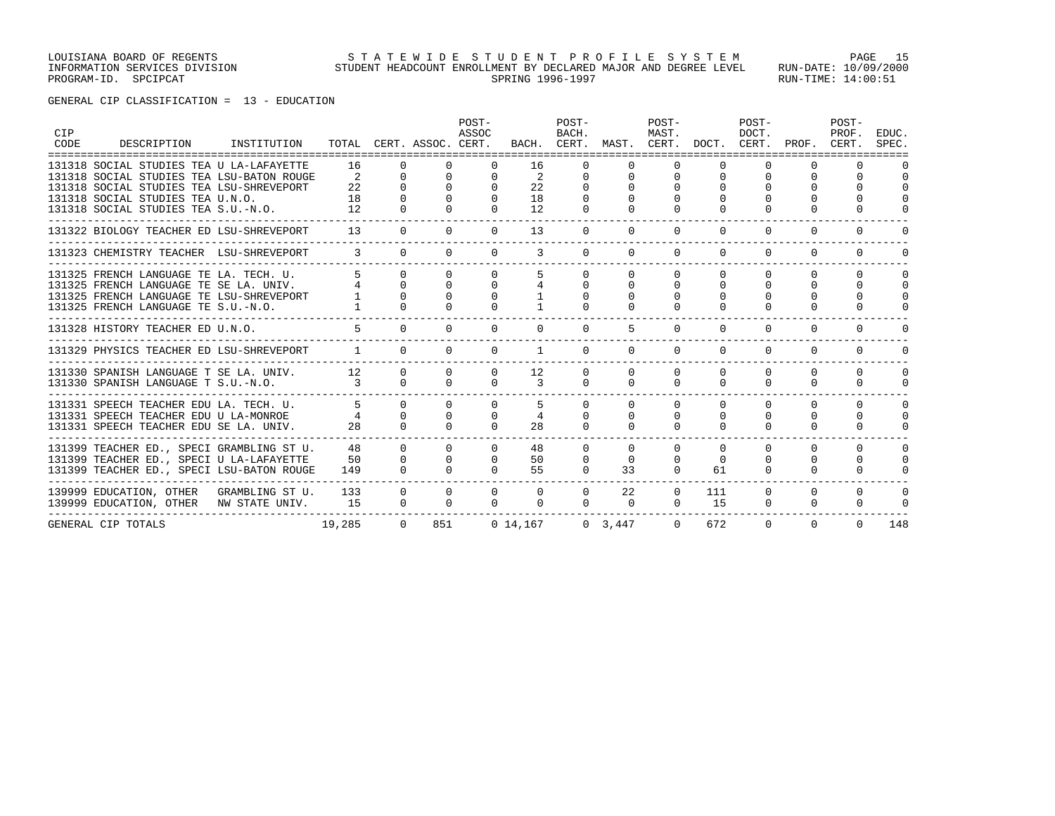GENERAL CIP CLASSIFICATION = 13 - EDUCATION

| CIP CODE | DESCRIPTION | INSTITUTION | TOTAL | CERT. | ASSOC. | POST-ASSOC CERT. | BACH. | POST-BACH. CERT. | MAST. | POST-MAST. CERT. | DOCT. | POST-DOCT. CERT. | PROF. | POST-PROF. CERT. | EDUC. SPEC. |
|---|---|---|---|---|---|---|---|---|---|---|---|---|---|---|---|
| 131318 | SOCIAL STUDIES TEA | U LA-LAFAYETTE | 16 | 0 | 0 | 0 | 16 | 0 | 0 | 0 | 0 | 0 | 0 | 0 | 0 |
| 131318 | SOCIAL STUDIES TEA | LSU-BATON ROUGE | 2 | 0 | 0 | 0 | 2 | 0 | 0 | 0 | 0 | 0 | 0 | 0 | 0 |
| 131318 | SOCIAL STUDIES TEA | LSU-SHREVEPORT | 22 | 0 | 0 | 0 | 22 | 0 | 0 | 0 | 0 | 0 | 0 | 0 | 0 |
| 131318 | SOCIAL STUDIES TEA | U.N.O. | 18 | 0 | 0 | 0 | 18 | 0 | 0 | 0 | 0 | 0 | 0 | 0 | 0 |
| 131318 | SOCIAL STUDIES TEA | S.U.-N.O. | 12 | 0 | 0 | 0 | 12 | 0 | 0 | 0 | 0 | 0 | 0 | 0 | 0 |
| 131322 | BIOLOGY TEACHER ED | LSU-SHREVEPORT | 13 | 0 | 0 | 0 | 13 | 0 | 0 | 0 | 0 | 0 | 0 | 0 | 0 |
| 131323 | CHEMISTRY TEACHER | LSU-SHREVEPORT | 3 | 0 | 0 | 0 | 3 | 0 | 0 | 0 | 0 | 0 | 0 | 0 | 0 |
| 131325 | FRENCH LANGUAGE TE | LA. TECH. U. | 5 | 0 | 0 | 0 | 5 | 0 | 0 | 0 | 0 | 0 | 0 | 0 | 0 |
| 131325 | FRENCH LANGUAGE TE | SE LA. UNIV. | 4 | 0 | 0 | 0 | 4 | 0 | 0 | 0 | 0 | 0 | 0 | 0 | 0 |
| 131325 | FRENCH LANGUAGE TE | LSU-SHREVEPORT | 1 | 0 | 0 | 0 | 1 | 0 | 0 | 0 | 0 | 0 | 0 | 0 | 0 |
| 131325 | FRENCH LANGUAGE TE | S.U.-N.O. | 1 | 0 | 0 | 0 | 1 | 0 | 0 | 0 | 0 | 0 | 0 | 0 | 0 |
| 131328 | HISTORY TEACHER ED | U.N.O. | 5 | 0 | 0 | 0 | 0 | 0 | 5 | 0 | 0 | 0 | 0 | 0 | 0 |
| 131329 | PHYSICS TEACHER ED | LSU-SHREVEPORT | 1 | 0 | 0 | 0 | 1 | 0 | 0 | 0 | 0 | 0 | 0 | 0 | 0 |
| 131330 | SPANISH LANGUAGE T | SE LA. UNIV. | 12 | 0 | 0 | 0 | 12 | 0 | 0 | 0 | 0 | 0 | 0 | 0 | 0 |
| 131330 | SPANISH LANGUAGE T | S.U.-N.O. | 3 | 0 | 0 | 0 | 3 | 0 | 0 | 0 | 0 | 0 | 0 | 0 | 0 |
| 131331 | SPEECH TEACHER EDU | LA. TECH. U. | 5 | 0 | 0 | 0 | 5 | 0 | 0 | 0 | 0 | 0 | 0 | 0 | 0 |
| 131331 | SPEECH TEACHER EDU | U LA-MONROE | 4 | 0 | 0 | 0 | 4 | 0 | 0 | 0 | 0 | 0 | 0 | 0 | 0 |
| 131331 | SPEECH TEACHER EDU | SE LA. UNIV. | 28 | 0 | 0 | 0 | 28 | 0 | 0 | 0 | 0 | 0 | 0 | 0 | 0 |
| 131399 | TEACHER ED., SPECI | GRAMBLING ST U. | 48 | 0 | 0 | 0 | 48 | 0 | 0 | 0 | 0 | 0 | 0 | 0 | 0 |
| 131399 | TEACHER ED., SPECI | U LA-LAFAYETTE | 50 | 0 | 0 | 0 | 50 | 0 | 0 | 0 | 0 | 0 | 0 | 0 | 0 |
| 131399 | TEACHER ED., SPECI | LSU-BATON ROUGE | 149 | 0 | 0 | 0 | 55 | 0 | 33 | 0 | 61 | 0 | 0 | 0 | 0 |
| 139999 | EDUCATION, OTHER | GRAMBLING ST U. | 133 | 0 | 0 | 0 | 0 | 0 | 22 | 0 | 111 | 0 | 0 | 0 | 0 |
| 139999 | EDUCATION, OTHER | NW STATE UNIV. | 15 | 0 | 0 | 0 | 0 | 0 | 0 | 0 | 15 | 0 | 0 | 0 | 0 |
| GENERAL CIP TOTALS | | | 19,285 | 0 | 851 | 0 | 14,167 | 0 | 3,447 | 0 | 672 | 0 | 0 | 0 | 148 |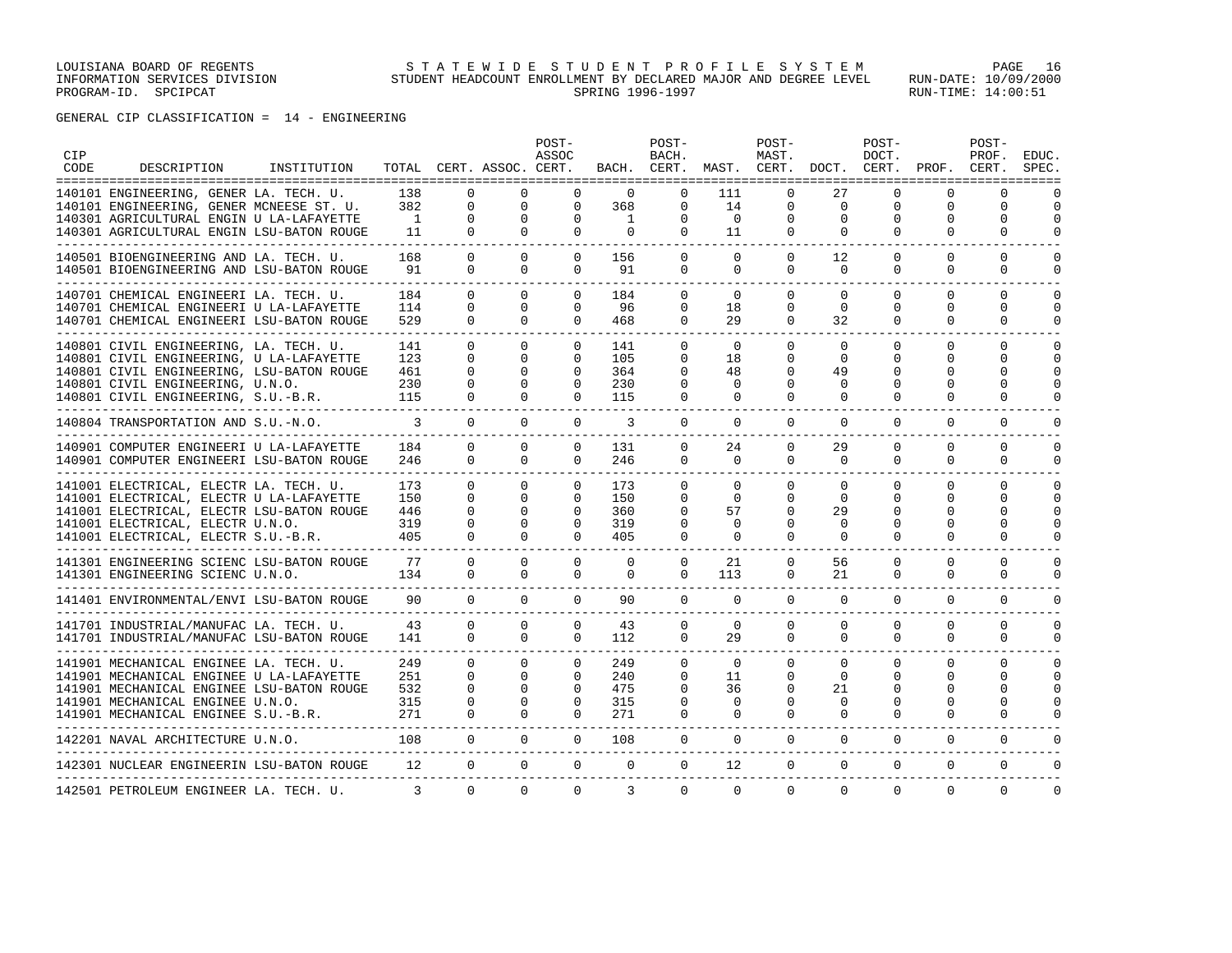LOUISIANA BOARD OF REGENTS
INFORMATION SERVICES DIVISION
PROGRAM-ID. SPCIPCAT

STATEWIDE STUDENT PROFILE SYSTEM
STUDENT HEADCOUNT ENROLLMENT BY DECLARED MAJOR AND DEGREE LEVEL
SPRING 1996-1997

RUN-DATE: 10/09/2000
RUN-TIME: 14:00:51

GENERAL CIP CLASSIFICATION = 14 - ENGINEERING

| CIP CODE | DESCRIPTION | INSTITUTION | TOTAL | CERT. | ASSOC. | POST-ASSOC CERT. | BACH. | POST-BACH. CERT. | MAST. | POST-MAST. CERT. | DOCT. | POST-DOCT. CERT. | PROF. | POST-PROF. CERT. | EDUC. SPEC. |
|---|---|---|---|---|---|---|---|---|---|---|---|---|---|---|---|
| 140101 | ENGINEERING, GENER | LA. TECH. U. | 138 | 0 | 0 | 0 | 0 | 0 | 111 | 0 | 27 | 0 | 0 | 0 | 0 |
| 140101 | ENGINEERING, GENER | MCNEESE ST. U. | 382 | 0 | 0 | 0 | 368 | 0 | 14 | 0 | 0 | 0 | 0 | 0 | 0 |
| 140301 | AGRICULTURAL ENGIN | U LA-LAFAYETTE | 1 | 0 | 0 | 0 | 1 | 0 | 0 | 0 | 0 | 0 | 0 | 0 | 0 |
| 140301 | AGRICULTURAL ENGIN | LSU-BATON ROUGE | 11 | 0 | 0 | 0 | 0 | 0 | 11 | 0 | 0 | 0 | 0 | 0 | 0 |
| 140501 | BIOENGINEERING AND | LA. TECH. U. | 168 | 0 | 0 | 0 | 156 | 0 | 0 | 0 | 12 | 0 | 0 | 0 | 0 |
| 140501 | BIOENGINEERING AND | LSU-BATON ROUGE | 91 | 0 | 0 | 0 | 91 | 0 | 0 | 0 | 0 | 0 | 0 | 0 | 0 |
| 140701 | CHEMICAL ENGINEERI | LA. TECH. U. | 184 | 0 | 0 | 0 | 184 | 0 | 0 | 0 | 0 | 0 | 0 | 0 | 0 |
| 140701 | CHEMICAL ENGINEERI | U LA-LAFAYETTE | 114 | 0 | 0 | 0 | 96 | 0 | 18 | 0 | 0 | 0 | 0 | 0 | 0 |
| 140701 | CHEMICAL ENGINEERI | LSU-BATON ROUGE | 529 | 0 | 0 | 0 | 468 | 0 | 29 | 0 | 32 | 0 | 0 | 0 | 0 |
| 140801 | CIVIL ENGINEERING, | LA. TECH. U. | 141 | 0 | 0 | 0 | 141 | 0 | 0 | 0 | 0 | 0 | 0 | 0 | 0 |
| 140801 | CIVIL ENGINEERING, | U LA-LAFAYETTE | 123 | 0 | 0 | 0 | 105 | 0 | 18 | 0 | 0 | 0 | 0 | 0 | 0 |
| 140801 | CIVIL ENGINEERING, | LSU-BATON ROUGE | 461 | 0 | 0 | 0 | 364 | 0 | 48 | 0 | 49 | 0 | 0 | 0 | 0 |
| 140801 | CIVIL ENGINEERING, | U.N.O. | 230 | 0 | 0 | 0 | 230 | 0 | 0 | 0 | 0 | 0 | 0 | 0 | 0 |
| 140801 | CIVIL ENGINEERING, | S.U.-B.R. | 115 | 0 | 0 | 0 | 115 | 0 | 0 | 0 | 0 | 0 | 0 | 0 | 0 |
| 140804 | TRANSPORTATION AND | S.U.-N.O. | 3 | 0 | 0 | 0 | 3 | 0 | 0 | 0 | 0 | 0 | 0 | 0 | 0 |
| 140901 | COMPUTER ENGINEERI | U LA-LAFAYETTE | 184 | 0 | 0 | 0 | 131 | 0 | 24 | 0 | 29 | 0 | 0 | 0 | 0 |
| 140901 | COMPUTER ENGINEERI | LSU-BATON ROUGE | 246 | 0 | 0 | 0 | 246 | 0 | 0 | 0 | 0 | 0 | 0 | 0 | 0 |
| 141001 | ELECTRICAL, ELECTR | LA. TECH. U. | 173 | 0 | 0 | 0 | 173 | 0 | 0 | 0 | 0 | 0 | 0 | 0 | 0 |
| 141001 | ELECTRICAL, ELECTR | U LA-LAFAYETTE | 150 | 0 | 0 | 0 | 150 | 0 | 0 | 0 | 0 | 0 | 0 | 0 | 0 |
| 141001 | ELECTRICAL, ELECTR | LSU-BATON ROUGE | 446 | 0 | 0 | 0 | 360 | 0 | 57 | 0 | 29 | 0 | 0 | 0 | 0 |
| 141001 | ELECTRICAL, ELECTR | U.N.O. | 319 | 0 | 0 | 0 | 319 | 0 | 0 | 0 | 0 | 0 | 0 | 0 | 0 |
| 141001 | ELECTRICAL, ELECTR | S.U.-B.R. | 405 | 0 | 0 | 0 | 405 | 0 | 0 | 0 | 0 | 0 | 0 | 0 | 0 |
| 141301 | ENGINEERING SCIENC | LSU-BATON ROUGE | 77 | 0 | 0 | 0 | 0 | 0 | 21 | 0 | 56 | 0 | 0 | 0 | 0 |
| 141301 | ENGINEERING SCIENC | U.N.O. | 134 | 0 | 0 | 0 | 0 | 0 | 113 | 0 | 21 | 0 | 0 | 0 | 0 |
| 141401 | ENVIRONMENTAL/ENVI | LSU-BATON ROUGE | 90 | 0 | 0 | 0 | 90 | 0 | 0 | 0 | 0 | 0 | 0 | 0 | 0 |
| 141701 | INDUSTRIAL/MANUFAC | LA. TECH. U. | 43 | 0 | 0 | 0 | 43 | 0 | 0 | 0 | 0 | 0 | 0 | 0 | 0 |
| 141701 | INDUSTRIAL/MANUFAC | LSU-BATON ROUGE | 141 | 0 | 0 | 0 | 112 | 0 | 29 | 0 | 0 | 0 | 0 | 0 | 0 |
| 141901 | MECHANICAL ENGINEE | LA. TECH. U. | 249 | 0 | 0 | 0 | 249 | 0 | 0 | 0 | 0 | 0 | 0 | 0 | 0 |
| 141901 | MECHANICAL ENGINEE | U LA-LAFAYETTE | 251 | 0 | 0 | 0 | 240 | 0 | 11 | 0 | 0 | 0 | 0 | 0 | 0 |
| 141901 | MECHANICAL ENGINEE | LSU-BATON ROUGE | 532 | 0 | 0 | 0 | 475 | 0 | 36 | 0 | 21 | 0 | 0 | 0 | 0 |
| 141901 | MECHANICAL ENGINEE | U.N.O. | 315 | 0 | 0 | 0 | 315 | 0 | 0 | 0 | 0 | 0 | 0 | 0 | 0 |
| 141901 | MECHANICAL ENGINEE | S.U.-B.R. | 271 | 0 | 0 | 0 | 271 | 0 | 0 | 0 | 0 | 0 | 0 | 0 | 0 |
| 142201 | NAVAL ARCHITECTURE | U.N.O. | 108 | 0 | 0 | 0 | 108 | 0 | 0 | 0 | 0 | 0 | 0 | 0 | 0 |
| 142301 | NUCLEAR ENGINEERIN | LSU-BATON ROUGE | 12 | 0 | 0 | 0 | 0 | 0 | 12 | 0 | 0 | 0 | 0 | 0 | 0 |
| 142501 | PETROLEUM ENGINEER | LA. TECH. U. | 3 | 0 | 0 | 0 | 3 | 0 | 0 | 0 | 0 | 0 | 0 | 0 | 0 |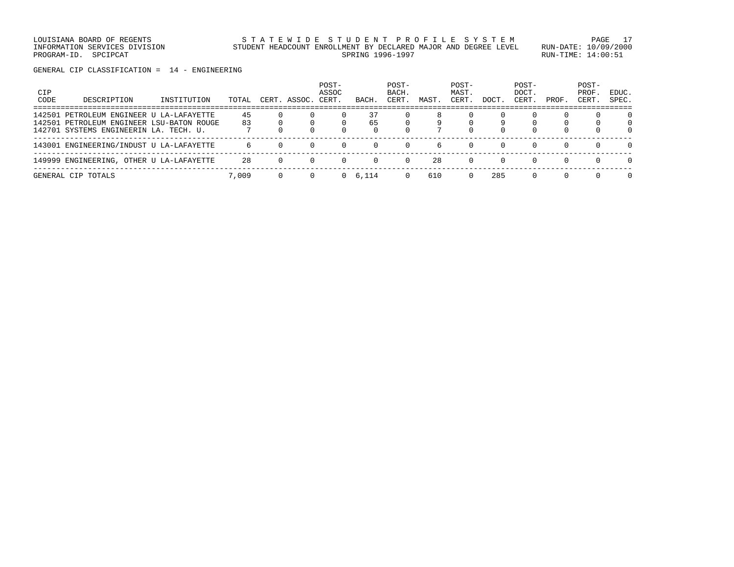GENERAL CIP CLASSIFICATION = 14 - ENGINEERING

| CIP CODE | DESCRIPTION | INSTITUTION | TOTAL | CERT. | ASSOC. | POST-ASSOC CERT. | BACH. | POST-BACH. CERT. | MAST. | POST-MAST. CERT. | DOCT. | POST-DOCT. CERT. | PROF. | POST-PROF. CERT. | EDUC. SPEC. |
|---|---|---|---|---|---|---|---|---|---|---|---|---|---|---|---|
| 142501 | PETROLEUM ENGINEER | U LA-LAFAYETTE | 45 | 0 | 0 | 0 | 37 | 0 | 8 | 0 | 0 | 0 | 0 | 0 | 0 |
| 142501 | PETROLEUM ENGINEER | LSU-BATON ROUGE | 83 | 0 | 0 | 0 | 65 | 0 | 9 | 0 | 9 | 0 | 0 | 0 | 0 |
| 142701 | SYSTEMS ENGINEERIN | LA. TECH. U. | 7 | 0 | 0 | 0 | 0 | 0 | 7 | 0 | 0 | 0 | 0 | 0 | 0 |
| 143001 | ENGINEERING/INDUST | U LA-LAFAYETTE | 6 | 0 | 0 | 0 | 0 | 0 | 6 | 0 | 0 | 0 | 0 | 0 | 0 |
| 149999 | ENGINEERING, OTHER | U LA-LAFAYETTE | 28 | 0 | 0 | 0 | 0 | 0 | 28 | 0 | 0 | 0 | 0 | 0 | 0 |
| GENERAL CIP TOTALS | | | 7,009 | 0 | 0 | 0 | 6,114 | 0 | 610 | 0 | 285 | 0 | 0 | 0 | 0 |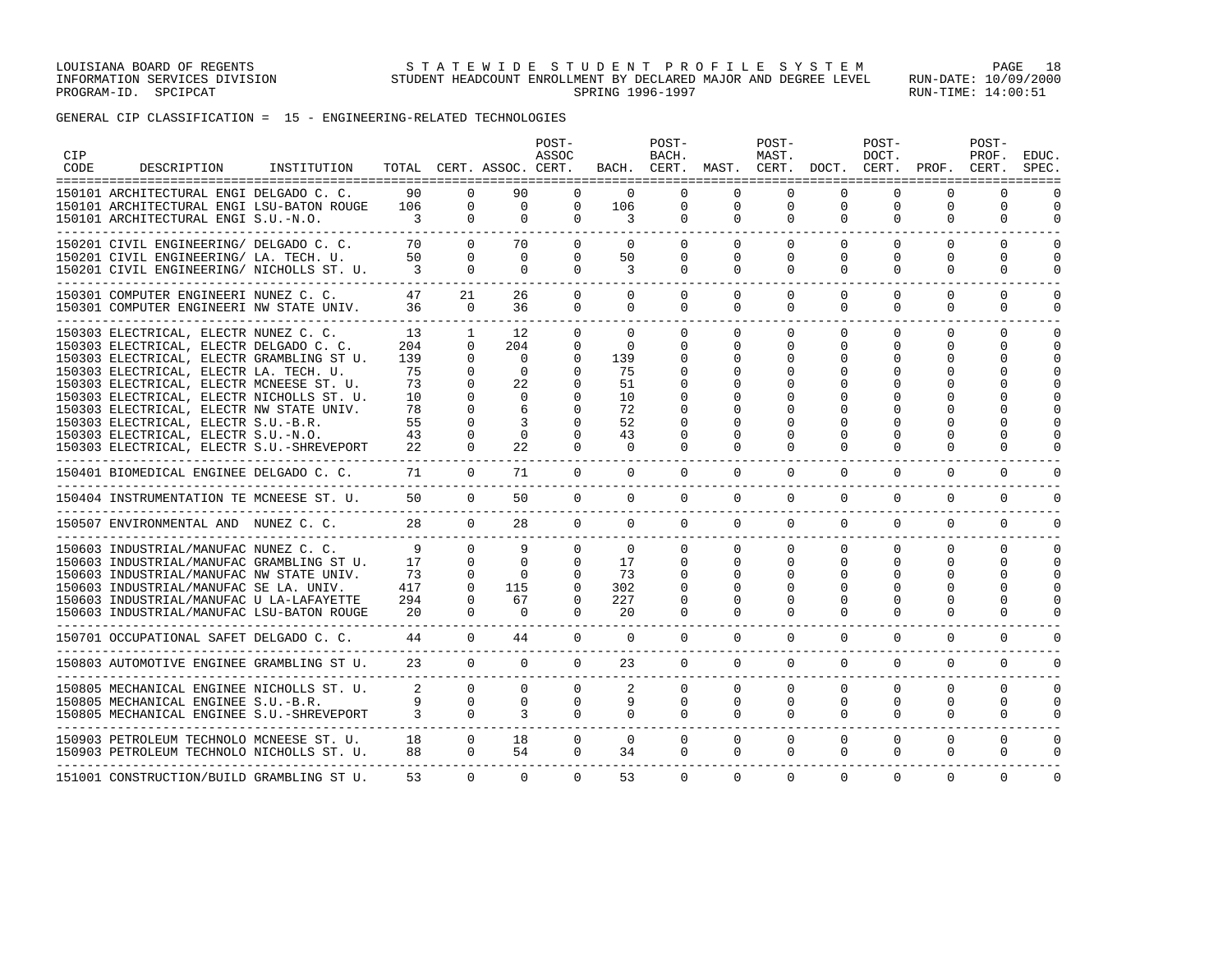LOUISIANA BOARD OF REGENTS — INFORMATION SERVICES DIVISION — PROGRAM-ID. SPCIPCAT

STATEWIDE STUDENT PROFILE SYSTEM
STUDENT HEADCOUNT ENROLLMENT BY DECLARED MAJOR AND DEGREE LEVEL
SPRING 1996-1997

RUN-DATE: 10/09/2000 RUN-TIME: 14:00:51

GENERAL CIP CLASSIFICATION = 15 - ENGINEERING-RELATED TECHNOLOGIES

| CIP CODE | DESCRIPTION | INSTITUTION | TOTAL | CERT. | ASSOC. | POST-ASSOC CERT. | BACH. | POST-BACH. CERT. | MAST. | POST-MAST. CERT. | DOCT. | POST-DOCT. CERT. | PROF. | POST-PROF. CERT. | EDUC. SPEC. |
|---|---|---|---|---|---|---|---|---|---|---|---|---|---|---|---|
| 150101 | ARCHITECTURAL ENGI | DELGADO C. C. | 90 | 0 | 90 | 0 | 0 | 0 | 0 | 0 | 0 | 0 | 0 | 0 | 0 |
| 150101 | ARCHITECTURAL ENGI | LSU-BATON ROUGE | 106 | 0 | 0 | 0 | 106 | 0 | 0 | 0 | 0 | 0 | 0 | 0 | 0 |
| 150101 | ARCHITECTURAL ENGI | S.U.-N.O. | 3 | 0 | 0 | 0 | 3 | 0 | 0 | 0 | 0 | 0 | 0 | 0 | 0 |
| 150201 | CIVIL ENGINEERING/ | DELGADO C. C. | 70 | 0 | 70 | 0 | 0 | 0 | 0 | 0 | 0 | 0 | 0 | 0 | 0 |
| 150201 | CIVIL ENGINEERING/ | LA. TECH. U. | 50 | 0 | 0 | 0 | 50 | 0 | 0 | 0 | 0 | 0 | 0 | 0 | 0 |
| 150201 | CIVIL ENGINEERING/ | NICHOLLS ST. U. | 3 | 0 | 0 | 0 | 3 | 0 | 0 | 0 | 0 | 0 | 0 | 0 | 0 |
| 150301 | COMPUTER ENGINEERI | NUNEZ C. C. | 47 | 21 | 26 | 0 | 0 | 0 | 0 | 0 | 0 | 0 | 0 | 0 | 0 |
| 150301 | COMPUTER ENGINEERI | NW STATE UNIV. | 36 | 0 | 36 | 0 | 0 | 0 | 0 | 0 | 0 | 0 | 0 | 0 | 0 |
| 150303 | ELECTRICAL, ELECTR | NUNEZ C. C. | 13 | 1 | 12 | 0 | 0 | 0 | 0 | 0 | 0 | 0 | 0 | 0 | 0 |
| 150303 | ELECTRICAL, ELECTR | DELGADO C. C. | 204 | 0 | 204 | 0 | 0 | 0 | 0 | 0 | 0 | 0 | 0 | 0 | 0 |
| 150303 | ELECTRICAL, ELECTR | GRAMBLING ST U. | 139 | 0 | 0 | 0 | 139 | 0 | 0 | 0 | 0 | 0 | 0 | 0 | 0 |
| 150303 | ELECTRICAL, ELECTR | LA. TECH. U. | 75 | 0 | 0 | 0 | 75 | 0 | 0 | 0 | 0 | 0 | 0 | 0 | 0 |
| 150303 | ELECTRICAL, ELECTR | MCNEESE ST. U. | 73 | 0 | 22 | 0 | 51 | 0 | 0 | 0 | 0 | 0 | 0 | 0 | 0 |
| 150303 | ELECTRICAL, ELECTR | NICHOLLS ST. U. | 10 | 0 | 0 | 0 | 10 | 0 | 0 | 0 | 0 | 0 | 0 | 0 | 0 |
| 150303 | ELECTRICAL, ELECTR | NW STATE UNIV. | 78 | 0 | 6 | 0 | 72 | 0 | 0 | 0 | 0 | 0 | 0 | 0 | 0 |
| 150303 | ELECTRICAL, ELECTR | S.U.-B.R. | 55 | 0 | 3 | 0 | 52 | 0 | 0 | 0 | 0 | 0 | 0 | 0 | 0 |
| 150303 | ELECTRICAL, ELECTR | S.U.-N.O. | 43 | 0 | 0 | 0 | 43 | 0 | 0 | 0 | 0 | 0 | 0 | 0 | 0 |
| 150303 | ELECTRICAL, ELECTR | S.U.-SHREVEPORT | 22 | 0 | 22 | 0 | 0 | 0 | 0 | 0 | 0 | 0 | 0 | 0 | 0 |
| 150401 | BIOMEDICAL ENGINEE | DELGADO C. C. | 71 | 0 | 71 | 0 | 0 | 0 | 0 | 0 | 0 | 0 | 0 | 0 | 0 |
| 150404 | INSTRUMENTATION TE | MCNEESE ST. U. | 50 | 0 | 50 | 0 | 0 | 0 | 0 | 0 | 0 | 0 | 0 | 0 | 0 |
| 150507 | ENVIRONMENTAL AND | NUNEZ C. C. | 28 | 0 | 28 | 0 | 0 | 0 | 0 | 0 | 0 | 0 | 0 | 0 | 0 |
| 150603 | INDUSTRIAL/MANUFAC | NUNEZ C. C. | 9 | 0 | 9 | 0 | 0 | 0 | 0 | 0 | 0 | 0 | 0 | 0 | 0 |
| 150603 | INDUSTRIAL/MANUFAC | GRAMBLING ST U. | 17 | 0 | 0 | 0 | 17 | 0 | 0 | 0 | 0 | 0 | 0 | 0 | 0 |
| 150603 | INDUSTRIAL/MANUFAC | NW STATE UNIV. | 73 | 0 | 0 | 0 | 73 | 0 | 0 | 0 | 0 | 0 | 0 | 0 | 0 |
| 150603 | INDUSTRIAL/MANUFAC | SE LA. UNIV. | 417 | 0 | 115 | 0 | 302 | 0 | 0 | 0 | 0 | 0 | 0 | 0 | 0 |
| 150603 | INDUSTRIAL/MANUFAC | U LA-LAFAYETTE | 294 | 0 | 67 | 0 | 227 | 0 | 0 | 0 | 0 | 0 | 0 | 0 | 0 |
| 150603 | INDUSTRIAL/MANUFAC | LSU-BATON ROUGE | 20 | 0 | 0 | 0 | 20 | 0 | 0 | 0 | 0 | 0 | 0 | 0 | 0 |
| 150701 | OCCUPATIONAL SAFET | DELGADO C. C. | 44 | 0 | 44 | 0 | 0 | 0 | 0 | 0 | 0 | 0 | 0 | 0 | 0 |
| 150803 | AUTOMOTIVE ENGINEE | GRAMBLING ST U. | 23 | 0 | 0 | 0 | 23 | 0 | 0 | 0 | 0 | 0 | 0 | 0 | 0 |
| 150805 | MECHANICAL ENGINEE | NICHOLLS ST. U. | 2 | 0 | 0 | 0 | 2 | 0 | 0 | 0 | 0 | 0 | 0 | 0 | 0 |
| 150805 | MECHANICAL ENGINEE | S.U.-B.R. | 9 | 0 | 0 | 0 | 9 | 0 | 0 | 0 | 0 | 0 | 0 | 0 | 0 |
| 150805 | MECHANICAL ENGINEE | S.U.-SHREVEPORT | 3 | 0 | 3 | 0 | 0 | 0 | 0 | 0 | 0 | 0 | 0 | 0 | 0 |
| 150903 | PETROLEUM TECHNOLO | MCNEESE ST. U. | 18 | 0 | 18 | 0 | 0 | 0 | 0 | 0 | 0 | 0 | 0 | 0 | 0 |
| 150903 | PETROLEUM TECHNOLO | NICHOLLS ST. U. | 88 | 0 | 54 | 0 | 34 | 0 | 0 | 0 | 0 | 0 | 0 | 0 | 0 |
| 151001 | CONSTRUCTION/BUILD | GRAMBLING ST U. | 53 | 0 | 0 | 0 | 53 | 0 | 0 | 0 | 0 | 0 | 0 | 0 | 0 |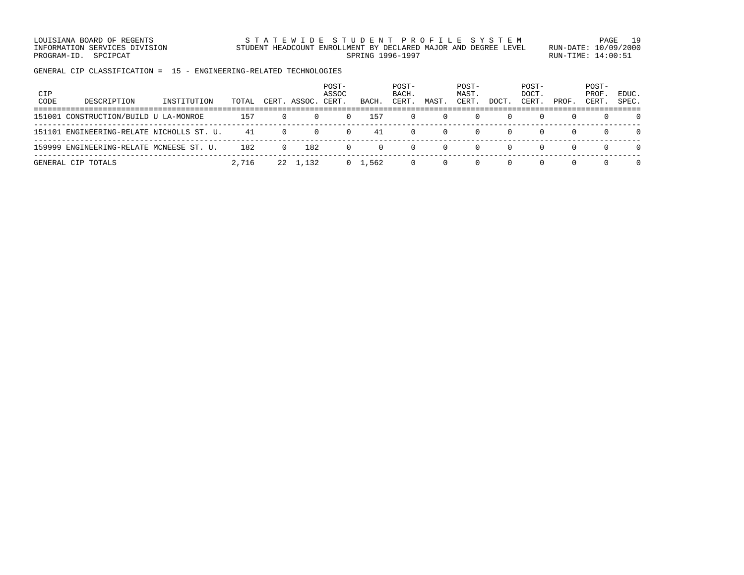GENERAL CIP CLASSIFICATION = 15 - ENGINEERING-RELATED TECHNOLOGIES

| CIP CODE | DESCRIPTION | INSTITUTION | TOTAL | CERT. | ASSOC. | POST-ASSOC CERT. | BACH. | POST-BACH. CERT. | MAST. | POST-MAST. CERT. | DOCT. | POST-DOCT. CERT. | PROF. | POST-PROF. CERT. | EDUC. SPEC. |
|---|---|---|---|---|---|---|---|---|---|---|---|---|---|---|---|
| 151001 | CONSTRUCTION/BUILD | U LA-MONROE | 157 | 0 | 0 | 0 | 157 | 0 | 0 | 0 | 0 | 0 | 0 | 0 | 0 |
| 151101 | ENGINEERING-RELATE | NICHOLLS ST. U. | 41 | 0 | 0 | 0 | 41 | 0 | 0 | 0 | 0 | 0 | 0 | 0 | 0 |
| 159999 | ENGINEERING-RELATE | MCNEESE ST. U. | 182 | 0 | 182 | 0 | 0 | 0 | 0 | 0 | 0 | 0 | 0 | 0 | 0 |
| GENERAL CIP TOTALS | | | 2,716 | 22 | 1,132 | 0 | 1,562 | 0 | 0 | 0 | 0 | 0 | 0 | 0 | 0 |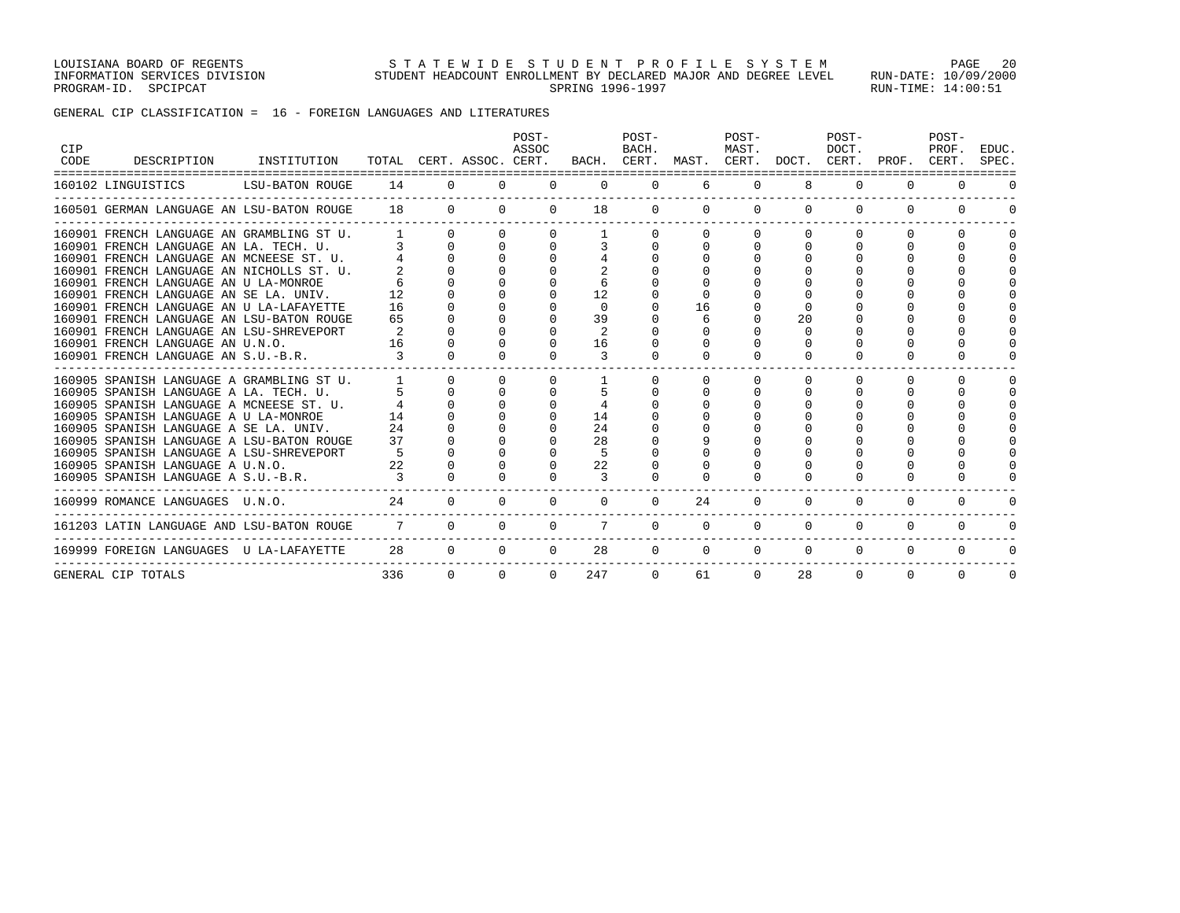GENERAL CIP CLASSIFICATION = 16 - FOREIGN LANGUAGES AND LITERATURES

| CIP CODE | DESCRIPTION | INSTITUTION | TOTAL | CERT. | ASSOC. | POST-ASSOC CERT. | BACH. | POST-BACH. CERT. | MAST. | POST-MAST. CERT. | DOCT. | POST-DOCT. CERT. | PROF. | POST-PROF. CERT. | EDUC. SPEC. |
|---|---|---|---|---|---|---|---|---|---|---|---|---|---|---|---|
| 160102 | LINGUISTICS | LSU-BATON ROUGE | 14 | 0 | 0 | 0 | 0 | 0 | 6 | 0 | 8 | 0 | 0 | 0 | 0 |
| 160501 | GERMAN LANGUAGE AN | LSU-BATON ROUGE | 18 | 0 | 0 | 0 | 18 | 0 | 0 | 0 | 0 | 0 | 0 | 0 | 0 |
| 160901 | FRENCH LANGUAGE AN | GRAMBLING ST U. | 1 | 0 | 0 | 0 | 1 | 0 | 0 | 0 | 0 | 0 | 0 | 0 | 0 |
| 160901 | FRENCH LANGUAGE AN | LA. TECH. U. | 3 | 0 | 0 | 0 | 3 | 0 | 0 | 0 | 0 | 0 | 0 | 0 | 0 |
| 160901 | FRENCH LANGUAGE AN | MCNEESE ST. U. | 4 | 0 | 0 | 0 | 4 | 0 | 0 | 0 | 0 | 0 | 0 | 0 | 0 |
| 160901 | FRENCH LANGUAGE AN | NICHOLLS ST. U. | 2 | 0 | 0 | 0 | 2 | 0 | 0 | 0 | 0 | 0 | 0 | 0 | 0 |
| 160901 | FRENCH LANGUAGE AN | U LA-MONROE | 6 | 0 | 0 | 0 | 6 | 0 | 0 | 0 | 0 | 0 | 0 | 0 | 0 |
| 160901 | FRENCH LANGUAGE AN | SE LA. UNIV. | 12 | 0 | 0 | 0 | 12 | 0 | 0 | 0 | 0 | 0 | 0 | 0 | 0 |
| 160901 | FRENCH LANGUAGE AN | U LA-LAFAYETTE | 16 | 0 | 0 | 0 | 0 | 0 | 16 | 0 | 0 | 0 | 0 | 0 | 0 |
| 160901 | FRENCH LANGUAGE AN | LSU-BATON ROUGE | 65 | 0 | 0 | 0 | 39 | 0 | 6 | 0 | 20 | 0 | 0 | 0 | 0 |
| 160901 | FRENCH LANGUAGE AN | LSU-SHREVEPORT | 2 | 0 | 0 | 0 | 2 | 0 | 0 | 0 | 0 | 0 | 0 | 0 | 0 |
| 160901 | FRENCH LANGUAGE AN | U.N.O. | 16 | 0 | 0 | 0 | 16 | 0 | 0 | 0 | 0 | 0 | 0 | 0 | 0 |
| 160901 | FRENCH LANGUAGE AN | S.U.-B.R. | 3 | 0 | 0 | 0 | 3 | 0 | 0 | 0 | 0 | 0 | 0 | 0 | 0 |
| 160905 | SPANISH LANGUAGE A | GRAMBLING ST U. | 1 | 0 | 0 | 0 | 1 | 0 | 0 | 0 | 0 | 0 | 0 | 0 | 0 |
| 160905 | SPANISH LANGUAGE A | LA. TECH. U. | 5 | 0 | 0 | 0 | 5 | 0 | 0 | 0 | 0 | 0 | 0 | 0 | 0 |
| 160905 | SPANISH LANGUAGE A | MCNEESE ST. U. | 4 | 0 | 0 | 0 | 4 | 0 | 0 | 0 | 0 | 0 | 0 | 0 | 0 |
| 160905 | SPANISH LANGUAGE A | U LA-MONROE | 14 | 0 | 0 | 0 | 14 | 0 | 0 | 0 | 0 | 0 | 0 | 0 | 0 |
| 160905 | SPANISH LANGUAGE A | SE LA. UNIV. | 24 | 0 | 0 | 0 | 24 | 0 | 0 | 0 | 0 | 0 | 0 | 0 | 0 |
| 160905 | SPANISH LANGUAGE A | LSU-BATON ROUGE | 37 | 0 | 0 | 0 | 28 | 0 | 9 | 0 | 0 | 0 | 0 | 0 | 0 |
| 160905 | SPANISH LANGUAGE A | LSU-SHREVEPORT | 5 | 0 | 0 | 0 | 5 | 0 | 0 | 0 | 0 | 0 | 0 | 0 | 0 |
| 160905 | SPANISH LANGUAGE A | U.N.O. | 22 | 0 | 0 | 0 | 22 | 0 | 0 | 0 | 0 | 0 | 0 | 0 | 0 |
| 160905 | SPANISH LANGUAGE A | S.U.-B.R. | 3 | 0 | 0 | 0 | 3 | 0 | 0 | 0 | 0 | 0 | 0 | 0 | 0 |
| 160999 | ROMANCE LANGUAGES | U.N.O. | 24 | 0 | 0 | 0 | 0 | 0 | 24 | 0 | 0 | 0 | 0 | 0 | 0 |
| 161203 | LATIN LANGUAGE AND | LSU-BATON ROUGE | 7 | 0 | 0 | 0 | 7 | 0 | 0 | 0 | 0 | 0 | 0 | 0 | 0 |
| 169999 | FOREIGN LANGUAGES | U LA-LAFAYETTE | 28 | 0 | 0 | 0 | 28 | 0 | 0 | 0 | 0 | 0 | 0 | 0 | 0 |
| GENERAL CIP TOTALS | | | 336 | 0 | 0 | 0 | 247 | 0 | 61 | 0 | 28 | 0 | 0 | 0 | 0 |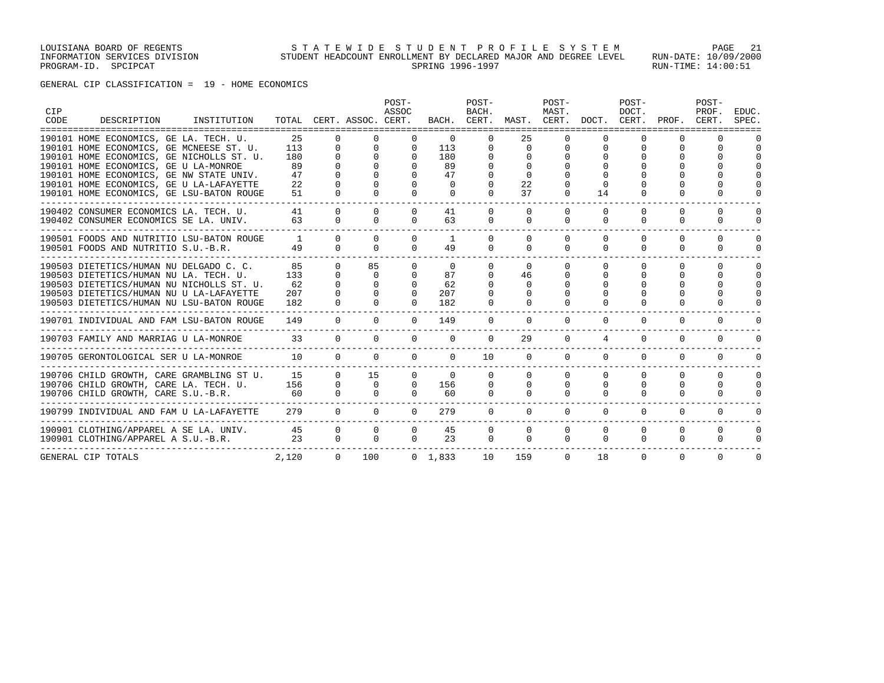LOUISIANA BOARD OF REGENTS
INFORMATION SERVICES DIVISION
PROGRAM-ID. SPCIPCAT

STATEWIDE STUDENT PROFILE SYSTEM
STUDENT HEADCOUNT ENROLLMENT BY DECLARED MAJOR AND DEGREE LEVEL
SPRING 1996-1997

RUN-DATE: 10/09/2000
RUN-TIME: 14:00:51

GENERAL CIP CLASSIFICATION = 19 - HOME ECONOMICS

| CIP CODE | DESCRIPTION | INSTITUTION | TOTAL | CERT. | ASSOC. | POST-ASSOC CERT. | BACH. | POST-BACH. CERT. | MAST. | POST-MAST. CERT. | DOCT. | POST-DOCT. CERT. | PROF. | POST-PROF. CERT. | EDUC. SPEC. |
|---|---|---|---|---|---|---|---|---|---|---|---|---|---|---|---|
| 190101 | HOME ECONOMICS, GE | LA. TECH. U. | 25 | 0 | 0 | 0 | 0 | 0 | 25 | 0 | 0 | 0 | 0 | 0 | 0 |
| 190101 | HOME ECONOMICS, GE | MCNEESE ST. U. | 113 | 0 | 0 | 0 | 113 | 0 | 0 | 0 | 0 | 0 | 0 | 0 | 0 |
| 190101 | HOME ECONOMICS, GE | NICHOLLS ST. U. | 180 | 0 | 0 | 0 | 180 | 0 | 0 | 0 | 0 | 0 | 0 | 0 | 0 |
| 190101 | HOME ECONOMICS, GE | U LA-MONROE | 89 | 0 | 0 | 0 | 89 | 0 | 0 | 0 | 0 | 0 | 0 | 0 | 0 |
| 190101 | HOME ECONOMICS, GE | NW STATE UNIV. | 47 | 0 | 0 | 0 | 47 | 0 | 0 | 0 | 0 | 0 | 0 | 0 | 0 |
| 190101 | HOME ECONOMICS, GE | U LA-LAFAYETTE | 22 | 0 | 0 | 0 | 0 | 0 | 22 | 0 | 0 | 0 | 0 | 0 | 0 |
| 190101 | HOME ECONOMICS, GE | LSU-BATON ROUGE | 51 | 0 | 0 | 0 | 0 | 0 | 37 | 0 | 14 | 0 | 0 | 0 | 0 |
| 190402 | CONSUMER ECONOMICS | LA. TECH. U. | 41 | 0 | 0 | 0 | 41 | 0 | 0 | 0 | 0 | 0 | 0 | 0 | 0 |
| 190402 | CONSUMER ECONOMICS | SE LA. UNIV. | 63 | 0 | 0 | 0 | 63 | 0 | 0 | 0 | 0 | 0 | 0 | 0 | 0 |
| 190501 | FOODS AND NUTRITIO | LSU-BATON ROUGE | 1 | 0 | 0 | 0 | 1 | 0 | 0 | 0 | 0 | 0 | 0 | 0 | 0 |
| 190501 | FOODS AND NUTRITIO | S.U.-B.R. | 49 | 0 | 0 | 0 | 49 | 0 | 0 | 0 | 0 | 0 | 0 | 0 | 0 |
| 190503 | DIETETICS/HUMAN NU | DELGADO C. C. | 85 | 0 | 85 | 0 | 0 | 0 | 0 | 0 | 0 | 0 | 0 | 0 | 0 |
| 190503 | DIETETICS/HUMAN NU | LA. TECH. U. | 133 | 0 | 0 | 0 | 87 | 0 | 46 | 0 | 0 | 0 | 0 | 0 | 0 |
| 190503 | DIETETICS/HUMAN NU | NICHOLLS ST. U. | 62 | 0 | 0 | 0 | 62 | 0 | 0 | 0 | 0 | 0 | 0 | 0 | 0 |
| 190503 | DIETETICS/HUMAN NU | U LA-LAFAYETTE | 207 | 0 | 0 | 0 | 207 | 0 | 0 | 0 | 0 | 0 | 0 | 0 | 0 |
| 190503 | DIETETICS/HUMAN NU | LSU-BATON ROUGE | 182 | 0 | 0 | 0 | 182 | 0 | 0 | 0 | 0 | 0 | 0 | 0 | 0 |
| 190701 | INDIVIDUAL AND FAM | LSU-BATON ROUGE | 149 | 0 | 0 | 0 | 149 | 0 | 0 | 0 | 0 | 0 | 0 | 0 | 0 |
| 190703 | FAMILY AND MARRIAG | U LA-MONROE | 33 | 0 | 0 | 0 | 0 | 0 | 29 | 0 | 4 | 0 | 0 | 0 | 0 |
| 190705 | GERONTOLOGICAL SER | U LA-MONROE | 10 | 0 | 0 | 0 | 0 | 10 | 0 | 0 | 0 | 0 | 0 | 0 | 0 |
| 190706 | CHILD GROWTH, CARE | GRAMBLING ST U. | 15 | 0 | 15 | 0 | 0 | 0 | 0 | 0 | 0 | 0 | 0 | 0 | 0 |
| 190706 | CHILD GROWTH, CARE | LA. TECH. U. | 156 | 0 | 0 | 0 | 156 | 0 | 0 | 0 | 0 | 0 | 0 | 0 | 0 |
| 190706 | CHILD GROWTH, CARE | S.U.-B.R. | 60 | 0 | 0 | 0 | 60 | 0 | 0 | 0 | 0 | 0 | 0 | 0 | 0 |
| 190799 | INDIVIDUAL AND FAM | U LA-LAFAYETTE | 279 | 0 | 0 | 0 | 279 | 0 | 0 | 0 | 0 | 0 | 0 | 0 | 0 |
| 190901 | CLOTHING/APPAREL A | SE LA. UNIV. | 45 | 0 | 0 | 0 | 45 | 0 | 0 | 0 | 0 | 0 | 0 | 0 | 0 |
| 190901 | CLOTHING/APPAREL A | S.U.-B.R. | 23 | 0 | 0 | 0 | 23 | 0 | 0 | 0 | 0 | 0 | 0 | 0 | 0 |
| GENERAL CIP TOTALS | | | 2,120 | 0 | 100 | 0 | 1,833 | 10 | 159 | 0 | 18 | 0 | 0 | 0 | 0 |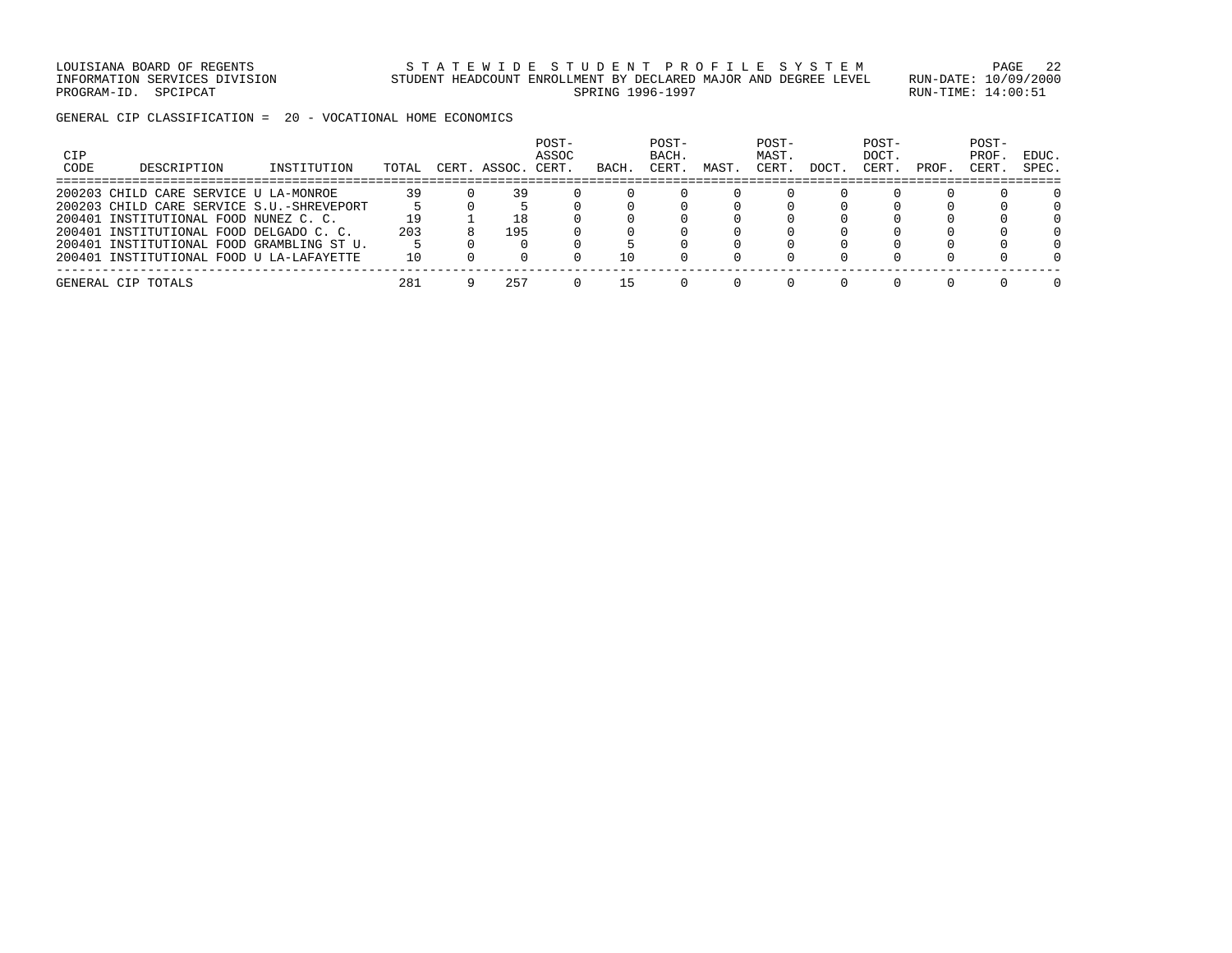LOUISIANA BOARD OF REGENTS
INFORMATION SERVICES DIVISION
PROGRAM-ID. SPCIPCAT

S T A T E W I D E   S T U D E N T   P R O F I L E   S Y S T E M
STUDENT HEADCOUNT ENROLLMENT BY DECLARED MAJOR AND DEGREE LEVEL
SPRING 1996-1997

RUN-DATE: 10/09/2000
RUN-TIME: 14:00:51

GENERAL CIP CLASSIFICATION = 20 - VOCATIONAL HOME ECONOMICS

| CIP CODE | DESCRIPTION | INSTITUTION | TOTAL | CERT. | ASSOC. | POST-ASSOC CERT. | BACH. | POST-BACH. CERT. | MAST. | POST-MAST. CERT. | DOCT. | POST-DOCT. CERT. | PROF. | POST-PROF. CERT. | EDUC. SPEC. |
|---|---|---|---|---|---|---|---|---|---|---|---|---|---|---|---|
| 200203 | CHILD CARE SERVICE | U LA-MONROE | 39 | 0 | 39 | 0 | 0 | 0 | 0 | 0 | 0 | 0 | 0 | 0 | 0 |
| 200203 | CHILD CARE SERVICE | S.U.-SHREVEPORT | 5 | 0 | 5 | 0 | 0 | 0 | 0 | 0 | 0 | 0 | 0 | 0 | 0 |
| 200401 | INSTITUTIONAL FOOD | NUNEZ C. C. | 19 | 1 | 18 | 0 | 0 | 0 | 0 | 0 | 0 | 0 | 0 | 0 | 0 |
| 200401 | INSTITUTIONAL FOOD | DELGADO C. C. | 203 | 8 | 195 | 0 | 0 | 0 | 0 | 0 | 0 | 0 | 0 | 0 | 0 |
| 200401 | INSTITUTIONAL FOOD | GRAMBLING ST U. | 5 | 0 | 0 | 0 | 5 | 0 | 0 | 0 | 0 | 0 | 0 | 0 | 0 |
| 200401 | INSTITUTIONAL FOOD | U LA-LAFAYETTE | 10 | 0 | 0 | 0 | 10 | 0 | 0 | 0 | 0 | 0 | 0 | 0 | 0 |
| GENERAL CIP TOTALS | | | 281 | 9 | 257 | 0 | 15 | 0 | 0 | 0 | 0 | 0 | 0 | 0 | 0 |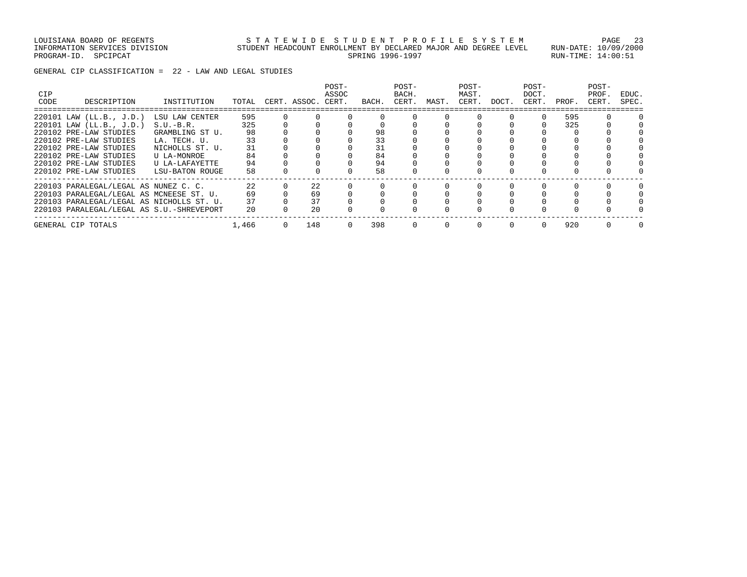LOUISIANA BOARD OF REGENTS
INFORMATION SERVICES DIVISION
PROGRAM-ID. SPCIPCAT

STATEWIDE STUDENT PROFILE SYSTEM
STUDENT HEADCOUNT ENROLLMENT BY DECLARED MAJOR AND DEGREE LEVEL
SPRING 1996-1997

RUN-DATE: 10/09/2000
RUN-TIME: 14:00:51

GENERAL CIP CLASSIFICATION = 22 - LAW AND LEGAL STUDIES

| CIP CODE | DESCRIPTION | INSTITUTION | TOTAL | CERT. | ASSOC. | POST-ASSOC CERT. | BACH. | POST-BACH. CERT. | MAST. | POST-MAST. CERT. | DOCT. | POST-DOCT. CERT. | PROF. | POST-PROF. CERT. | EDUC. SPEC. |
|---|---|---|---|---|---|---|---|---|---|---|---|---|---|---|---|
| 220101 | LAW (LL.B., J.D.) | LSU LAW CENTER | 595 | 0 | 0 | 0 | 0 | 0 | 0 | 0 | 0 | 0 | 595 | 0 | 0 |
| 220101 | LAW (LL.B., J.D.) | S.U.-B.R. | 325 | 0 | 0 | 0 | 0 | 0 | 0 | 0 | 0 | 0 | 325 | 0 | 0 |
| 220102 | PRE-LAW STUDIES | GRAMBLING ST U. | 98 | 0 | 0 | 0 | 98 | 0 | 0 | 0 | 0 | 0 | 0 | 0 | 0 |
| 220102 | PRE-LAW STUDIES | LA. TECH. U. | 33 | 0 | 0 | 0 | 33 | 0 | 0 | 0 | 0 | 0 | 0 | 0 | 0 |
| 220102 | PRE-LAW STUDIES | NICHOLLS ST. U. | 31 | 0 | 0 | 0 | 31 | 0 | 0 | 0 | 0 | 0 | 0 | 0 | 0 |
| 220102 | PRE-LAW STUDIES | U LA-MONROE | 84 | 0 | 0 | 0 | 84 | 0 | 0 | 0 | 0 | 0 | 0 | 0 | 0 |
| 220102 | PRE-LAW STUDIES | U LA-LAFAYETTE | 94 | 0 | 0 | 0 | 94 | 0 | 0 | 0 | 0 | 0 | 0 | 0 | 0 |
| 220102 | PRE-LAW STUDIES | LSU-BATON ROUGE | 58 | 0 | 0 | 0 | 58 | 0 | 0 | 0 | 0 | 0 | 0 | 0 | 0 |
| 220103 | PARALEGAL/LEGAL AS | NUNEZ C. C. | 22 | 0 | 22 | 0 | 0 | 0 | 0 | 0 | 0 | 0 | 0 | 0 | 0 |
| 220103 | PARALEGAL/LEGAL AS | MCNEESE ST. U. | 69 | 0 | 69 | 0 | 0 | 0 | 0 | 0 | 0 | 0 | 0 | 0 | 0 |
| 220103 | PARALEGAL/LEGAL AS | NICHOLLS ST. U. | 37 | 0 | 37 | 0 | 0 | 0 | 0 | 0 | 0 | 0 | 0 | 0 | 0 |
| 220103 | PARALEGAL/LEGAL AS | S.U.-SHREVEPORT | 20 | 0 | 20 | 0 | 0 | 0 | 0 | 0 | 0 | 0 | 0 | 0 | 0 |
| GENERAL CIP TOTALS | | | 1,466 | 0 | 148 | 0 | 398 | 0 | 0 | 0 | 0 | 0 | 920 | 0 | 0 |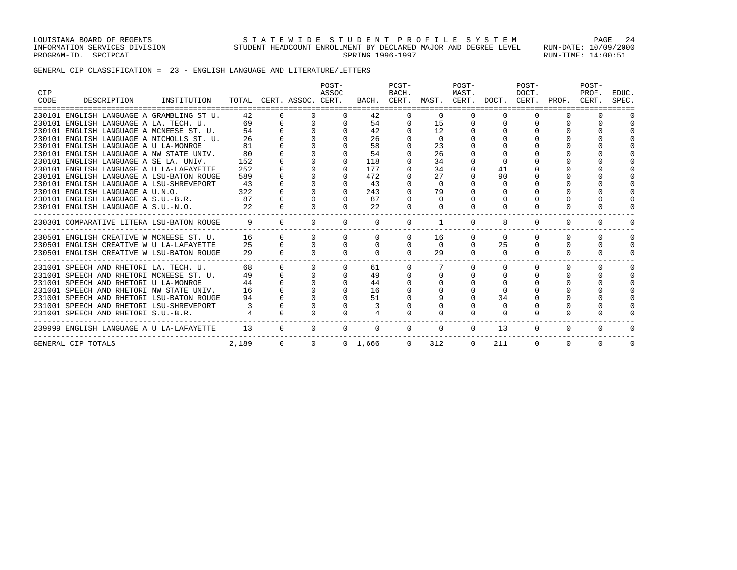LOUISIANA BOARD OF REGENTS — STATEWIDE STUDENT PROFILE SYSTEM
INFORMATION SERVICES DIVISION — STUDENT HEADCOUNT ENROLLMENT BY DECLARED MAJOR AND DEGREE LEVEL — RUN-DATE: 10/09/2000
PROGRAM-ID. SPCIPCAT — SPRING 1996-1997 — RUN-TIME: 14:00:51

GENERAL CIP CLASSIFICATION = 23 - ENGLISH LANGUAGE AND LITERATURE/LETTERS

| CIP CODE | DESCRIPTION | INSTITUTION | TOTAL | CERT. | ASSOC. | POST-ASSOC CERT. | BACH. | POST-BACH. CERT. | MAST. | POST-MAST. CERT. | DOCT. | POST-DOCT. CERT. | PROF. | POST-PROF. CERT. | EDUC. SPEC. |
|---|---|---|---|---|---|---|---|---|---|---|---|---|---|---|---|
| 230101 | ENGLISH LANGUAGE A | GRAMBLING ST U. | 42 | 0 | 0 | 0 | 42 | 0 | 0 | 0 | 0 | 0 | 0 | 0 | 0 |
| 230101 | ENGLISH LANGUAGE A | LA. TECH. U. | 69 | 0 | 0 | 0 | 54 | 0 | 15 | 0 | 0 | 0 | 0 | 0 | 0 |
| 230101 | ENGLISH LANGUAGE A | MCNEESE ST. U. | 54 | 0 | 0 | 0 | 42 | 0 | 12 | 0 | 0 | 0 | 0 | 0 | 0 |
| 230101 | ENGLISH LANGUAGE A | NICHOLLS ST. U. | 26 | 0 | 0 | 0 | 26 | 0 | 0 | 0 | 0 | 0 | 0 | 0 | 0 |
| 230101 | ENGLISH LANGUAGE A | U LA-MONROE | 81 | 0 | 0 | 0 | 58 | 0 | 23 | 0 | 0 | 0 | 0 | 0 | 0 |
| 230101 | ENGLISH LANGUAGE A | NW STATE UNIV. | 80 | 0 | 0 | 0 | 54 | 0 | 26 | 0 | 0 | 0 | 0 | 0 | 0 |
| 230101 | ENGLISH LANGUAGE A | SE LA. UNIV. | 152 | 0 | 0 | 0 | 118 | 0 | 34 | 0 | 0 | 0 | 0 | 0 | 0 |
| 230101 | ENGLISH LANGUAGE A | U LA-LAFAYETTE | 252 | 0 | 0 | 0 | 177 | 0 | 34 | 0 | 41 | 0 | 0 | 0 | 0 |
| 230101 | ENGLISH LANGUAGE A | LSU-BATON ROUGE | 589 | 0 | 0 | 0 | 472 | 0 | 27 | 0 | 90 | 0 | 0 | 0 | 0 |
| 230101 | ENGLISH LANGUAGE A | LSU-SHREVEPORT | 43 | 0 | 0 | 0 | 43 | 0 | 0 | 0 | 0 | 0 | 0 | 0 | 0 |
| 230101 | ENGLISH LANGUAGE A | U.N.O. | 322 | 0 | 0 | 0 | 243 | 0 | 79 | 0 | 0 | 0 | 0 | 0 | 0 |
| 230101 | ENGLISH LANGUAGE A | S.U.-B.R. | 87 | 0 | 0 | 0 | 87 | 0 | 0 | 0 | 0 | 0 | 0 | 0 | 0 |
| 230101 | ENGLISH LANGUAGE A | S.U.-N.O. | 22 | 0 | 0 | 0 | 22 | 0 | 0 | 0 | 0 | 0 | 0 | 0 | 0 |
| 230301 | COMPARATIVE LITERA | LSU-BATON ROUGE | 9 | 0 | 0 | 0 | 0 | 0 | 1 | 0 | 8 | 0 | 0 | 0 | 0 |
| 230501 | ENGLISH CREATIVE W | MCNEESE ST. U. | 16 | 0 | 0 | 0 | 0 | 0 | 16 | 0 | 0 | 0 | 0 | 0 | 0 |
| 230501 | ENGLISH CREATIVE W | U LA-LAFAYETTE | 25 | 0 | 0 | 0 | 0 | 0 | 0 | 0 | 25 | 0 | 0 | 0 | 0 |
| 230501 | ENGLISH CREATIVE W | LSU-BATON ROUGE | 29 | 0 | 0 | 0 | 0 | 0 | 29 | 0 | 0 | 0 | 0 | 0 | 0 |
| 231001 | SPEECH AND RHETORI | LA. TECH. U. | 68 | 0 | 0 | 0 | 61 | 0 | 7 | 0 | 0 | 0 | 0 | 0 | 0 |
| 231001 | SPEECH AND RHETORI | MCNEESE ST. U. | 49 | 0 | 0 | 0 | 49 | 0 | 0 | 0 | 0 | 0 | 0 | 0 | 0 |
| 231001 | SPEECH AND RHETORI | U LA-MONROE | 44 | 0 | 0 | 0 | 44 | 0 | 0 | 0 | 0 | 0 | 0 | 0 | 0 |
| 231001 | SPEECH AND RHETORI | NW STATE UNIV. | 16 | 0 | 0 | 0 | 16 | 0 | 0 | 0 | 0 | 0 | 0 | 0 | 0 |
| 231001 | SPEECH AND RHETORI | LSU-BATON ROUGE | 94 | 0 | 0 | 0 | 51 | 0 | 9 | 0 | 34 | 0 | 0 | 0 | 0 |
| 231001 | SPEECH AND RHETORI | LSU-SHREVEPORT | 3 | 0 | 0 | 0 | 3 | 0 | 0 | 0 | 0 | 0 | 0 | 0 | 0 |
| 231001 | SPEECH AND RHETORI | S.U.-B.R. | 4 | 0 | 0 | 0 | 4 | 0 | 0 | 0 | 0 | 0 | 0 | 0 | 0 |
| 239999 | ENGLISH LANGUAGE A | U LA-LAFAYETTE | 13 | 0 | 0 | 0 | 0 | 0 | 0 | 0 | 13 | 0 | 0 | 0 | 0 |
| GENERAL CIP TOTALS | | | 2,189 | 0 | 0 | 0 | 1,666 | 0 | 312 | 0 | 211 | 0 | 0 | 0 | 0 |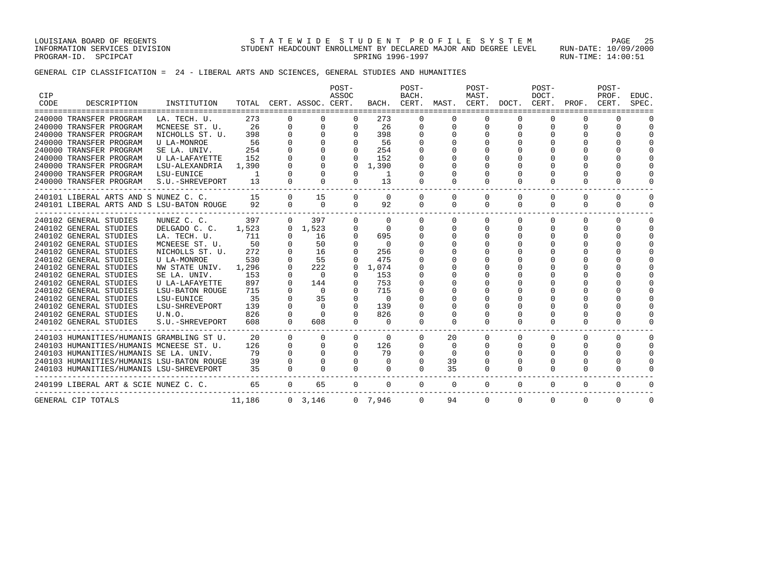LOUISIANA BOARD OF REGENTS — STATEWIDE STUDENT PROFILE SYSTEM
INFORMATION SERVICES DIVISION — STUDENT HEADCOUNT ENROLLMENT BY DECLARED MAJOR AND DEGREE LEVEL — RUN-DATE: 10/09/2000
PROGRAM-ID. SPCIPCAT — SPRING 1996-1997 — RUN-TIME: 14:00:51

GENERAL CIP CLASSIFICATION = 24 - LIBERAL ARTS AND SCIENCES, GENERAL STUDIES AND HUMANITIES

| CIP CODE | DESCRIPTION | INSTITUTION | TOTAL | CERT. | ASSOC. | POST-ASSOC CERT. | BACH. | POST-BACH. CERT. | MAST. | POST-MAST. CERT. | DOCT. | POST-DOCT. CERT. | PROF. | POST-PROF. CERT. | EDUC. SPEC. |
|---|---|---|---|---|---|---|---|---|---|---|---|---|---|---|---|
| 240000 | TRANSFER PROGRAM | LA. TECH. U. | 273 | 0 | 0 | 0 | 273 | 0 | 0 | 0 | 0 | 0 | 0 | 0 | 0 |
| 240000 | TRANSFER PROGRAM | MCNEESE ST. U. | 26 | 0 | 0 | 0 | 26 | 0 | 0 | 0 | 0 | 0 | 0 | 0 | 0 |
| 240000 | TRANSFER PROGRAM | NICHOLLS ST. U. | 398 | 0 | 0 | 0 | 398 | 0 | 0 | 0 | 0 | 0 | 0 | 0 | 0 |
| 240000 | TRANSFER PROGRAM | U LA-MONROE | 56 | 0 | 0 | 0 | 56 | 0 | 0 | 0 | 0 | 0 | 0 | 0 | 0 |
| 240000 | TRANSFER PROGRAM | SE LA. UNIV. | 254 | 0 | 0 | 0 | 254 | 0 | 0 | 0 | 0 | 0 | 0 | 0 | 0 |
| 240000 | TRANSFER PROGRAM | U LA-LAFAYETTE | 152 | 0 | 0 | 0 | 152 | 0 | 0 | 0 | 0 | 0 | 0 | 0 | 0 |
| 240000 | TRANSFER PROGRAM | LSU-ALEXANDRIA | 1,390 | 0 | 0 | 0 | 1,390 | 0 | 0 | 0 | 0 | 0 | 0 | 0 | 0 |
| 240000 | TRANSFER PROGRAM | LSU-EUNICE | 1 | 0 | 0 | 0 | 1 | 0 | 0 | 0 | 0 | 0 | 0 | 0 | 0 |
| 240000 | TRANSFER PROGRAM | S.U.-SHREVEPORT | 13 | 0 | 0 | 0 | 13 | 0 | 0 | 0 | 0 | 0 | 0 | 0 | 0 |
| 240101 | LIBERAL ARTS AND S | NUNEZ C. C. | 15 | 0 | 15 | 0 | 0 | 0 | 0 | 0 | 0 | 0 | 0 | 0 | 0 |
| 240101 | LIBERAL ARTS AND S | LSU-BATON ROUGE | 92 | 0 | 0 | 0 | 92 | 0 | 0 | 0 | 0 | 0 | 0 | 0 | 0 |
| 240102 | GENERAL STUDIES | NUNEZ C. C. | 397 | 0 | 397 | 0 | 0 | 0 | 0 | 0 | 0 | 0 | 0 | 0 | 0 |
| 240102 | GENERAL STUDIES | DELGADO C. C. | 1,523 | 0 | 1,523 | 0 | 0 | 0 | 0 | 0 | 0 | 0 | 0 | 0 | 0 |
| 240102 | GENERAL STUDIES | LA. TECH. U. | 711 | 0 | 16 | 0 | 695 | 0 | 0 | 0 | 0 | 0 | 0 | 0 | 0 |
| 240102 | GENERAL STUDIES | MCNEESE ST. U. | 50 | 0 | 50 | 0 | 0 | 0 | 0 | 0 | 0 | 0 | 0 | 0 | 0 |
| 240102 | GENERAL STUDIES | NICHOLLS ST. U. | 272 | 0 | 16 | 0 | 256 | 0 | 0 | 0 | 0 | 0 | 0 | 0 | 0 |
| 240102 | GENERAL STUDIES | U LA-MONROE | 530 | 0 | 55 | 0 | 475 | 0 | 0 | 0 | 0 | 0 | 0 | 0 | 0 |
| 240102 | GENERAL STUDIES | NW STATE UNIV. | 1,296 | 0 | 222 | 0 | 1,074 | 0 | 0 | 0 | 0 | 0 | 0 | 0 | 0 |
| 240102 | GENERAL STUDIES | SE LA. UNIV. | 153 | 0 | 0 | 0 | 153 | 0 | 0 | 0 | 0 | 0 | 0 | 0 | 0 |
| 240102 | GENERAL STUDIES | U LA-LAFAYETTE | 897 | 0 | 144 | 0 | 753 | 0 | 0 | 0 | 0 | 0 | 0 | 0 | 0 |
| 240102 | GENERAL STUDIES | LSU-BATON ROUGE | 715 | 0 | 0 | 0 | 715 | 0 | 0 | 0 | 0 | 0 | 0 | 0 | 0 |
| 240102 | GENERAL STUDIES | LSU-EUNICE | 35 | 0 | 35 | 0 | 0 | 0 | 0 | 0 | 0 | 0 | 0 | 0 | 0 |
| 240102 | GENERAL STUDIES | LSU-SHREVEPORT | 139 | 0 | 0 | 0 | 139 | 0 | 0 | 0 | 0 | 0 | 0 | 0 | 0 |
| 240102 | GENERAL STUDIES | U.N.O. | 826 | 0 | 0 | 0 | 826 | 0 | 0 | 0 | 0 | 0 | 0 | 0 | 0 |
| 240102 | GENERAL STUDIES | S.U.-SHREVEPORT | 608 | 0 | 608 | 0 | 0 | 0 | 0 | 0 | 0 | 0 | 0 | 0 | 0 |
| 240103 | HUMANITIES/HUMANIS | GRAMBLING ST U. | 20 | 0 | 0 | 0 | 0 | 0 | 20 | 0 | 0 | 0 | 0 | 0 | 0 |
| 240103 | HUMANITIES/HUMANIS | MCNEESE ST. U. | 126 | 0 | 0 | 0 | 126 | 0 | 0 | 0 | 0 | 0 | 0 | 0 | 0 |
| 240103 | HUMANITIES/HUMANIS | SE LA. UNIV. | 79 | 0 | 0 | 0 | 79 | 0 | 0 | 0 | 0 | 0 | 0 | 0 | 0 |
| 240103 | HUMANITIES/HUMANIS | LSU-BATON ROUGE | 39 | 0 | 0 | 0 | 0 | 0 | 39 | 0 | 0 | 0 | 0 | 0 | 0 |
| 240103 | HUMANITIES/HUMANIS | LSU-SHREVEPORT | 35 | 0 | 0 | 0 | 0 | 0 | 35 | 0 | 0 | 0 | 0 | 0 | 0 |
| 240199 | LIBERAL ART & SCIE | NUNEZ C. C. | 65 | 0 | 65 | 0 | 0 | 0 | 0 | 0 | 0 | 0 | 0 | 0 | 0 |
| GENERAL CIP TOTALS | | | 11,186 | 0 | 3,146 | 0 | 7,946 | 0 | 94 | 0 | 0 | 0 | 0 | 0 | 0 |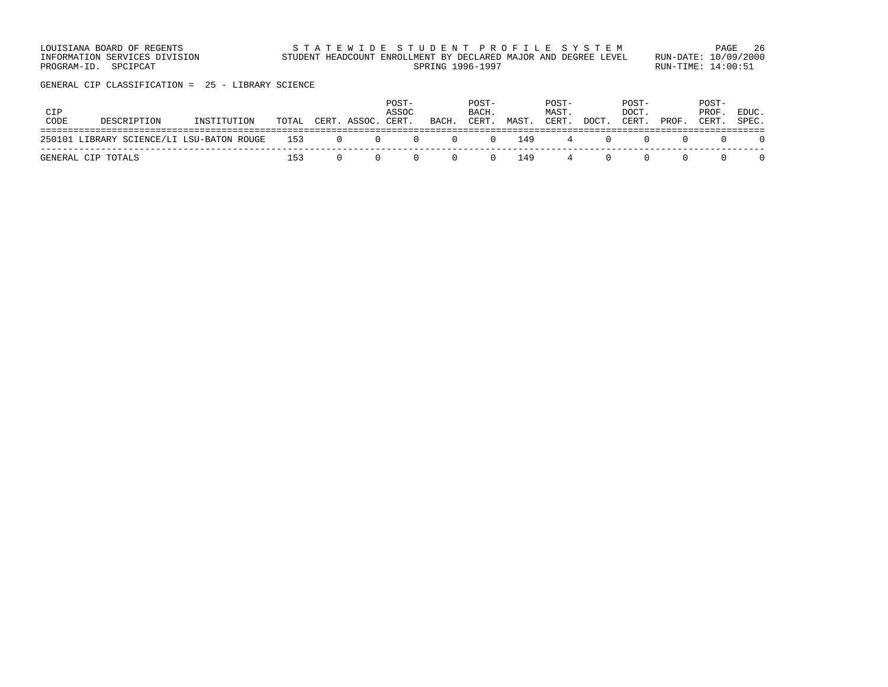LOUISIANA BOARD OF REGENTS
INFORMATION SERVICES DIVISION
PROGRAM-ID. SPCIPCAT

S T A T E W I D E   S T U D E N T   P R O F I L E   S Y S T E M
STUDENT HEADCOUNT ENROLLMENT BY DECLARED MAJOR AND DEGREE LEVEL
SPRING 1996-1997

RUN-DATE: 10/09/2000
RUN-TIME: 14:00:51

GENERAL CIP CLASSIFICATION = 25 - LIBRARY SCIENCE

| CIP CODE | DESCRIPTION | INSTITUTION | TOTAL | CERT. | ASSOC. | POST-ASSOC CERT. | BACH. | POST-BACH. CERT. | MAST. | POST-MAST. CERT. | DOCT. | POST-DOCT. CERT. | PROF. | POST-PROF. CERT. | EDUC. SPEC. |
|---|---|---|---|---|---|---|---|---|---|---|---|---|---|---|---|
| 250101 | LIBRARY SCIENCE/LI | LSU-BATON ROUGE | 153 | 0 | 0 | 0 | 0 | 0 | 149 | 4 | 0 | 0 | 0 | 0 | 0 |
| GENERAL CIP TOTALS | | | 153 | 0 | 0 | 0 | 0 | 0 | 149 | 4 | 0 | 0 | 0 | 0 | 0 |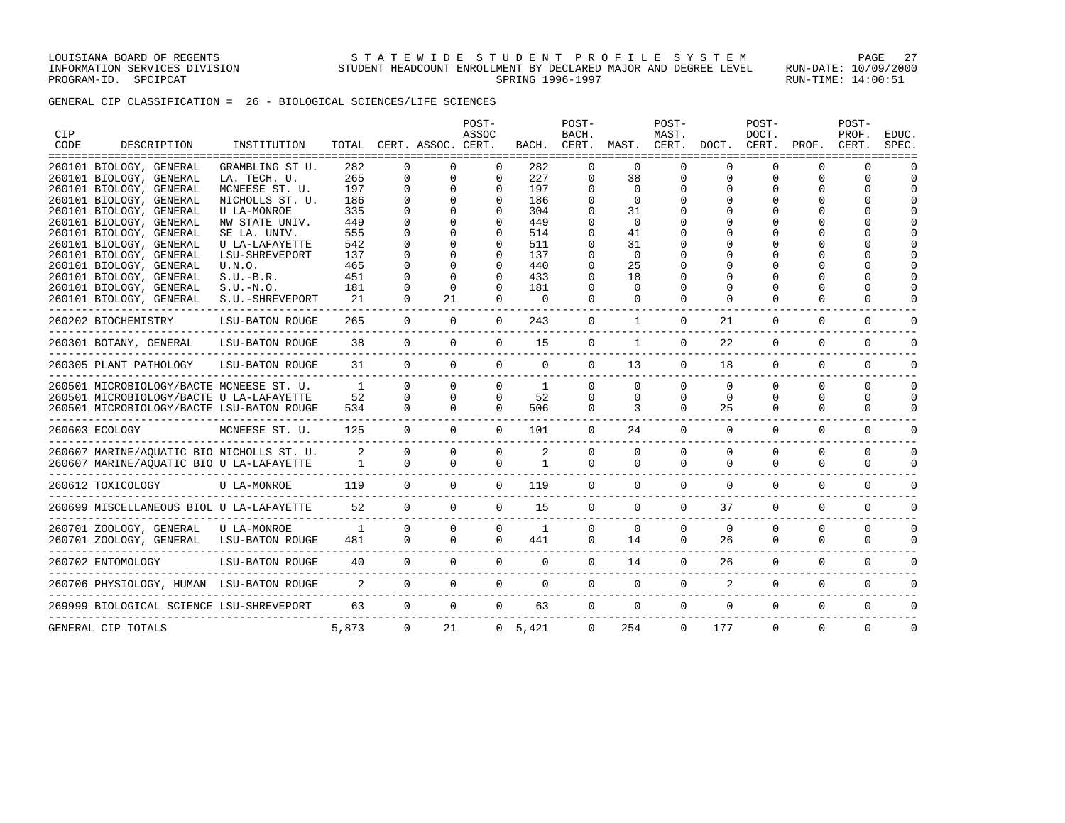GENERAL CIP CLASSIFICATION = 26 - BIOLOGICAL SCIENCES/LIFE SCIENCES

| CIP CODE | DESCRIPTION | INSTITUTION | TOTAL | CERT. | ASSOC. | POST-ASSOC CERT. | BACH. | POST-BACH. CERT. | MAST. | POST-MAST. CERT. | DOCT. | POST-DOCT. CERT. | PROF. | POST-PROF. CERT. | EDUC. SPEC. |
|---|---|---|---|---|---|---|---|---|---|---|---|---|---|---|---|
| 260101 | BIOLOGY, GENERAL | GRAMBLING ST U. | 282 | 0 | 0 | 0 | 282 | 0 | 0 | 0 | 0 | 0 | 0 | 0 | 0 |
| 260101 | BIOLOGY, GENERAL | LA. TECH. U. | 265 | 0 | 0 | 0 | 227 | 0 | 38 | 0 | 0 | 0 | 0 | 0 | 0 |
| 260101 | BIOLOGY, GENERAL | MCNEESE ST. U. | 197 | 0 | 0 | 0 | 197 | 0 | 0 | 0 | 0 | 0 | 0 | 0 | 0 |
| 260101 | BIOLOGY, GENERAL | NICHOLLS ST. U. | 186 | 0 | 0 | 0 | 186 | 0 | 0 | 0 | 0 | 0 | 0 | 0 | 0 |
| 260101 | BIOLOGY, GENERAL | U LA-MONROE | 335 | 0 | 0 | 0 | 304 | 0 | 31 | 0 | 0 | 0 | 0 | 0 | 0 |
| 260101 | BIOLOGY, GENERAL | NW STATE UNIV. | 449 | 0 | 0 | 0 | 449 | 0 | 0 | 0 | 0 | 0 | 0 | 0 | 0 |
| 260101 | BIOLOGY, GENERAL | SE LA. UNIV. | 555 | 0 | 0 | 0 | 514 | 0 | 41 | 0 | 0 | 0 | 0 | 0 | 0 |
| 260101 | BIOLOGY, GENERAL | U LA-LAFAYETTE | 542 | 0 | 0 | 0 | 511 | 0 | 31 | 0 | 0 | 0 | 0 | 0 | 0 |
| 260101 | BIOLOGY, GENERAL | LSU-SHREVEPORT | 137 | 0 | 0 | 0 | 137 | 0 | 0 | 0 | 0 | 0 | 0 | 0 | 0 |
| 260101 | BIOLOGY, GENERAL | U.N.O. | 465 | 0 | 0 | 0 | 440 | 0 | 25 | 0 | 0 | 0 | 0 | 0 | 0 |
| 260101 | BIOLOGY, GENERAL | S.U.-B.R. | 451 | 0 | 0 | 0 | 433 | 0 | 18 | 0 | 0 | 0 | 0 | 0 | 0 |
| 260101 | BIOLOGY, GENERAL | S.U.-N.O. | 181 | 0 | 0 | 0 | 181 | 0 | 0 | 0 | 0 | 0 | 0 | 0 | 0 |
| 260101 | BIOLOGY, GENERAL | S.U.-SHREVEPORT | 21 | 0 | 21 | 0 | 0 | 0 | 0 | 0 | 0 | 0 | 0 | 0 | 0 |
| 260202 | BIOCHEMISTRY | LSU-BATON ROUGE | 265 | 0 | 0 | 0 | 243 | 0 | 1 | 0 | 21 | 0 | 0 | 0 | 0 |
| 260301 | BOTANY, GENERAL | LSU-BATON ROUGE | 38 | 0 | 0 | 0 | 15 | 0 | 1 | 0 | 22 | 0 | 0 | 0 | 0 |
| 260305 | PLANT PATHOLOGY | LSU-BATON ROUGE | 31 | 0 | 0 | 0 | 0 | 0 | 13 | 0 | 18 | 0 | 0 | 0 | 0 |
| 260501 | MICROBIOLOGY/BACTE | MCNEESE ST. U. | 1 | 0 | 0 | 0 | 1 | 0 | 0 | 0 | 0 | 0 | 0 | 0 | 0 |
| 260501 | MICROBIOLOGY/BACTE | U LA-LAFAYETTE | 52 | 0 | 0 | 0 | 52 | 0 | 0 | 0 | 0 | 0 | 0 | 0 | 0 |
| 260501 | MICROBIOLOGY/BACTE | LSU-BATON ROUGE | 534 | 0 | 0 | 0 | 506 | 0 | 3 | 0 | 25 | 0 | 0 | 0 | 0 |
| 260603 | ECOLOGY | MCNEESE ST. U. | 125 | 0 | 0 | 0 | 101 | 0 | 24 | 0 | 0 | 0 | 0 | 0 | 0 |
| 260607 | MARINE/AQUATIC BIO | NICHOLLS ST. U. | 2 | 0 | 0 | 0 | 2 | 0 | 0 | 0 | 0 | 0 | 0 | 0 | 0 |
| 260607 | MARINE/AQUATIC BIO | U LA-LAFAYETTE | 1 | 0 | 0 | 0 | 1 | 0 | 0 | 0 | 0 | 0 | 0 | 0 | 0 |
| 260612 | TOXICOLOGY | U LA-MONROE | 119 | 0 | 0 | 0 | 119 | 0 | 0 | 0 | 0 | 0 | 0 | 0 | 0 |
| 260699 | MISCELLANEOUS BIOL | U LA-LAFAYETTE | 52 | 0 | 0 | 0 | 15 | 0 | 0 | 0 | 37 | 0 | 0 | 0 | 0 |
| 260701 | ZOOLOGY, GENERAL | U LA-MONROE | 1 | 0 | 0 | 0 | 1 | 0 | 0 | 0 | 0 | 0 | 0 | 0 | 0 |
| 260701 | ZOOLOGY, GENERAL | LSU-BATON ROUGE | 481 | 0 | 0 | 0 | 441 | 0 | 14 | 0 | 26 | 0 | 0 | 0 | 0 |
| 260702 | ENTOMOLOGY | LSU-BATON ROUGE | 40 | 0 | 0 | 0 | 0 | 0 | 14 | 0 | 26 | 0 | 0 | 0 | 0 |
| 260706 | PHYSIOLOGY, HUMAN | LSU-BATON ROUGE | 2 | 0 | 0 | 0 | 0 | 0 | 0 | 0 | 2 | 0 | 0 | 0 | 0 |
| 269999 | BIOLOGICAL SCIENCE | LSU-SHREVEPORT | 63 | 0 | 0 | 0 | 63 | 0 | 0 | 0 | 0 | 0 | 0 | 0 | 0 |
| GENERAL CIP TOTALS | | | 5,873 | 0 | 21 | 0 | 5,421 | 0 | 254 | 0 | 177 | 0 | 0 | 0 | 0 |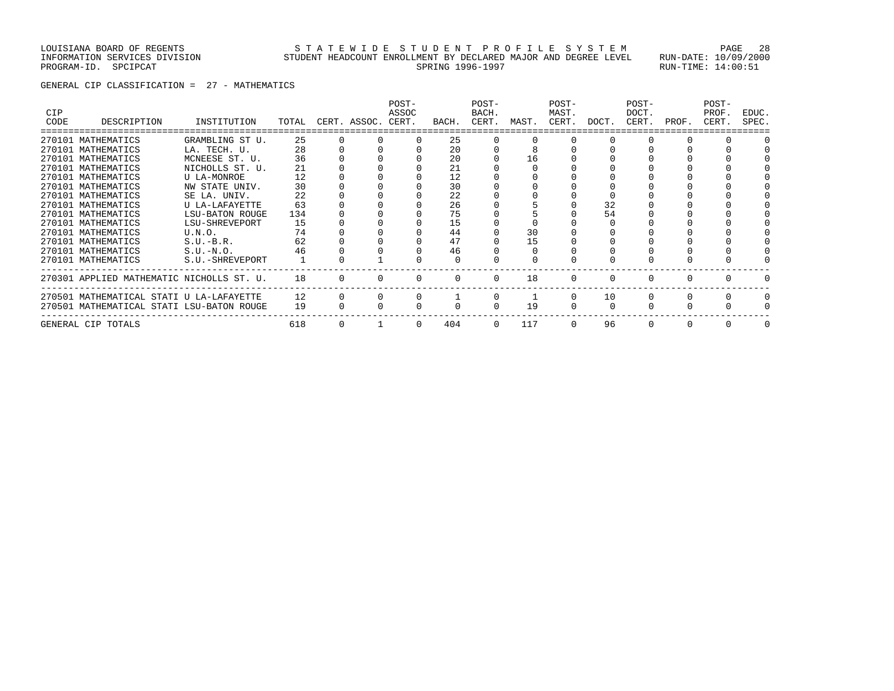LOUISIANA BOARD OF REGENTS — STATEWIDE STUDENT PROFILE SYSTEM
INFORMATION SERVICES DIVISION — STUDENT HEADCOUNT ENROLLMENT BY DECLARED MAJOR AND DEGREE LEVEL — RUN-DATE: 10/09/2000
PROGRAM-ID. SPCIPCAT — SPRING 1996-1997 — RUN-TIME: 14:00:51

GENERAL CIP CLASSIFICATION = 27 - MATHEMATICS

| CIP CODE | DESCRIPTION | INSTITUTION | TOTAL | CERT. | ASSOC. | POST-ASSOC CERT. | BACH. | POST-BACH. CERT. | MAST. | POST-MAST. CERT. | DOCT. | POST-DOCT. CERT. | PROF. | POST-PROF. CERT. | EDUC. SPEC. |
|---|---|---|---|---|---|---|---|---|---|---|---|---|---|---|---|
| 270101 | MATHEMATICS | GRAMBLING ST U. | 25 | 0 | 0 | 0 | 25 | 0 | 0 | 0 | 0 | 0 | 0 | 0 | 0 |
| 270101 | MATHEMATICS | LA. TECH. U. | 28 | 0 | 0 | 0 | 20 | 0 | 8 | 0 | 0 | 0 | 0 | 0 | 0 |
| 270101 | MATHEMATICS | MCNEESE ST. U. | 36 | 0 | 0 | 0 | 20 | 0 | 16 | 0 | 0 | 0 | 0 | 0 | 0 |
| 270101 | MATHEMATICS | NICHOLLS ST. U. | 21 | 0 | 0 | 0 | 21 | 0 | 0 | 0 | 0 | 0 | 0 | 0 | 0 |
| 270101 | MATHEMATICS | U LA-MONROE | 12 | 0 | 0 | 0 | 12 | 0 | 0 | 0 | 0 | 0 | 0 | 0 | 0 |
| 270101 | MATHEMATICS | NW STATE UNIV. | 30 | 0 | 0 | 0 | 30 | 0 | 0 | 0 | 0 | 0 | 0 | 0 | 0 |
| 270101 | MATHEMATICS | SE LA. UNIV. | 22 | 0 | 0 | 0 | 22 | 0 | 0 | 0 | 0 | 0 | 0 | 0 | 0 |
| 270101 | MATHEMATICS | U LA-LAFAYETTE | 63 | 0 | 0 | 0 | 26 | 0 | 5 | 0 | 32 | 0 | 0 | 0 | 0 |
| 270101 | MATHEMATICS | LSU-BATON ROUGE | 134 | 0 | 0 | 0 | 75 | 0 | 5 | 0 | 54 | 0 | 0 | 0 | 0 |
| 270101 | MATHEMATICS | LSU-SHREVEPORT | 15 | 0 | 0 | 0 | 15 | 0 | 0 | 0 | 0 | 0 | 0 | 0 | 0 |
| 270101 | MATHEMATICS | U.N.O. | 74 | 0 | 0 | 0 | 44 | 0 | 30 | 0 | 0 | 0 | 0 | 0 | 0 |
| 270101 | MATHEMATICS | S.U.-B.R. | 62 | 0 | 0 | 0 | 47 | 0 | 15 | 0 | 0 | 0 | 0 | 0 | 0 |
| 270101 | MATHEMATICS | S.U.-N.O. | 46 | 0 | 0 | 0 | 46 | 0 | 0 | 0 | 0 | 0 | 0 | 0 | 0 |
| 270101 | MATHEMATICS | S.U.-SHREVEPORT | 1 | 0 | 1 | 0 | 0 | 0 | 0 | 0 | 0 | 0 | 0 | 0 | 0 |
| 270301 | APPLIED MATHEMATIC | NICHOLLS ST. U. | 18 | 0 | 0 | 0 | 0 | 0 | 18 | 0 | 0 | 0 | 0 | 0 | 0 |
| 270501 | MATHEMATICAL STATI | U LA-LAFAYETTE | 12 | 0 | 0 | 0 | 1 | 0 | 1 | 0 | 10 | 0 | 0 | 0 | 0 |
| 270501 | MATHEMATICAL STATI | LSU-BATON ROUGE | 19 | 0 | 0 | 0 | 0 | 0 | 19 | 0 | 0 | 0 | 0 | 0 | 0 |
| GENERAL CIP TOTALS | | | 618 | 0 | 1 | 0 | 404 | 0 | 117 | 0 | 96 | 0 | 0 | 0 | 0 |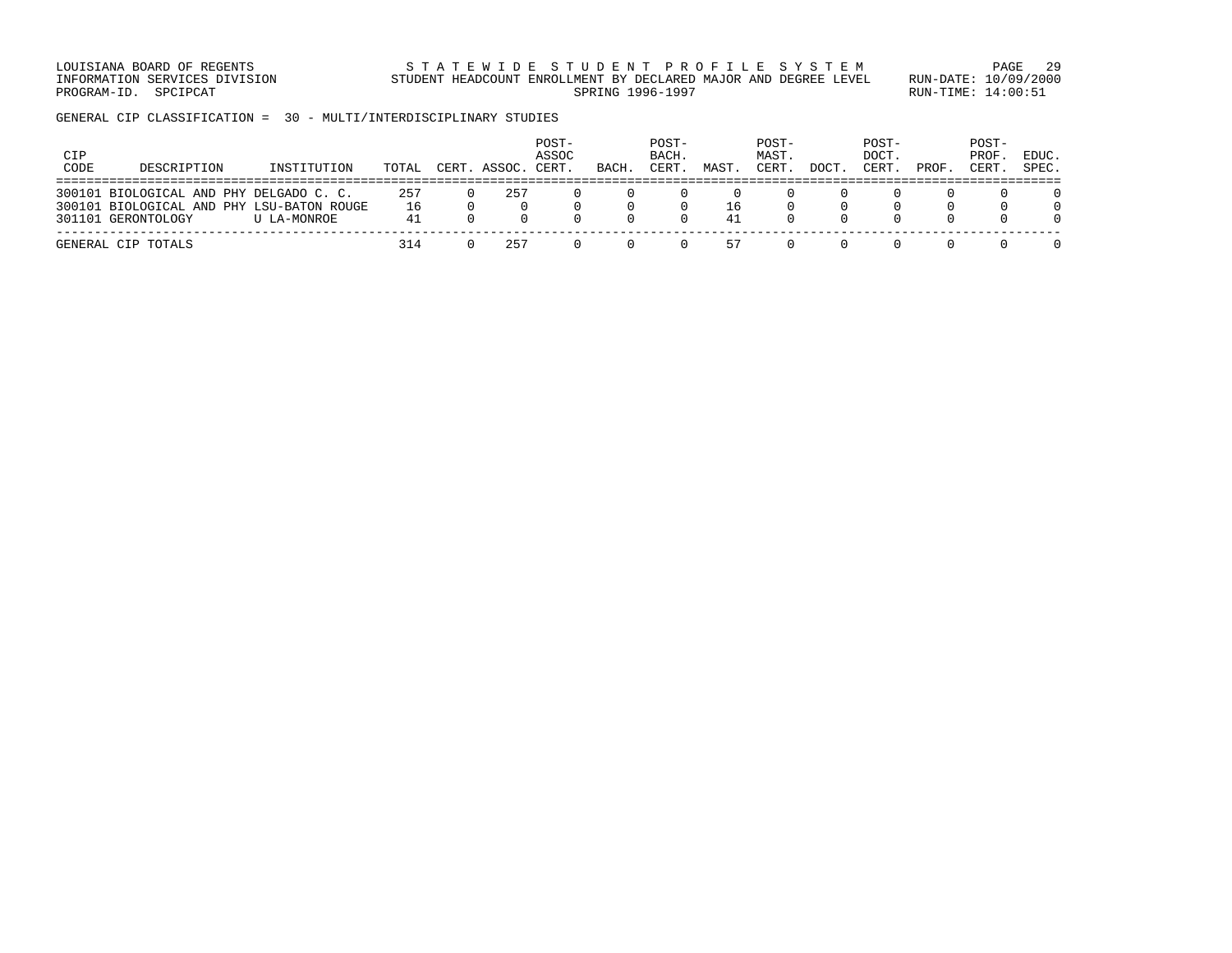LOUISIANA BOARD OF REGENTS
INFORMATION SERVICES DIVISION
PROGRAM-ID. SPCIPCAT

STATEWIDE STUDENT PROFILE SYSTEM
STUDENT HEADCOUNT ENROLLMENT BY DECLARED MAJOR AND DEGREE LEVEL
SPRING 1996-1997

RUN-DATE: 10/09/2000
RUN-TIME: 14:00:51

GENERAL CIP CLASSIFICATION = 30 - MULTI/INTERDISCIPLINARY STUDIES

| CIP CODE | DESCRIPTION | INSTITUTION | TOTAL | CERT. | ASSOC. | POST-ASSOC CERT. | BACH. | POST-BACH. CERT. | MAST. | POST-MAST. CERT. | DOCT. | POST-DOCT. CERT. | PROF. | POST-PROF. CERT. | EDUC. SPEC. |
|---|---|---|---|---|---|---|---|---|---|---|---|---|---|---|---|
| 300101 | BIOLOGICAL AND PHY | DELGADO C. C. | 257 | 0 | 257 | 0 | 0 | 0 | 0 | 0 | 0 | 0 | 0 | 0 | 0 |
| 300101 | BIOLOGICAL AND PHY | LSU-BATON ROUGE | 16 | 0 | 0 | 0 | 0 | 0 | 16 | 0 | 0 | 0 | 0 | 0 | 0 |
| 301101 | GERONTOLOGY | U LA-MONROE | 41 | 0 | 0 | 0 | 0 | 0 | 41 | 0 | 0 | 0 | 0 | 0 | 0 |
| GENERAL CIP TOTALS | | | 314 | 0 | 257 | 0 | 0 | 0 | 57 | 0 | 0 | 0 | 0 | 0 | 0 |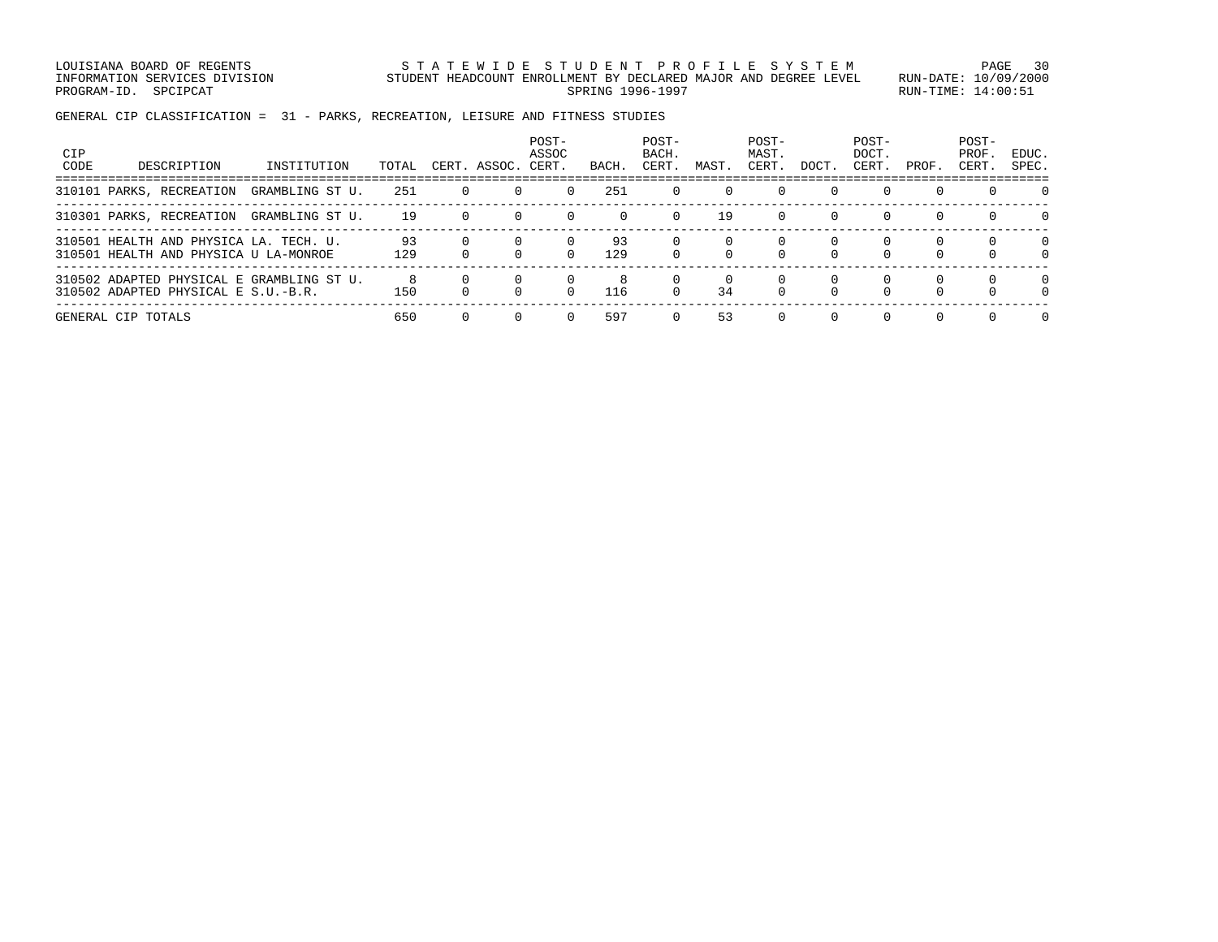LOUISIANA BOARD OF REGENTS
INFORMATION SERVICES DIVISION
PROGRAM-ID. SPCIPCAT

STATEWIDE STUDENT PROFILE SYSTEM
STUDENT HEADCOUNT ENROLLMENT BY DECLARED MAJOR AND DEGREE LEVEL
SPRING 1996-1997

RUN-DATE: 10/09/2000
RUN-TIME: 14:00:51

GENERAL CIP CLASSIFICATION = 31 - PARKS, RECREATION, LEISURE AND FITNESS STUDIES

| CIP CODE | DESCRIPTION | INSTITUTION | TOTAL | CERT. | ASSOC. | POST-ASSOC CERT. | BACH. | POST-BACH. CERT. | MAST. | POST-MAST. CERT. | DOCT. | POST-DOCT. CERT. | PROF. | POST-PROF. CERT. | EDUC. SPEC. |
|---|---|---|---|---|---|---|---|---|---|---|---|---|---|---|---|
| 310101 | PARKS, RECREATION | GRAMBLING ST U. | 251 | 0 | 0 | 0 | 251 | 0 | 0 | 0 | 0 | 0 | 0 | 0 | 0 |
| 310301 | PARKS, RECREATION | GRAMBLING ST U. | 19 | 0 | 0 | 0 | 0 | 0 | 19 | 0 | 0 | 0 | 0 | 0 | 0 |
| 310501 | HEALTH AND PHYSICA | LA. TECH. U. | 93 | 0 | 0 | 0 | 93 | 0 | 0 | 0 | 0 | 0 | 0 | 0 | 0 |
| 310501 | HEALTH AND PHYSICA | U LA-MONROE | 129 | 0 | 0 | 0 | 129 | 0 | 0 | 0 | 0 | 0 | 0 | 0 | 0 |
| 310502 | ADAPTED PHYSICAL E | GRAMBLING ST U. | 8 | 0 | 0 | 0 | 8 | 0 | 0 | 0 | 0 | 0 | 0 | 0 | 0 |
| 310502 | ADAPTED PHYSICAL E | S.U.-B.R. | 150 | 0 | 0 | 0 | 116 | 0 | 34 | 0 | 0 | 0 | 0 | 0 | 0 |
| GENERAL CIP TOTALS | | | 650 | 0 | 0 | 0 | 597 | 0 | 53 | 0 | 0 | 0 | 0 | 0 | 0 |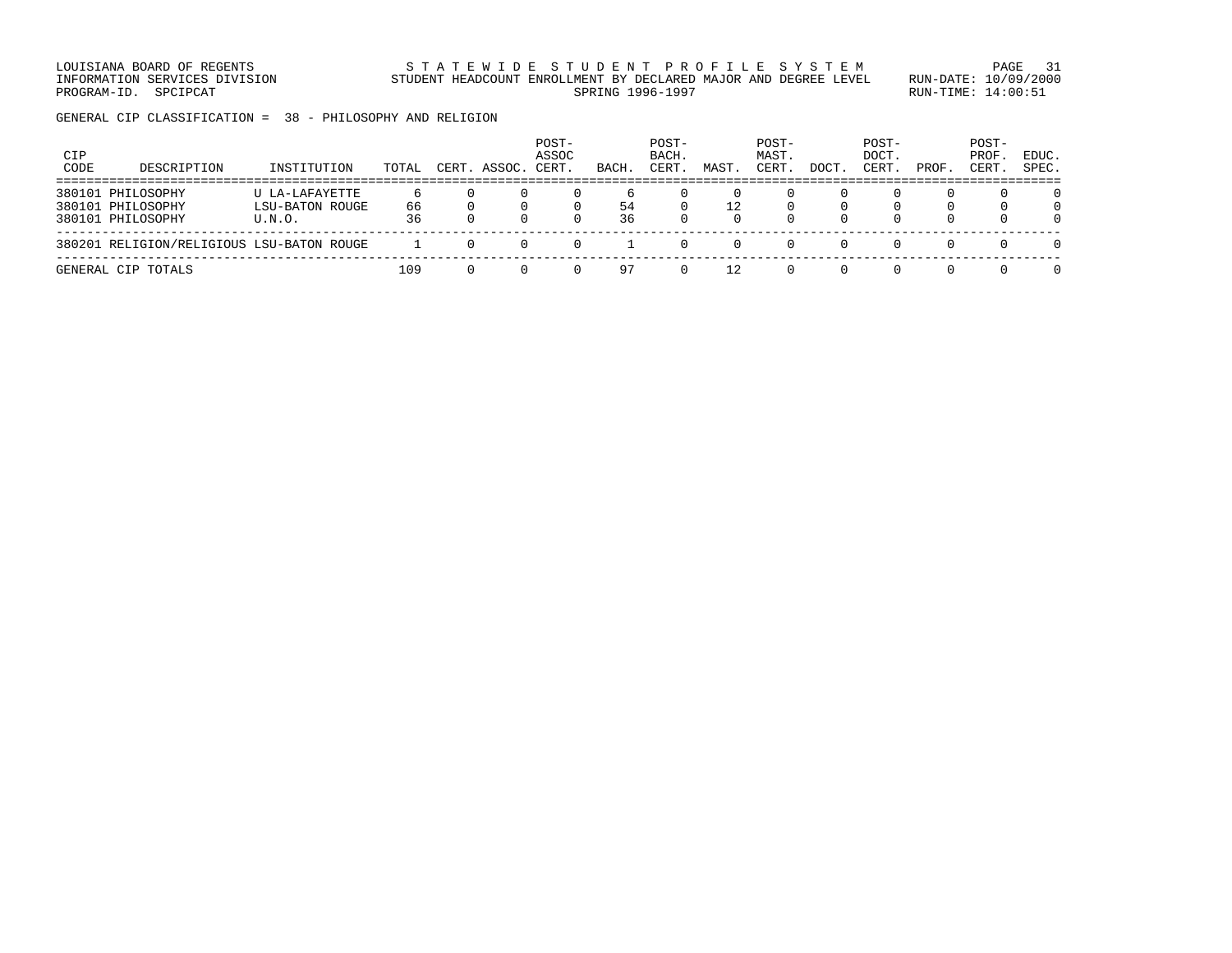GENERAL CIP CLASSIFICATION = 38 - PHILOSOPHY AND RELIGION

| CIP CODE | DESCRIPTION | INSTITUTION | TOTAL | CERT. | ASSOC. | POST-ASSOC CERT. | BACH. | POST-BACH. CERT. | MAST. | POST-MAST. CERT. | DOCT. | POST-DOCT. CERT. | PROF. | POST-PROF. CERT. | EDUC. SPEC. |
|---|---|---|---|---|---|---|---|---|---|---|---|---|---|---|---|
| 380101 | PHILOSOPHY | U LA-LAFAYETTE | 6 | 0 | 0 | 0 | 6 | 0 | 0 | 0 | 0 | 0 | 0 | 0 | 0 |
| 380101 | PHILOSOPHY | LSU-BATON ROUGE | 66 | 0 | 0 | 0 | 54 | 0 | 12 | 0 | 0 | 0 | 0 | 0 | 0 |
| 380101 | PHILOSOPHY | U.N.O. | 36 | 0 | 0 | 0 | 36 | 0 | 0 | 0 | 0 | 0 | 0 | 0 | 0 |
| 380201 | RELIGION/RELIGIOUS | LSU-BATON ROUGE | 1 | 0 | 0 | 0 | 1 | 0 | 0 | 0 | 0 | 0 | 0 | 0 | 0 |
| GENERAL CIP TOTALS | | | 109 | 0 | 0 | 0 | 97 | 0 | 12 | 0 | 0 | 0 | 0 | 0 | 0 |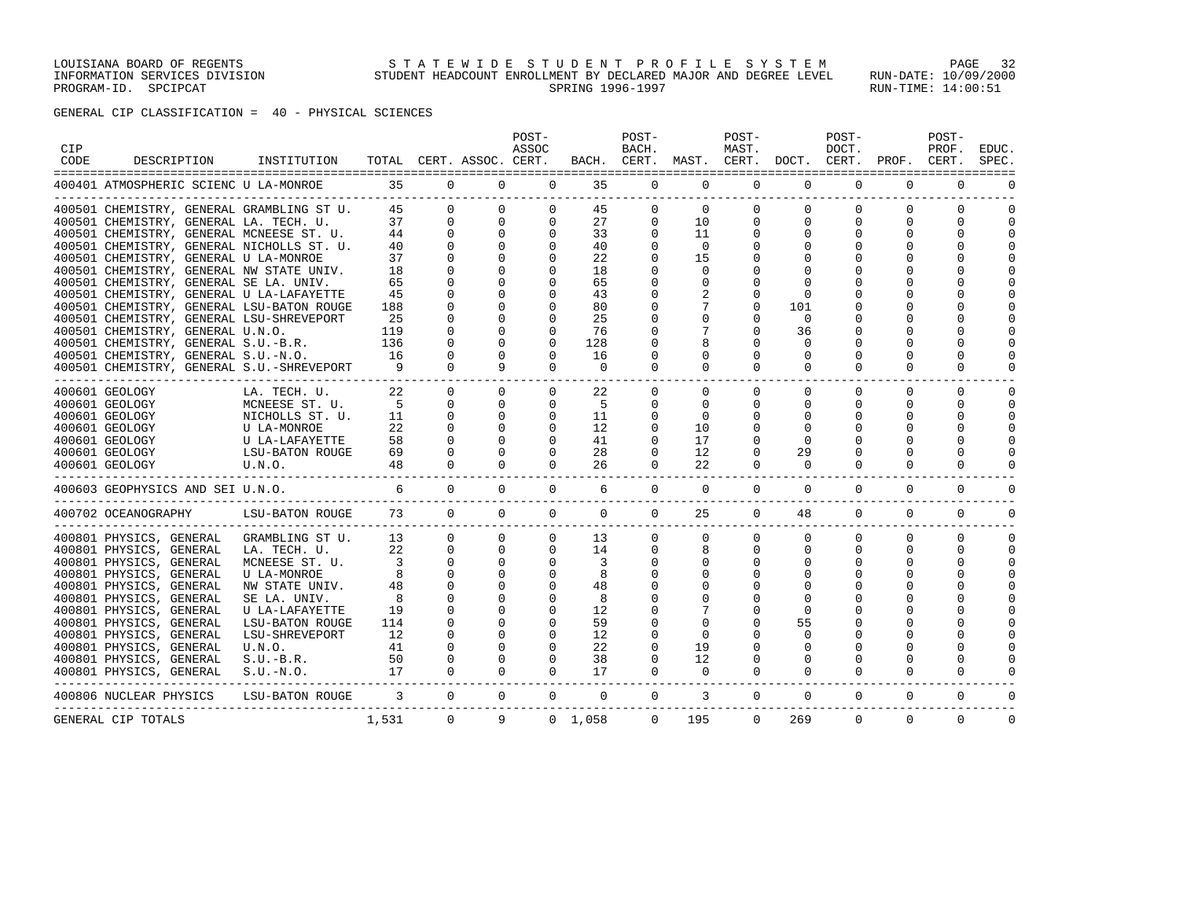GENERAL CIP CLASSIFICATION = 40 - PHYSICAL SCIENCES

| CIP CODE | DESCRIPTION | INSTITUTION | TOTAL | CERT. | ASSOC. | POST-ASSOC CERT. | BACH. | POST-BACH. CERT. | MAST. | POST-MAST. CERT. | DOCT. | POST-DOCT. CERT. | PROF. | POST-PROF. CERT. | EDUC. SPEC. |
|---|---|---|---|---|---|---|---|---|---|---|---|---|---|---|---|
| 400401 | ATMOSPHERIC SCIENC | U LA-MONROE | 35 | 0 | 0 | 0 | 35 | 0 | 0 | 0 | 0 | 0 | 0 | 0 | 0 |
| 400501 | CHEMISTRY, GENERAL | GRAMBLING ST U. | 45 | 0 | 0 | 0 | 45 | 0 | 0 | 0 | 0 | 0 | 0 | 0 | 0 |
| 400501 | CHEMISTRY, GENERAL | LA. TECH. U. | 37 | 0 | 0 | 0 | 27 | 0 | 10 | 0 | 0 | 0 | 0 | 0 | 0 |
| 400501 | CHEMISTRY, GENERAL | MCNEESE ST. U. | 44 | 0 | 0 | 0 | 33 | 0 | 11 | 0 | 0 | 0 | 0 | 0 | 0 |
| 400501 | CHEMISTRY, GENERAL | NICHOLLS ST. U. | 40 | 0 | 0 | 0 | 40 | 0 | 0 | 0 | 0 | 0 | 0 | 0 | 0 |
| 400501 | CHEMISTRY, GENERAL | U LA-MONROE | 37 | 0 | 0 | 0 | 22 | 0 | 15 | 0 | 0 | 0 | 0 | 0 | 0 |
| 400501 | CHEMISTRY, GENERAL | NW STATE UNIV. | 18 | 0 | 0 | 0 | 18 | 0 | 0 | 0 | 0 | 0 | 0 | 0 | 0 |
| 400501 | CHEMISTRY, GENERAL | SE LA. UNIV. | 65 | 0 | 0 | 0 | 65 | 0 | 0 | 0 | 0 | 0 | 0 | 0 | 0 |
| 400501 | CHEMISTRY, GENERAL | U LA-LAFAYETTE | 45 | 0 | 0 | 0 | 43 | 0 | 2 | 0 | 0 | 0 | 0 | 0 | 0 |
| 400501 | CHEMISTRY, GENERAL | LSU-BATON ROUGE | 188 | 0 | 0 | 0 | 80 | 0 | 7 | 0 | 101 | 0 | 0 | 0 | 0 |
| 400501 | CHEMISTRY, GENERAL | LSU-SHREVEPORT | 25 | 0 | 0 | 0 | 25 | 0 | 0 | 0 | 0 | 0 | 0 | 0 | 0 |
| 400501 | CHEMISTRY, GENERAL | U.N.O. | 119 | 0 | 0 | 0 | 76 | 0 | 7 | 0 | 36 | 0 | 0 | 0 | 0 |
| 400501 | CHEMISTRY, GENERAL | S.U.-B.R. | 136 | 0 | 0 | 0 | 128 | 0 | 8 | 0 | 0 | 0 | 0 | 0 | 0 |
| 400501 | CHEMISTRY, GENERAL | S.U.-N.O. | 16 | 0 | 0 | 0 | 16 | 0 | 0 | 0 | 0 | 0 | 0 | 0 | 0 |
| 400501 | CHEMISTRY, GENERAL | S.U.-SHREVEPORT | 9 | 0 | 9 | 0 | 0 | 0 | 0 | 0 | 0 | 0 | 0 | 0 | 0 |
| 400601 | GEOLOGY | LA. TECH. U. | 22 | 0 | 0 | 0 | 22 | 0 | 0 | 0 | 0 | 0 | 0 | 0 | 0 |
| 400601 | GEOLOGY | MCNEESE ST. U. | 5 | 0 | 0 | 0 | 5 | 0 | 0 | 0 | 0 | 0 | 0 | 0 | 0 |
| 400601 | GEOLOGY | NICHOLLS ST. U. | 11 | 0 | 0 | 0 | 11 | 0 | 0 | 0 | 0 | 0 | 0 | 0 | 0 |
| 400601 | GEOLOGY | U LA-MONROE | 22 | 0 | 0 | 0 | 12 | 0 | 10 | 0 | 0 | 0 | 0 | 0 | 0 |
| 400601 | GEOLOGY | U LA-LAFAYETTE | 58 | 0 | 0 | 0 | 41 | 0 | 17 | 0 | 0 | 0 | 0 | 0 | 0 |
| 400601 | GEOLOGY | LSU-BATON ROUGE | 69 | 0 | 0 | 0 | 28 | 0 | 12 | 0 | 29 | 0 | 0 | 0 | 0 |
| 400601 | GEOLOGY | U.N.O. | 48 | 0 | 0 | 0 | 26 | 0 | 22 | 0 | 0 | 0 | 0 | 0 | 0 |
| 400603 | GEOPHYSICS AND SEI | U.N.O. | 6 | 0 | 0 | 0 | 6 | 0 | 0 | 0 | 0 | 0 | 0 | 0 | 0 |
| 400702 | OCEANOGRAPHY | LSU-BATON ROUGE | 73 | 0 | 0 | 0 | 0 | 0 | 25 | 0 | 48 | 0 | 0 | 0 | 0 |
| 400801 | PHYSICS, GENERAL | GRAMBLING ST U. | 13 | 0 | 0 | 0 | 13 | 0 | 0 | 0 | 0 | 0 | 0 | 0 | 0 |
| 400801 | PHYSICS, GENERAL | LA. TECH. U. | 22 | 0 | 0 | 0 | 14 | 0 | 8 | 0 | 0 | 0 | 0 | 0 | 0 |
| 400801 | PHYSICS, GENERAL | MCNEESE ST. U. | 3 | 0 | 0 | 0 | 3 | 0 | 0 | 0 | 0 | 0 | 0 | 0 | 0 |
| 400801 | PHYSICS, GENERAL | U LA-MONROE | 8 | 0 | 0 | 0 | 8 | 0 | 0 | 0 | 0 | 0 | 0 | 0 | 0 |
| 400801 | PHYSICS, GENERAL | NW STATE UNIV. | 48 | 0 | 0 | 0 | 48 | 0 | 0 | 0 | 0 | 0 | 0 | 0 | 0 |
| 400801 | PHYSICS, GENERAL | SE LA. UNIV. | 8 | 0 | 0 | 0 | 8 | 0 | 0 | 0 | 0 | 0 | 0 | 0 | 0 |
| 400801 | PHYSICS, GENERAL | U LA-LAFAYETTE | 19 | 0 | 0 | 0 | 12 | 0 | 7 | 0 | 0 | 0 | 0 | 0 | 0 |
| 400801 | PHYSICS, GENERAL | LSU-BATON ROUGE | 114 | 0 | 0 | 0 | 59 | 0 | 0 | 0 | 55 | 0 | 0 | 0 | 0 |
| 400801 | PHYSICS, GENERAL | LSU-SHREVEPORT | 12 | 0 | 0 | 0 | 12 | 0 | 0 | 0 | 0 | 0 | 0 | 0 | 0 |
| 400801 | PHYSICS, GENERAL | U.N.O. | 41 | 0 | 0 | 0 | 22 | 0 | 19 | 0 | 0 | 0 | 0 | 0 | 0 |
| 400801 | PHYSICS, GENERAL | S.U.-B.R. | 50 | 0 | 0 | 0 | 38 | 0 | 12 | 0 | 0 | 0 | 0 | 0 | 0 |
| 400801 | PHYSICS, GENERAL | S.U.-N.O. | 17 | 0 | 0 | 0 | 17 | 0 | 0 | 0 | 0 | 0 | 0 | 0 | 0 |
| 400806 | NUCLEAR PHYSICS | LSU-BATON ROUGE | 3 | 0 | 0 | 0 | 0 | 0 | 3 | 0 | 0 | 0 | 0 | 0 | 0 |
| GENERAL CIP TOTALS | | | 1,531 | 0 | 9 | 0 | 1,058 | 0 | 195 | 0 | 269 | 0 | 0 | 0 | 0 |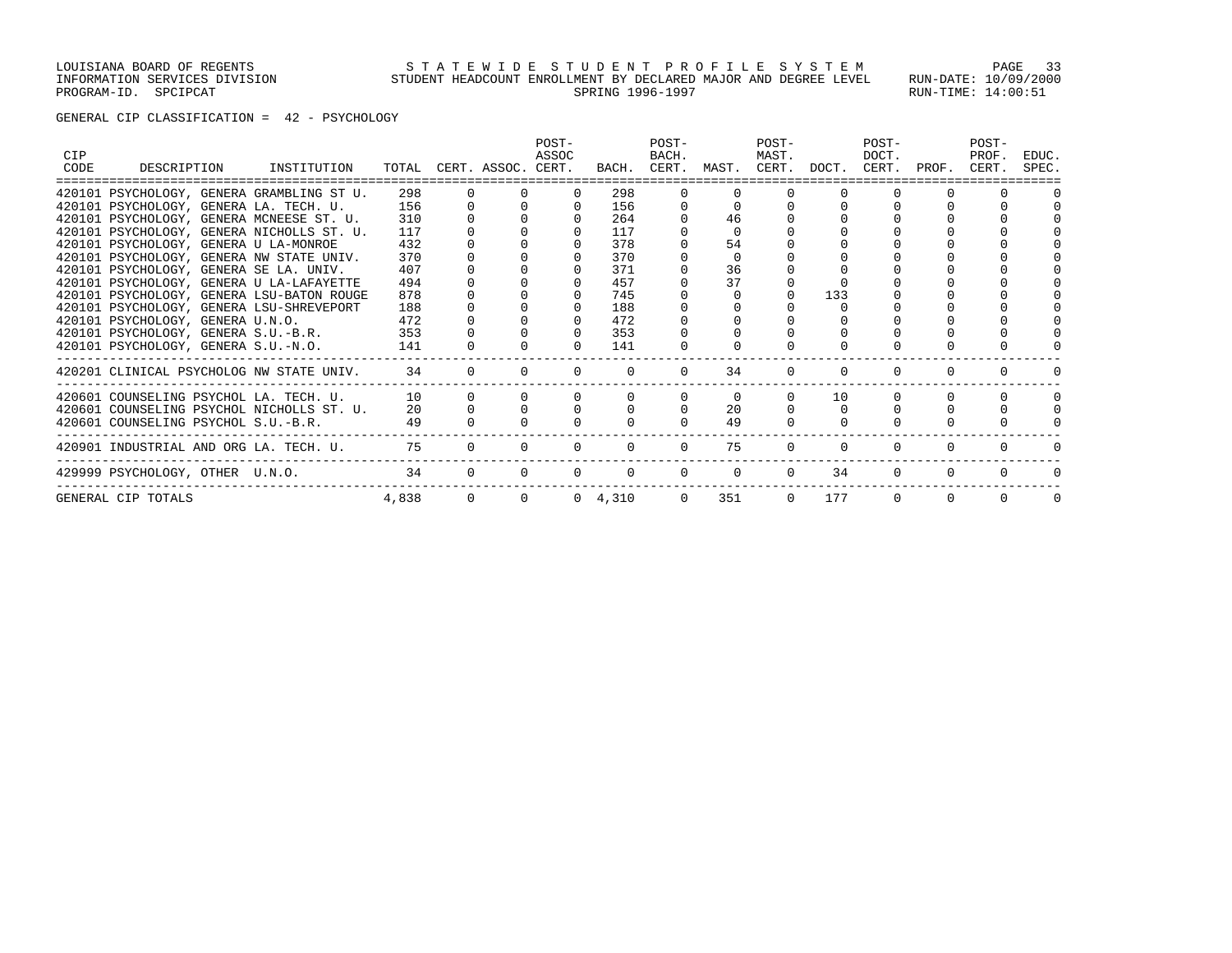LOUISIANA BOARD OF REGENTS
INFORMATION SERVICES DIVISION
PROGRAM-ID. SPCIPCAT

STATEWIDE STUDENT PROFILE SYSTEM
STUDENT HEADCOUNT ENROLLMENT BY DECLARED MAJOR AND DEGREE LEVEL
SPRING 1996-1997

RUN-DATE: 10/09/2000
RUN-TIME: 14:00:51

GENERAL CIP CLASSIFICATION = 42 - PSYCHOLOGY

| CIP CODE | DESCRIPTION | INSTITUTION | TOTAL | CERT. | ASSOC. | POST-ASSOC CERT. | BACH. | POST-BACH. CERT. | MAST. | POST-MAST. CERT. | DOCT. | POST-DOCT. CERT. | PROF. | POST-PROF. CERT. | EDUC. SPEC. |
|---|---|---|---|---|---|---|---|---|---|---|---|---|---|---|---|
| 420101 | PSYCHOLOGY, GENERA | GRAMBLING ST U. | 298 | 0 | 0 | 0 | 298 | 0 | 0 | 0 | 0 | 0 | 0 | 0 | 0 |
| 420101 | PSYCHOLOGY, GENERA | LA. TECH. U. | 156 | 0 | 0 | 0 | 156 | 0 | 0 | 0 | 0 | 0 | 0 | 0 | 0 |
| 420101 | PSYCHOLOGY, GENERA | MCNEESE ST. U. | 310 | 0 | 0 | 0 | 264 | 0 | 46 | 0 | 0 | 0 | 0 | 0 | 0 |
| 420101 | PSYCHOLOGY, GENERA | NICHOLLS ST. U. | 117 | 0 | 0 | 0 | 117 | 0 | 0 | 0 | 0 | 0 | 0 | 0 | 0 |
| 420101 | PSYCHOLOGY, GENERA | U LA-MONROE | 432 | 0 | 0 | 0 | 378 | 0 | 54 | 0 | 0 | 0 | 0 | 0 | 0 |
| 420101 | PSYCHOLOGY, GENERA | NW STATE UNIV. | 370 | 0 | 0 | 0 | 370 | 0 | 0 | 0 | 0 | 0 | 0 | 0 | 0 |
| 420101 | PSYCHOLOGY, GENERA | SE LA. UNIV. | 407 | 0 | 0 | 0 | 371 | 0 | 36 | 0 | 0 | 0 | 0 | 0 | 0 |
| 420101 | PSYCHOLOGY, GENERA | U LA-LAFAYETTE | 494 | 0 | 0 | 0 | 457 | 0 | 37 | 0 | 0 | 0 | 0 | 0 | 0 |
| 420101 | PSYCHOLOGY, GENERA | LSU-BATON ROUGE | 878 | 0 | 0 | 0 | 745 | 0 | 0 | 0 | 133 | 0 | 0 | 0 | 0 |
| 420101 | PSYCHOLOGY, GENERA | LSU-SHREVEPORT | 188 | 0 | 0 | 0 | 188 | 0 | 0 | 0 | 0 | 0 | 0 | 0 | 0 |
| 420101 | PSYCHOLOGY, GENERA | U.N.O. | 472 | 0 | 0 | 0 | 472 | 0 | 0 | 0 | 0 | 0 | 0 | 0 | 0 |
| 420101 | PSYCHOLOGY, GENERA | S.U.-B.R. | 353 | 0 | 0 | 0 | 353 | 0 | 0 | 0 | 0 | 0 | 0 | 0 | 0 |
| 420101 | PSYCHOLOGY, GENERA | S.U.-N.O. | 141 | 0 | 0 | 0 | 141 | 0 | 0 | 0 | 0 | 0 | 0 | 0 | 0 |
| 420201 | CLINICAL PSYCHOLOG | NW STATE UNIV. | 34 | 0 | 0 | 0 | 0 | 0 | 34 | 0 | 0 | 0 | 0 | 0 | 0 |
| 420601 | COUNSELING PSYCHOL | LA. TECH. U. | 10 | 0 | 0 | 0 | 0 | 0 | 0 | 0 | 10 | 0 | 0 | 0 | 0 |
| 420601 | COUNSELING PSYCHOL | NICHOLLS ST. U. | 20 | 0 | 0 | 0 | 0 | 0 | 20 | 0 | 0 | 0 | 0 | 0 | 0 |
| 420601 | COUNSELING PSYCHOL | S.U.-B.R. | 49 | 0 | 0 | 0 | 0 | 0 | 49 | 0 | 0 | 0 | 0 | 0 | 0 |
| 420901 | INDUSTRIAL AND ORG | LA. TECH. U. | 75 | 0 | 0 | 0 | 0 | 0 | 75 | 0 | 0 | 0 | 0 | 0 | 0 |
| 429999 | PSYCHOLOGY, OTHER | U.N.O. | 34 | 0 | 0 | 0 | 0 | 0 | 0 | 0 | 34 | 0 | 0 | 0 | 0 |
| GENERAL CIP TOTALS | | | 4,838 | 0 | 0 | 0 | 4,310 | 0 | 351 | 0 | 177 | 0 | 0 | 0 | 0 |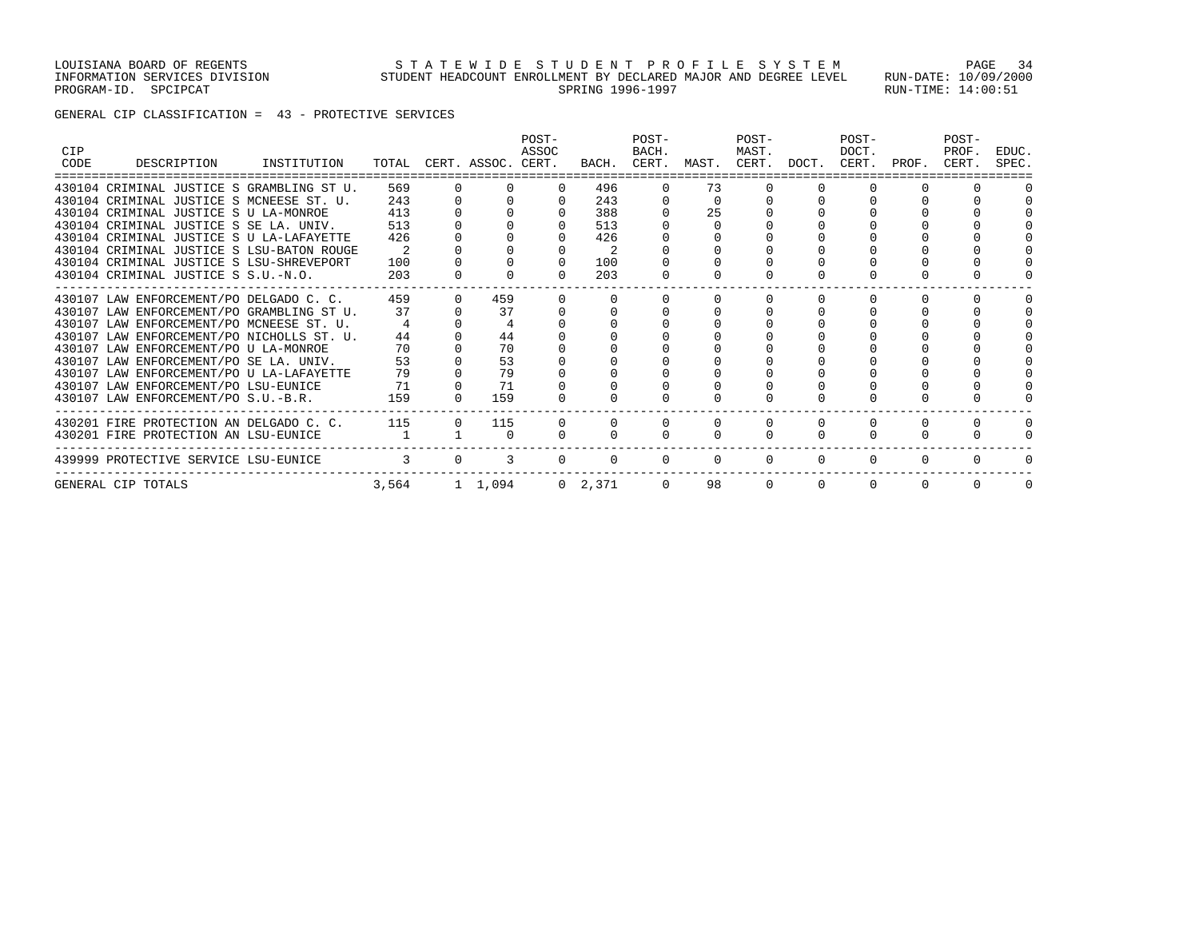GENERAL CIP CLASSIFICATION = 43 - PROTECTIVE SERVICES

| CIP CODE | DESCRIPTION | INSTITUTION | TOTAL | CERT. | ASSOC. | POST-ASSOC CERT. | BACH. | POST-BACH. CERT. | MAST. | POST-MAST. CERT. | DOCT. | POST-DOCT. CERT. | PROF. | POST-PROF. CERT. | EDUC. SPEC. |
|---|---|---|---|---|---|---|---|---|---|---|---|---|---|---|---|
| 430104 | CRIMINAL JUSTICE S | GRAMBLING ST U. | 569 | 0 | 0 | 0 | 496 | 0 | 73 | 0 | 0 | 0 | 0 | 0 | 0 |
| 430104 | CRIMINAL JUSTICE S | MCNEESE ST. U. | 243 | 0 | 0 | 0 | 243 | 0 | 0 | 0 | 0 | 0 | 0 | 0 | 0 |
| 430104 | CRIMINAL JUSTICE S | U LA-MONROE | 413 | 0 | 0 | 0 | 388 | 0 | 25 | 0 | 0 | 0 | 0 | 0 | 0 |
| 430104 | CRIMINAL JUSTICE S | SE LA. UNIV. | 513 | 0 | 0 | 0 | 513 | 0 | 0 | 0 | 0 | 0 | 0 | 0 | 0 |
| 430104 | CRIMINAL JUSTICE S | U LA-LAFAYETTE | 426 | 0 | 0 | 0 | 426 | 0 | 0 | 0 | 0 | 0 | 0 | 0 | 0 |
| 430104 | CRIMINAL JUSTICE S | LSU-BATON ROUGE | 2 | 0 | 0 | 0 | 2 | 0 | 0 | 0 | 0 | 0 | 0 | 0 | 0 |
| 430104 | CRIMINAL JUSTICE S | LSU-SHREVEPORT | 100 | 0 | 0 | 0 | 100 | 0 | 0 | 0 | 0 | 0 | 0 | 0 | 0 |
| 430104 | CRIMINAL JUSTICE S | S.U.-N.O. | 203 | 0 | 0 | 0 | 203 | 0 | 0 | 0 | 0 | 0 | 0 | 0 | 0 |
| 430107 | LAW ENFORCEMENT/PO | DELGADO C. C. | 459 | 0 | 459 | 0 | 0 | 0 | 0 | 0 | 0 | 0 | 0 | 0 | 0 |
| 430107 | LAW ENFORCEMENT/PO | GRAMBLING ST U. | 37 | 0 | 37 | 0 | 0 | 0 | 0 | 0 | 0 | 0 | 0 | 0 | 0 |
| 430107 | LAW ENFORCEMENT/PO | MCNEESE ST. U. | 4 | 0 | 4 | 0 | 0 | 0 | 0 | 0 | 0 | 0 | 0 | 0 | 0 |
| 430107 | LAW ENFORCEMENT/PO | NICHOLLS ST. U. | 44 | 0 | 44 | 0 | 0 | 0 | 0 | 0 | 0 | 0 | 0 | 0 | 0 |
| 430107 | LAW ENFORCEMENT/PO | U LA-MONROE | 70 | 0 | 70 | 0 | 0 | 0 | 0 | 0 | 0 | 0 | 0 | 0 | 0 |
| 430107 | LAW ENFORCEMENT/PO | SE LA. UNIV. | 53 | 0 | 53 | 0 | 0 | 0 | 0 | 0 | 0 | 0 | 0 | 0 | 0 |
| 430107 | LAW ENFORCEMENT/PO | U LA-LAFAYETTE | 79 | 0 | 79 | 0 | 0 | 0 | 0 | 0 | 0 | 0 | 0 | 0 | 0 |
| 430107 | LAW ENFORCEMENT/PO | LSU-EUNICE | 71 | 0 | 71 | 0 | 0 | 0 | 0 | 0 | 0 | 0 | 0 | 0 | 0 |
| 430107 | LAW ENFORCEMENT/PO | S.U.-B.R. | 159 | 0 | 159 | 0 | 0 | 0 | 0 | 0 | 0 | 0 | 0 | 0 | 0 |
| 430201 | FIRE PROTECTION AN | DELGADO C. C. | 115 | 0 | 115 | 0 | 0 | 0 | 0 | 0 | 0 | 0 | 0 | 0 | 0 |
| 430201 | FIRE PROTECTION AN | LSU-EUNICE | 1 | 1 | 0 | 0 | 0 | 0 | 0 | 0 | 0 | 0 | 0 | 0 | 0 |
| 439999 | PROTECTIVE SERVICE | LSU-EUNICE | 3 | 0 | 3 | 0 | 0 | 0 | 0 | 0 | 0 | 0 | 0 | 0 | 0 |
| GENERAL CIP TOTALS | | | 3,564 | 1 | 1,094 | 0 | 2,371 | 0 | 98 | 0 | 0 | 0 | 0 | 0 | 0 |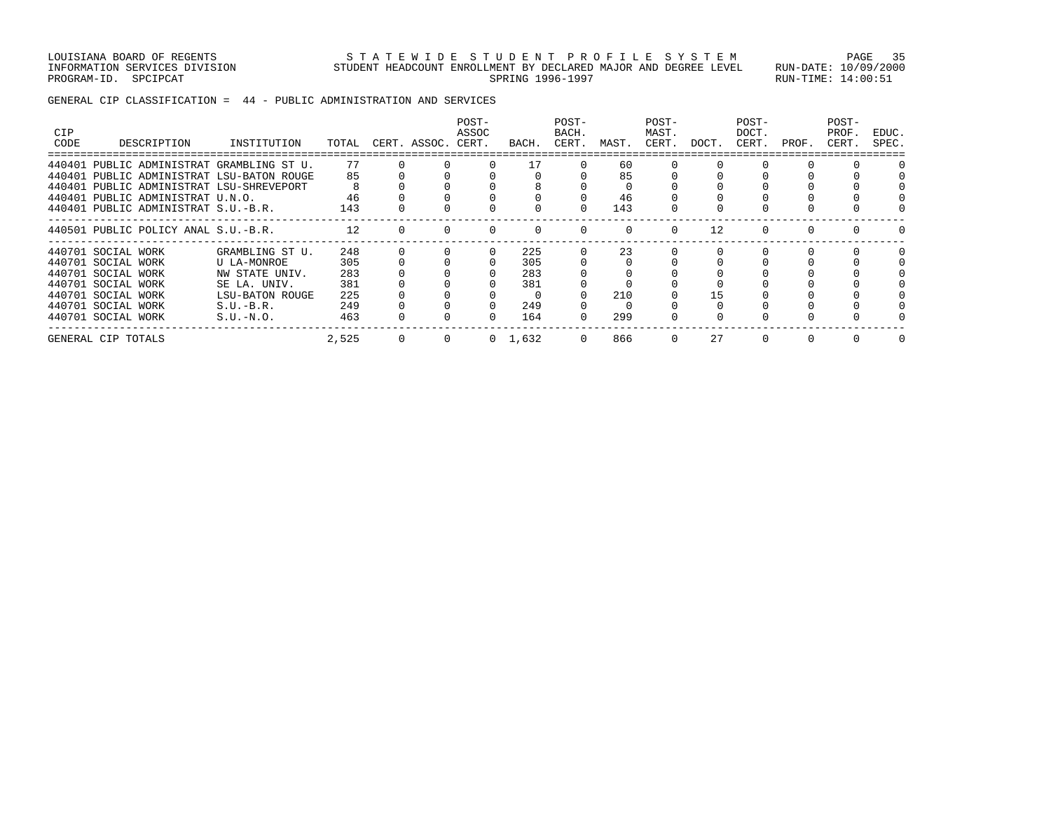LOUISIANA BOARD OF REGENTS — STATEWIDE STUDENT PROFILE SYSTEM

INFORMATION SERVICES DIVISION — STUDENT HEADCOUNT ENROLLMENT BY DECLARED MAJOR AND DEGREE LEVEL — RUN-DATE: 10/09/2000

PROGRAM-ID. SPCIPCAT — SPRING 1996-1997 — RUN-TIME: 14:00:51

GENERAL CIP CLASSIFICATION = 44 - PUBLIC ADMINISTRATION AND SERVICES

| CIP CODE | DESCRIPTION | INSTITUTION | TOTAL | CERT. | ASSOC. | POST-ASSOC CERT. | BACH. | POST-BACH. CERT. | MAST. | POST-MAST. CERT. | DOCT. | POST-DOCT. CERT. | PROF. | POST-PROF. CERT. | EDUC. SPEC. |
|---|---|---|---|---|---|---|---|---|---|---|---|---|---|---|---|
| 440401 | PUBLIC ADMINISTRAT | GRAMBLING ST U. | 77 | 0 | 0 | 0 | 17 | 0 | 60 | 0 | 0 | 0 | 0 | 0 | 0 |
| 440401 | PUBLIC ADMINISTRAT | LSU-BATON ROUGE | 85 | 0 | 0 | 0 | 0 | 0 | 85 | 0 | 0 | 0 | 0 | 0 | 0 |
| 440401 | PUBLIC ADMINISTRAT | LSU-SHREVEPORT | 8 | 0 | 0 | 0 | 8 | 0 | 0 | 0 | 0 | 0 | 0 | 0 | 0 |
| 440401 | PUBLIC ADMINISTRAT | U.N.O. | 46 | 0 | 0 | 0 | 0 | 0 | 46 | 0 | 0 | 0 | 0 | 0 | 0 |
| 440401 | PUBLIC ADMINISTRAT | S.U.-B.R. | 143 | 0 | 0 | 0 | 0 | 0 | 143 | 0 | 0 | 0 | 0 | 0 | 0 |
| 440501 | PUBLIC POLICY ANAL | S.U.-B.R. | 12 | 0 | 0 | 0 | 0 | 0 | 0 | 0 | 12 | 0 | 0 | 0 | 0 |
| 440701 | SOCIAL WORK | GRAMBLING ST U. | 248 | 0 | 0 | 0 | 225 | 0 | 23 | 0 | 0 | 0 | 0 | 0 | 0 |
| 440701 | SOCIAL WORK | U LA-MONROE | 305 | 0 | 0 | 0 | 305 | 0 | 0 | 0 | 0 | 0 | 0 | 0 | 0 |
| 440701 | SOCIAL WORK | NW STATE UNIV. | 283 | 0 | 0 | 0 | 283 | 0 | 0 | 0 | 0 | 0 | 0 | 0 | 0 |
| 440701 | SOCIAL WORK | SE LA. UNIV. | 381 | 0 | 0 | 0 | 381 | 0 | 0 | 0 | 0 | 0 | 0 | 0 | 0 |
| 440701 | SOCIAL WORK | LSU-BATON ROUGE | 225 | 0 | 0 | 0 | 0 | 0 | 210 | 0 | 15 | 0 | 0 | 0 | 0 |
| 440701 | SOCIAL WORK | S.U.-B.R. | 249 | 0 | 0 | 0 | 249 | 0 | 0 | 0 | 0 | 0 | 0 | 0 | 0 |
| 440701 | SOCIAL WORK | S.U.-N.O. | 463 | 0 | 0 | 0 | 164 | 0 | 299 | 0 | 0 | 0 | 0 | 0 | 0 |
| GENERAL CIP TOTALS | | | 2,525 | 0 | 0 | 0 | 1,632 | 0 | 866 | 0 | 27 | 0 | 0 | 0 | 0 |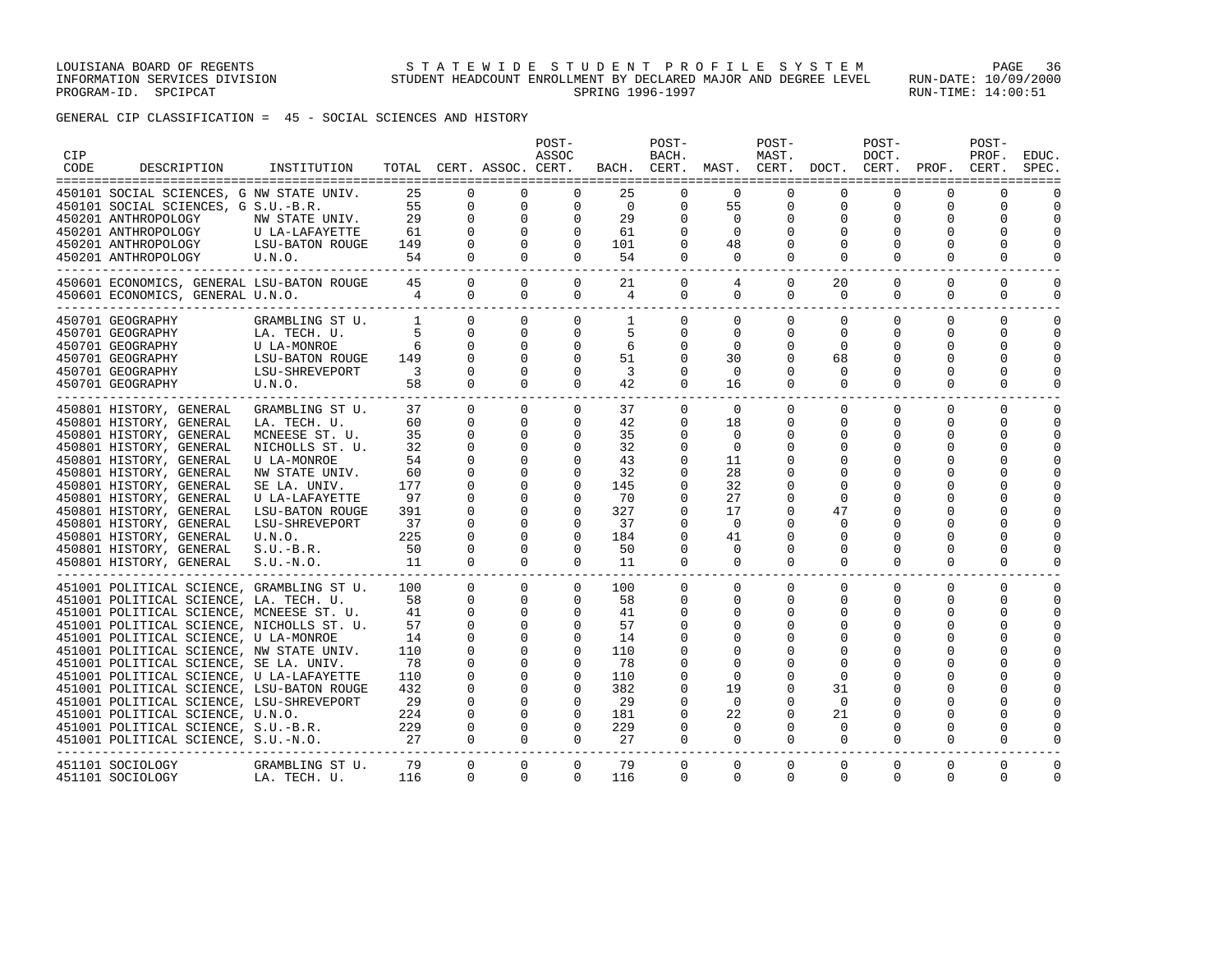LOUISIANA BOARD OF REGENTS — STATEWIDE STUDENT PROFILE SYSTEM
INFORMATION SERVICES DIVISION — STUDENT HEADCOUNT ENROLLMENT BY DECLARED MAJOR AND DEGREE LEVEL — RUN-DATE: 10/09/2000
PROGRAM-ID. SPCIPCAT — SPRING 1996-1997 — RUN-TIME: 14:00:51

GENERAL CIP CLASSIFICATION = 45 - SOCIAL SCIENCES AND HISTORY

| CIP CODE | DESCRIPTION | INSTITUTION | TOTAL | CERT. | ASSOC. | POST-ASSOC CERT. | BACH. | POST-BACH. CERT. | MAST. | POST-MAST. CERT. | DOCT. | POST-DOCT. CERT. | PROF. | POST-PROF. CERT. | EDUC. SPEC. |
|---|---|---|---|---|---|---|---|---|---|---|---|---|---|---|---|
| 450101 | SOCIAL SCIENCES, G | NW STATE UNIV. | 25 | 0 | 0 | 0 | 25 | 0 | 0 | 0 | 0 | 0 | 0 | 0 | 0 |
| 450101 | SOCIAL SCIENCES, G | S.U.-B.R. | 55 | 0 | 0 | 0 | 0 | 0 | 55 | 0 | 0 | 0 | 0 | 0 | 0 |
| 450201 | ANTHROPOLOGY | NW STATE UNIV. | 29 | 0 | 0 | 0 | 29 | 0 | 0 | 0 | 0 | 0 | 0 | 0 | 0 |
| 450201 | ANTHROPOLOGY | U LA-LAFAYETTE | 61 | 0 | 0 | 0 | 61 | 0 | 0 | 0 | 0 | 0 | 0 | 0 | 0 |
| 450201 | ANTHROPOLOGY | LSU-BATON ROUGE | 149 | 0 | 0 | 0 | 101 | 0 | 48 | 0 | 0 | 0 | 0 | 0 | 0 |
| 450201 | ANTHROPOLOGY | U.N.O. | 54 | 0 | 0 | 0 | 54 | 0 | 0 | 0 | 0 | 0 | 0 | 0 | 0 |
| 450601 | ECONOMICS, GENERAL | LSU-BATON ROUGE | 45 | 0 | 0 | 0 | 21 | 0 | 4 | 0 | 20 | 0 | 0 | 0 | 0 |
| 450601 | ECONOMICS, GENERAL | U.N.O. | 4 | 0 | 0 | 0 | 4 | 0 | 0 | 0 | 0 | 0 | 0 | 0 | 0 |
| 450701 | GEOGRAPHY | GRAMBLING ST U. | 1 | 0 | 0 | 0 | 1 | 0 | 0 | 0 | 0 | 0 | 0 | 0 | 0 |
| 450701 | GEOGRAPHY | LA. TECH. U. | 5 | 0 | 0 | 0 | 5 | 0 | 0 | 0 | 0 | 0 | 0 | 0 | 0 |
| 450701 | GEOGRAPHY | U LA-MONROE | 6 | 0 | 0 | 0 | 6 | 0 | 0 | 0 | 0 | 0 | 0 | 0 | 0 |
| 450701 | GEOGRAPHY | LSU-BATON ROUGE | 149 | 0 | 0 | 0 | 51 | 0 | 30 | 0 | 68 | 0 | 0 | 0 | 0 |
| 450701 | GEOGRAPHY | LSU-SHREVEPORT | 3 | 0 | 0 | 0 | 3 | 0 | 0 | 0 | 0 | 0 | 0 | 0 | 0 |
| 450701 | GEOGRAPHY | U.N.O. | 58 | 0 | 0 | 0 | 42 | 0 | 16 | 0 | 0 | 0 | 0 | 0 | 0 |
| 450801 | HISTORY, GENERAL | GRAMBLING ST U. | 37 | 0 | 0 | 0 | 37 | 0 | 0 | 0 | 0 | 0 | 0 | 0 | 0 |
| 450801 | HISTORY, GENERAL | LA. TECH. U. | 60 | 0 | 0 | 0 | 42 | 0 | 18 | 0 | 0 | 0 | 0 | 0 | 0 |
| 450801 | HISTORY, GENERAL | MCNEESE ST. U. | 35 | 0 | 0 | 0 | 35 | 0 | 0 | 0 | 0 | 0 | 0 | 0 | 0 |
| 450801 | HISTORY, GENERAL | NICHOLLS ST. U. | 32 | 0 | 0 | 0 | 32 | 0 | 0 | 0 | 0 | 0 | 0 | 0 | 0 |
| 450801 | HISTORY, GENERAL | U LA-MONROE | 54 | 0 | 0 | 0 | 43 | 0 | 11 | 0 | 0 | 0 | 0 | 0 | 0 |
| 450801 | HISTORY, GENERAL | NW STATE UNIV. | 60 | 0 | 0 | 0 | 32 | 0 | 28 | 0 | 0 | 0 | 0 | 0 | 0 |
| 450801 | HISTORY, GENERAL | SE LA. UNIV. | 177 | 0 | 0 | 0 | 145 | 0 | 32 | 0 | 0 | 0 | 0 | 0 | 0 |
| 450801 | HISTORY, GENERAL | U LA-LAFAYETTE | 97 | 0 | 0 | 0 | 70 | 0 | 27 | 0 | 0 | 0 | 0 | 0 | 0 |
| 450801 | HISTORY, GENERAL | LSU-BATON ROUGE | 391 | 0 | 0 | 0 | 327 | 0 | 17 | 0 | 47 | 0 | 0 | 0 | 0 |
| 450801 | HISTORY, GENERAL | LSU-SHREVEPORT | 37 | 0 | 0 | 0 | 37 | 0 | 0 | 0 | 0 | 0 | 0 | 0 | 0 |
| 450801 | HISTORY, GENERAL | U.N.O. | 225 | 0 | 0 | 0 | 184 | 0 | 41 | 0 | 0 | 0 | 0 | 0 | 0 |
| 450801 | HISTORY, GENERAL | S.U.-B.R. | 50 | 0 | 0 | 0 | 50 | 0 | 0 | 0 | 0 | 0 | 0 | 0 | 0 |
| 450801 | HISTORY, GENERAL | S.U.-N.O. | 11 | 0 | 0 | 0 | 11 | 0 | 0 | 0 | 0 | 0 | 0 | 0 | 0 |
| 451001 | POLITICAL SCIENCE, | GRAMBLING ST U. | 100 | 0 | 0 | 0 | 100 | 0 | 0 | 0 | 0 | 0 | 0 | 0 | 0 |
| 451001 | POLITICAL SCIENCE, | LA. TECH. U. | 58 | 0 | 0 | 0 | 58 | 0 | 0 | 0 | 0 | 0 | 0 | 0 | 0 |
| 451001 | POLITICAL SCIENCE, | MCNEESE ST. U. | 41 | 0 | 0 | 0 | 41 | 0 | 0 | 0 | 0 | 0 | 0 | 0 | 0 |
| 451001 | POLITICAL SCIENCE, | NICHOLLS ST. U. | 57 | 0 | 0 | 0 | 57 | 0 | 0 | 0 | 0 | 0 | 0 | 0 | 0 |
| 451001 | POLITICAL SCIENCE, | U LA-MONROE | 14 | 0 | 0 | 0 | 14 | 0 | 0 | 0 | 0 | 0 | 0 | 0 | 0 |
| 451001 | POLITICAL SCIENCE, | NW STATE UNIV. | 110 | 0 | 0 | 0 | 110 | 0 | 0 | 0 | 0 | 0 | 0 | 0 | 0 |
| 451001 | POLITICAL SCIENCE, | SE LA. UNIV. | 78 | 0 | 0 | 0 | 78 | 0 | 0 | 0 | 0 | 0 | 0 | 0 | 0 |
| 451001 | POLITICAL SCIENCE, | U LA-LAFAYETTE | 110 | 0 | 0 | 0 | 110 | 0 | 0 | 0 | 0 | 0 | 0 | 0 | 0 |
| 451001 | POLITICAL SCIENCE, | LSU-BATON ROUGE | 432 | 0 | 0 | 0 | 382 | 0 | 19 | 0 | 31 | 0 | 0 | 0 | 0 |
| 451001 | POLITICAL SCIENCE, | LSU-SHREVEPORT | 29 | 0 | 0 | 0 | 29 | 0 | 0 | 0 | 0 | 0 | 0 | 0 | 0 |
| 451001 | POLITICAL SCIENCE, | U.N.O. | 224 | 0 | 0 | 0 | 181 | 0 | 22 | 0 | 21 | 0 | 0 | 0 | 0 |
| 451001 | POLITICAL SCIENCE, | S.U.-B.R. | 229 | 0 | 0 | 0 | 229 | 0 | 0 | 0 | 0 | 0 | 0 | 0 | 0 |
| 451001 | POLITICAL SCIENCE, | S.U.-N.O. | 27 | 0 | 0 | 0 | 27 | 0 | 0 | 0 | 0 | 0 | 0 | 0 | 0 |
| 451101 | SOCIOLOGY | GRAMBLING ST U. | 79 | 0 | 0 | 0 | 79 | 0 | 0 | 0 | 0 | 0 | 0 | 0 | 0 |
| 451101 | SOCIOLOGY | LA. TECH. U. | 116 | 0 | 0 | 0 | 116 | 0 | 0 | 0 | 0 | 0 | 0 | 0 | 0 |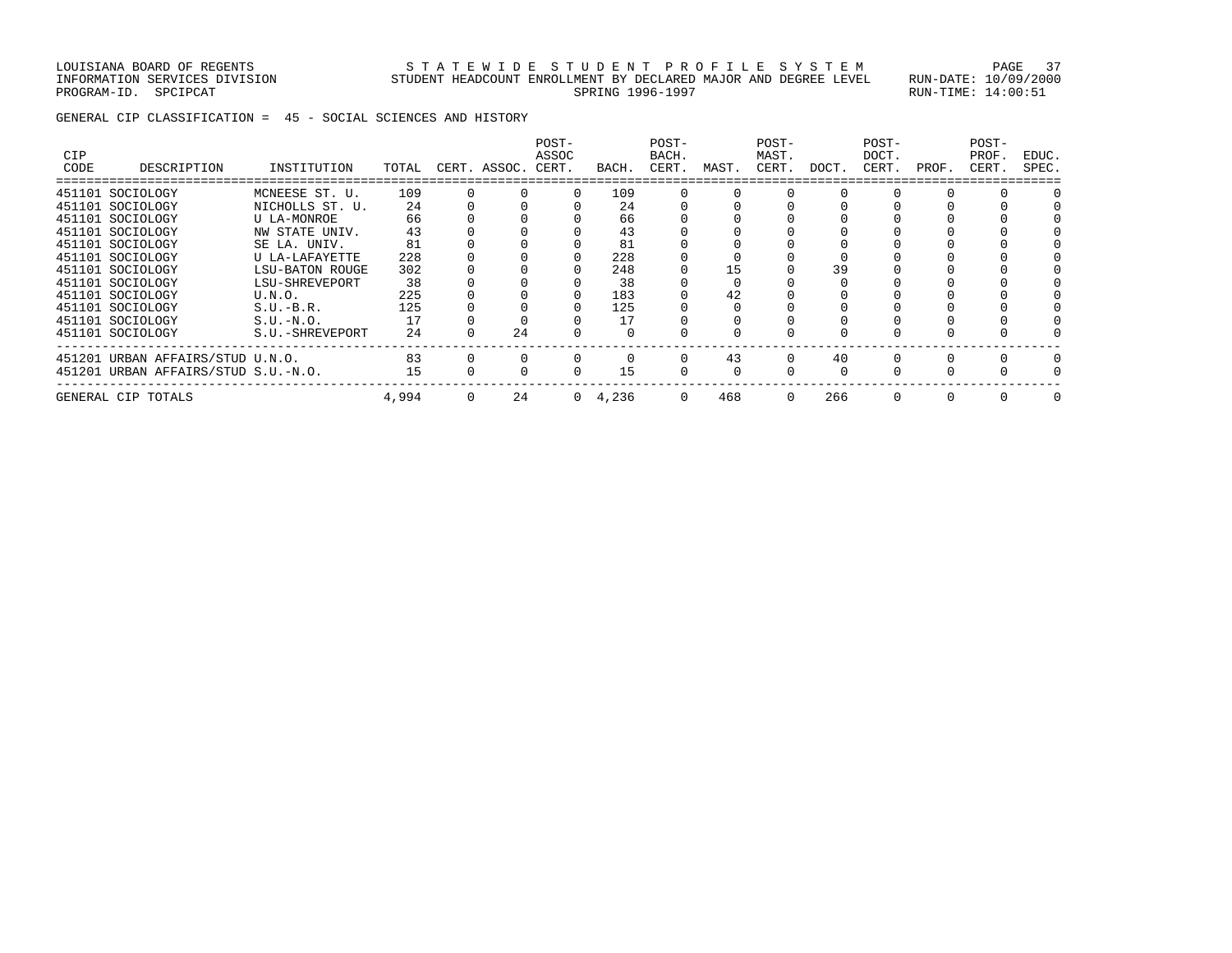GENERAL CIP CLASSIFICATION = 45 - SOCIAL SCIENCES AND HISTORY

| CIP CODE | DESCRIPTION | INSTITUTION | TOTAL | CERT. | ASSOC. | POST-ASSOC CERT. | BACH. | POST-BACH. CERT. | MAST. | POST-MAST. CERT. | DOCT. | POST-DOCT. CERT. | PROF. | POST-PROF. CERT. | EDUC. SPEC. |
|---|---|---|---|---|---|---|---|---|---|---|---|---|---|---|---|
| 451101 | SOCIOLOGY | MCNEESE ST. U. | 109 | 0 | 0 | 0 | 109 | 0 | 0 | 0 | 0 | 0 | 0 | 0 | 0 |
| 451101 | SOCIOLOGY | NICHOLLS ST. U. | 24 | 0 | 0 | 0 | 24 | 0 | 0 | 0 | 0 | 0 | 0 | 0 | 0 |
| 451101 | SOCIOLOGY | U LA-MONROE | 66 | 0 | 0 | 0 | 66 | 0 | 0 | 0 | 0 | 0 | 0 | 0 | 0 |
| 451101 | SOCIOLOGY | NW STATE UNIV. | 43 | 0 | 0 | 0 | 43 | 0 | 0 | 0 | 0 | 0 | 0 | 0 | 0 |
| 451101 | SOCIOLOGY | SE LA. UNIV. | 81 | 0 | 0 | 0 | 81 | 0 | 0 | 0 | 0 | 0 | 0 | 0 | 0 |
| 451101 | SOCIOLOGY | U LA-LAFAYETTE | 228 | 0 | 0 | 0 | 228 | 0 | 0 | 0 | 0 | 0 | 0 | 0 | 0 |
| 451101 | SOCIOLOGY | LSU-BATON ROUGE | 302 | 0 | 0 | 0 | 248 | 0 | 15 | 0 | 39 | 0 | 0 | 0 | 0 |
| 451101 | SOCIOLOGY | LSU-SHREVEPORT | 38 | 0 | 0 | 0 | 38 | 0 | 0 | 0 | 0 | 0 | 0 | 0 | 0 |
| 451101 | SOCIOLOGY | U.N.O. | 225 | 0 | 0 | 0 | 183 | 0 | 42 | 0 | 0 | 0 | 0 | 0 | 0 |
| 451101 | SOCIOLOGY | S.U.-B.R. | 125 | 0 | 0 | 0 | 125 | 0 | 0 | 0 | 0 | 0 | 0 | 0 | 0 |
| 451101 | SOCIOLOGY | S.U.-N.O. | 17 | 0 | 0 | 0 | 17 | 0 | 0 | 0 | 0 | 0 | 0 | 0 | 0 |
| 451101 | SOCIOLOGY | S.U.-SHREVEPORT | 24 | 0 | 24 | 0 | 0 | 0 | 0 | 0 | 0 | 0 | 0 | 0 | 0 |
| 451201 | URBAN AFFAIRS/STUD | U.N.O. | 83 | 0 | 0 | 0 | 0 | 0 | 43 | 0 | 40 | 0 | 0 | 0 | 0 |
| 451201 | URBAN AFFAIRS/STUD | S.U.-N.O. | 15 | 0 | 0 | 0 | 15 | 0 | 0 | 0 | 0 | 0 | 0 | 0 | 0 |
| GENERAL CIP TOTALS | | | 4,994 | 0 | 24 | 0 | 4,236 | 0 | 468 | 0 | 266 | 0 | 0 | 0 | 0 |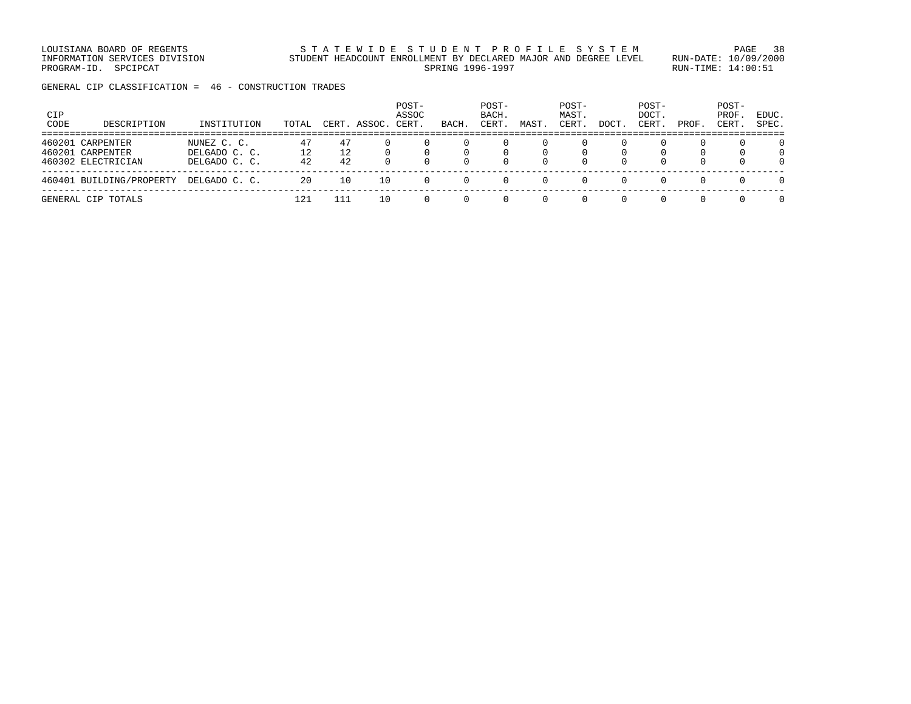LOUISIANA BOARD OF REGENTS
INFORMATION SERVICES DIVISION
PROGRAM-ID. SPCIPCAT

STATEWIDE STUDENT PROFILE SYSTEM
STUDENT HEADCOUNT ENROLLMENT BY DECLARED MAJOR AND DEGREE LEVEL
SPRING 1996-1997

RUN-DATE: 10/09/2000
RUN-TIME: 14:00:51

GENERAL CIP CLASSIFICATION = 46 - CONSTRUCTION TRADES

| CIP CODE | DESCRIPTION | INSTITUTION | TOTAL | CERT. | ASSOC. | POST-ASSOC CERT. | BACH. | POST-BACH. CERT. | MAST. | POST-MAST. CERT. | DOCT. | POST-DOCT. CERT. | PROF. | POST-PROF. CERT. | EDUC. SPEC. |
|---|---|---|---|---|---|---|---|---|---|---|---|---|---|---|---|
| 460201 | CARPENTER | NUNEZ C. C. | 47 | 47 | 0 | 0 | 0 | 0 | 0 | 0 | 0 | 0 | 0 | 0 | 0 |
| 460201 | CARPENTER | DELGADO C. C. | 12 | 12 | 0 | 0 | 0 | 0 | 0 | 0 | 0 | 0 | 0 | 0 | 0 |
| 460302 | ELECTRICIAN | DELGADO C. C. | 42 | 42 | 0 | 0 | 0 | 0 | 0 | 0 | 0 | 0 | 0 | 0 | 0 |
| 460401 | BUILDING/PROPERTY | DELGADO C. C. | 20 | 10 | 10 | 0 | 0 | 0 | 0 | 0 | 0 | 0 | 0 | 0 | 0 |
| GENERAL CIP TOTALS | | | 121 | 111 | 10 | 0 | 0 | 0 | 0 | 0 | 0 | 0 | 0 | 0 | 0 |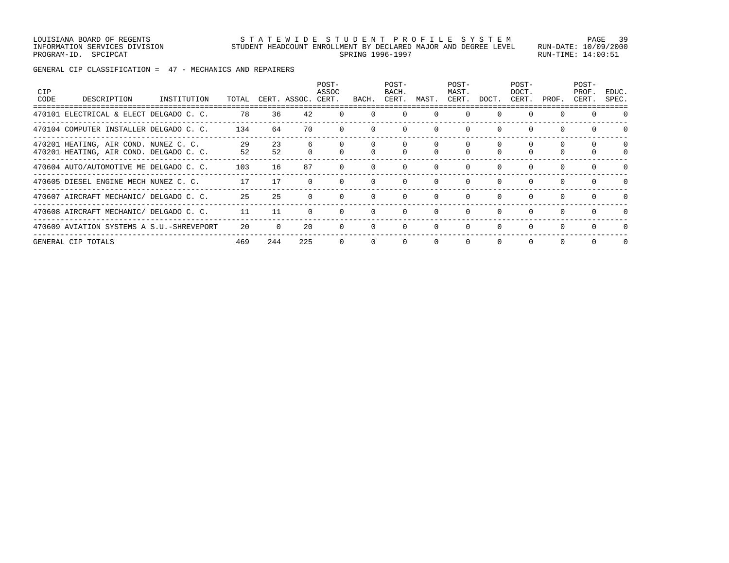LOUISIANA BOARD OF REGENTS
INFORMATION SERVICES DIVISION
PROGRAM-ID. SPCIPCAT

S T A T E W I D E S T U D E N T P R O F I L E S Y S T E M
STUDENT HEADCOUNT ENROLLMENT BY DECLARED MAJOR AND DEGREE LEVEL
SPRING 1996-1997

RUN-DATE: 10/09/2000
RUN-TIME: 14:00:51

GENERAL CIP CLASSIFICATION = 47 - MECHANICS AND REPAIRERS

| CIP CODE | DESCRIPTION | INSTITUTION | TOTAL | CERT. | ASSOC. | POST-ASSOC CERT. | BACH. | POST-BACH. CERT. | MAST. | POST-MAST. CERT. | DOCT. | POST-DOCT. CERT. | PROF. | POST-PROF. CERT. | EDUC. SPEC. |
|---|---|---|---|---|---|---|---|---|---|---|---|---|---|---|---|
| 470101 | ELECTRICAL & ELECT | DELGADO C. C. | 78 | 36 | 42 | 0 | 0 | 0 | 0 | 0 | 0 | 0 | 0 | 0 | 0 |
| 470104 | COMPUTER INSTALLER | DELGADO C. C. | 134 | 64 | 70 | 0 | 0 | 0 | 0 | 0 | 0 | 0 | 0 | 0 | 0 |
| 470201 | HEATING, AIR COND. | NUNEZ C. C. | 29 | 23 | 6 | 0 | 0 | 0 | 0 | 0 | 0 | 0 | 0 | 0 | 0 |
| 470201 | HEATING, AIR COND. | DELGADO C. C. | 52 | 52 | 0 | 0 | 0 | 0 | 0 | 0 | 0 | 0 | 0 | 0 | 0 |
| 470604 | AUTO/AUTOMOTIVE ME | DELGADO C. C. | 103 | 16 | 87 | 0 | 0 | 0 | 0 | 0 | 0 | 0 | 0 | 0 | 0 |
| 470605 | DIESEL ENGINE MECH | NUNEZ C. C. | 17 | 17 | 0 | 0 | 0 | 0 | 0 | 0 | 0 | 0 | 0 | 0 | 0 |
| 470607 | AIRCRAFT MECHANIC/ | DELGADO C. C. | 25 | 25 | 0 | 0 | 0 | 0 | 0 | 0 | 0 | 0 | 0 | 0 | 0 |
| 470608 | AIRCRAFT MECHANIC/ | DELGADO C. C. | 11 | 11 | 0 | 0 | 0 | 0 | 0 | 0 | 0 | 0 | 0 | 0 | 0 |
| 470609 | AVIATION SYSTEMS A | S.U.-SHREVEPORT | 20 | 0 | 20 | 0 | 0 | 0 | 0 | 0 | 0 | 0 | 0 | 0 | 0 |
| GENERAL CIP TOTALS | | | 469 | 244 | 225 | 0 | 0 | 0 | 0 | 0 | 0 | 0 | 0 | 0 | 0 |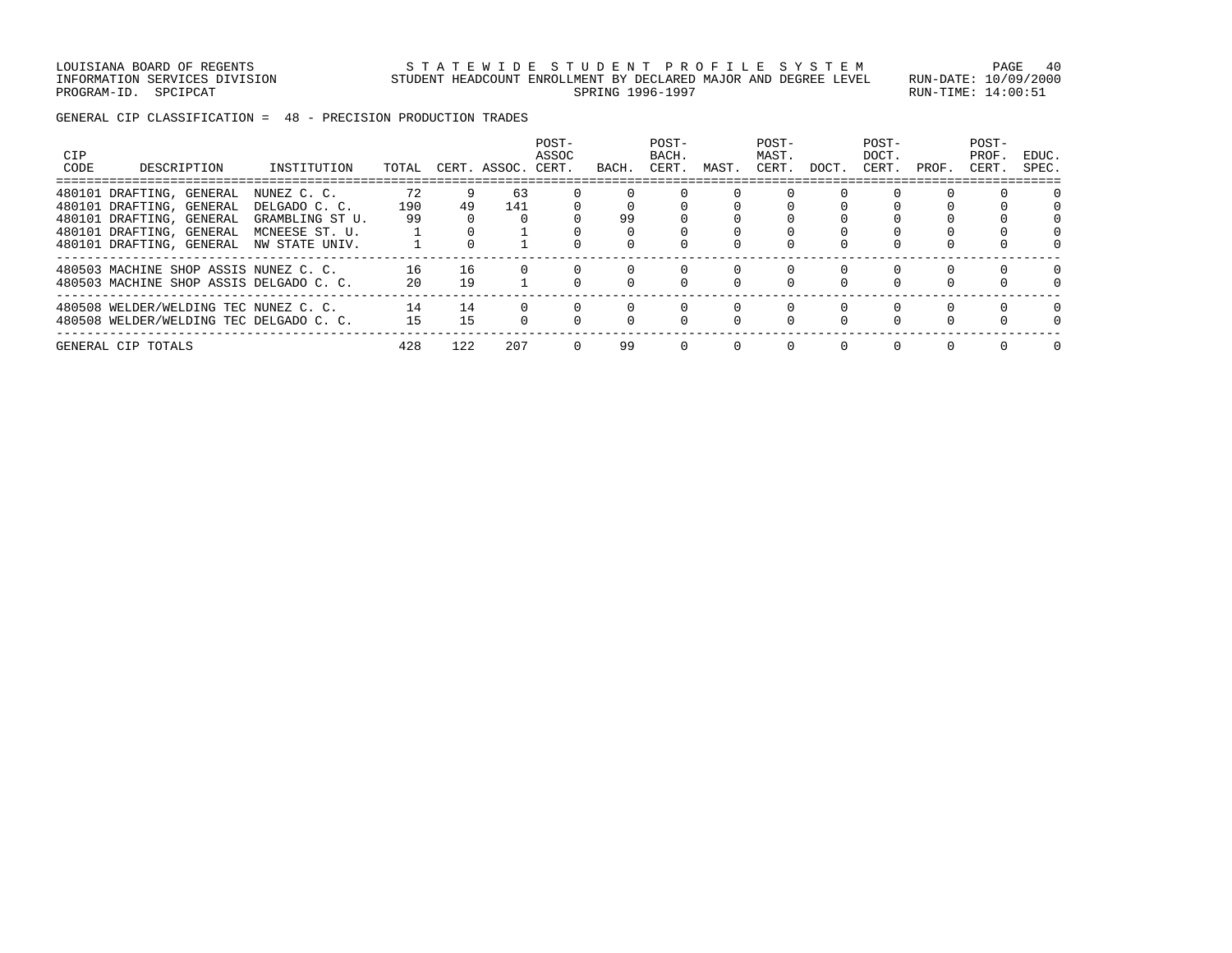LOUISIANA BOARD OF REGENTS — STATEWIDE STUDENT PROFILE SYSTEM
INFORMATION SERVICES DIVISION — STUDENT HEADCOUNT ENROLLMENT BY DECLARED MAJOR AND DEGREE LEVEL — RUN-DATE: 10/09/2000
PROGRAM-ID. SPCIPCAT — SPRING 1996-1997 — RUN-TIME: 14:00:51

GENERAL CIP CLASSIFICATION = 48 - PRECISION PRODUCTION TRADES

| CIP CODE | DESCRIPTION | INSTITUTION | TOTAL | CERT. | ASSOC. | POST-ASSOC CERT. | BACH. | POST-BACH. CERT. | MAST. | POST-MAST. CERT. | DOCT. | POST-DOCT. CERT. | PROF. | POST-PROF. CERT. | EDUC. SPEC. |
|---|---|---|---|---|---|---|---|---|---|---|---|---|---|---|---|
| 480101 | DRAFTING, GENERAL | NUNEZ C. C. | 72 | 9 | 63 | 0 | 0 | 0 | 0 | 0 | 0 | 0 | 0 | 0 | 0 |
| 480101 | DRAFTING, GENERAL | DELGADO C. C. | 190 | 49 | 141 | 0 | 0 | 0 | 0 | 0 | 0 | 0 | 0 | 0 | 0 |
| 480101 | DRAFTING, GENERAL | GRAMBLING ST U. | 99 | 0 | 0 | 0 | 99 | 0 | 0 | 0 | 0 | 0 | 0 | 0 | 0 |
| 480101 | DRAFTING, GENERAL | MCNEESE ST. U. | 1 | 0 | 1 | 0 | 0 | 0 | 0 | 0 | 0 | 0 | 0 | 0 | 0 |
| 480101 | DRAFTING, GENERAL | NW STATE UNIV. | 1 | 0 | 1 | 0 | 0 | 0 | 0 | 0 | 0 | 0 | 0 | 0 | 0 |
| 480503 | MACHINE SHOP ASSIS | NUNEZ C. C. | 16 | 16 | 0 | 0 | 0 | 0 | 0 | 0 | 0 | 0 | 0 | 0 | 0 |
| 480503 | MACHINE SHOP ASSIS | DELGADO C. C. | 20 | 19 | 1 | 0 | 0 | 0 | 0 | 0 | 0 | 0 | 0 | 0 | 0 |
| 480508 | WELDER/WELDING TEC | NUNEZ C. C. | 14 | 14 | 0 | 0 | 0 | 0 | 0 | 0 | 0 | 0 | 0 | 0 | 0 |
| 480508 | WELDER/WELDING TEC | DELGADO C. C. | 15 | 15 | 0 | 0 | 0 | 0 | 0 | 0 | 0 | 0 | 0 | 0 | 0 |
| GENERAL CIP TOTALS | | | 428 | 122 | 207 | 0 | 99 | 0 | 0 | 0 | 0 | 0 | 0 | 0 | 0 |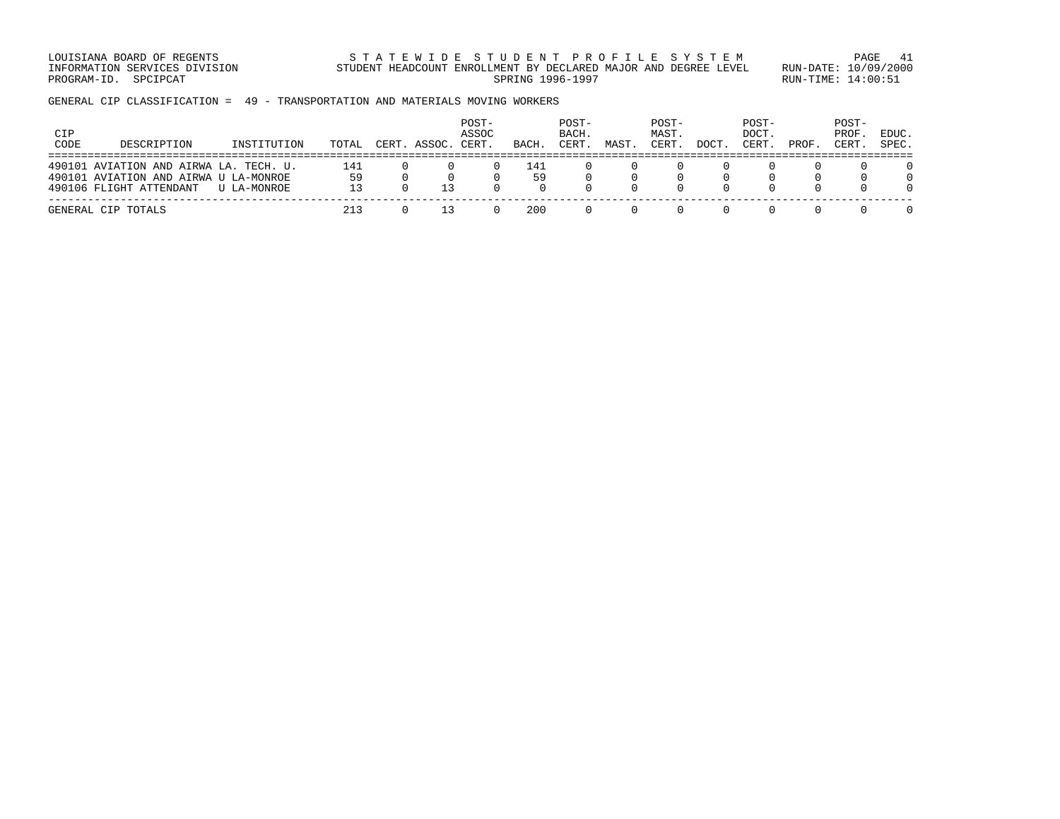LOUISIANA BOARD OF REGENTS
INFORMATION SERVICES DIVISION
PROGRAM-ID. SPCPCAT

STATEWIDE STUDENT PROFILE SYSTEM
STUDENT HEADCOUNT ENROLLMENT BY DECLARED MAJOR AND DEGREE LEVEL
SPRING 1996-1997

RUN-DATE: 10/09/2000
RUN-TIME: 14:00:51

GENERAL CIP CLASSIFICATION = 49 - TRANSPORTATION AND MATERIALS MOVING WORKERS

| CIP CODE | DESCRIPTION | INSTITUTION | TOTAL | CERT. | ASSOC. | POST-ASSOC CERT. | BACH. | POST-BACH. CERT. | MAST. | POST-MAST. CERT. | DOCT. | POST-DOCT. CERT. | PROF. | POST-PROF. CERT. | EDUC. SPEC. |
|---|---|---|---|---|---|---|---|---|---|---|---|---|---|---|---|
| 490101 | AVIATION AND AIRWA | LA. TECH. U. | 141 | 0 | 0 | 0 | 141 | 0 | 0 | 0 | 0 | 0 | 0 | 0 | 0 |
| 490101 | AVIATION AND AIRWA | U LA-MONROE | 59 | 0 | 0 | 0 | 59 | 0 | 0 | 0 | 0 | 0 | 0 | 0 | 0 |
| 490106 | FLIGHT ATTENDANT | U LA-MONROE | 13 | 0 | 13 | 0 | 0 | 0 | 0 | 0 | 0 | 0 | 0 | 0 | 0 |
| GENERAL CIP TOTALS | | | 213 | 0 | 13 | 0 | 200 | 0 | 0 | 0 | 0 | 0 | 0 | 0 | 0 |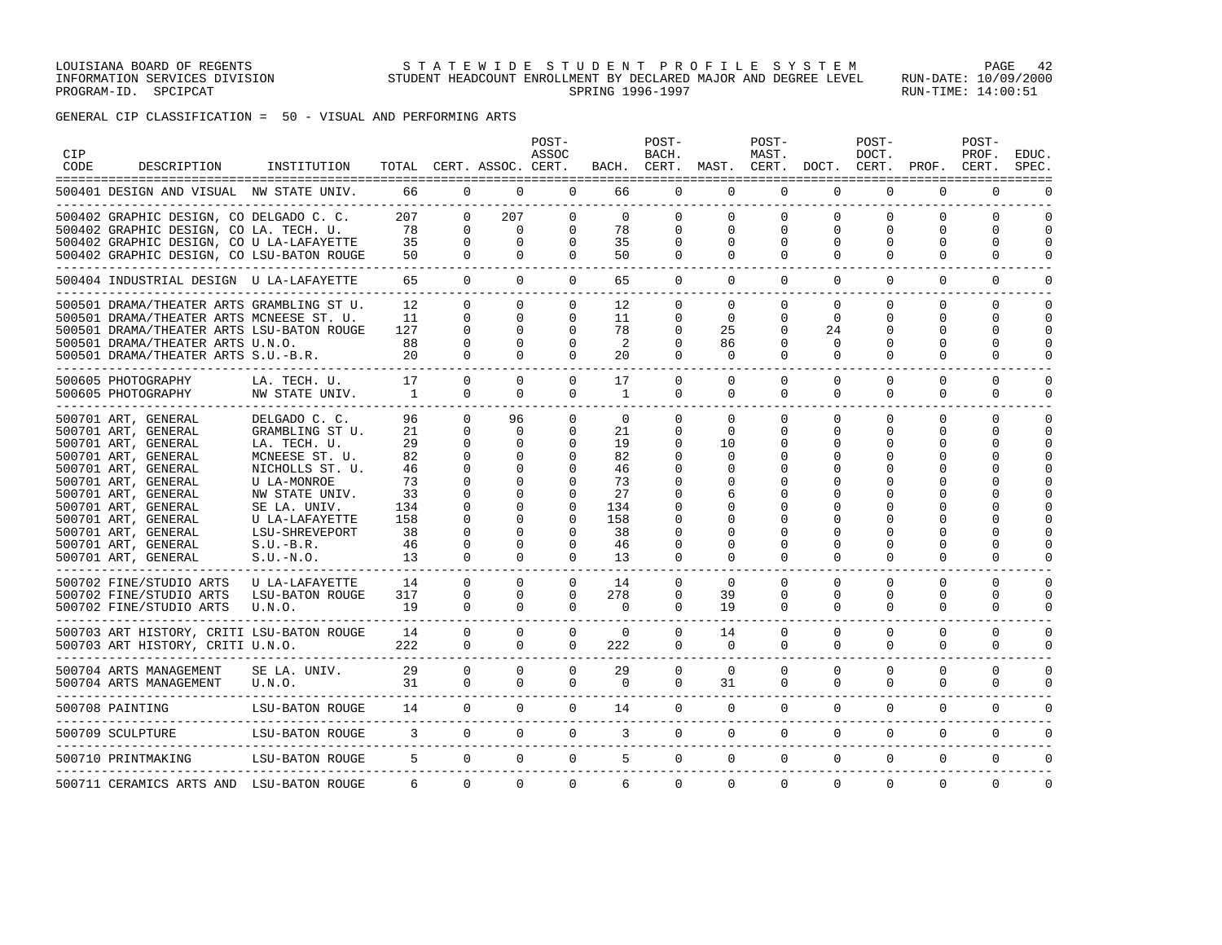GENERAL CIP CLASSIFICATION = 50 - VISUAL AND PERFORMING ARTS

| CIP CODE | DESCRIPTION | INSTITUTION | TOTAL | CERT. | ASSOC. | POST-ASSOC CERT. | BACH. | POST-BACH. CERT. | MAST. | POST-MAST. CERT. | DOCT. | POST-DOCT. CERT. | PROF. | POST-PROF. CERT. | EDUC. SPEC. |
|---|---|---|---|---|---|---|---|---|---|---|---|---|---|---|---|
| 500401 | DESIGN AND VISUAL | NW STATE UNIV. | 66 | 0 | 0 | 0 | 66 | 0 | 0 | 0 | 0 | 0 | 0 | 0 | 0 |
| 500402 | GRAPHIC DESIGN, CO | DELGADO C. C. | 207 | 0 | 207 | 0 | 0 | 0 | 0 | 0 | 0 | 0 | 0 | 0 | 0 |
| 500402 | GRAPHIC DESIGN, CO | LA. TECH. U. | 78 | 0 | 0 | 0 | 78 | 0 | 0 | 0 | 0 | 0 | 0 | 0 | 0 |
| 500402 | GRAPHIC DESIGN, CO | U LA-LAFAYETTE | 35 | 0 | 0 | 0 | 35 | 0 | 0 | 0 | 0 | 0 | 0 | 0 | 0 |
| 500402 | GRAPHIC DESIGN, CO | LSU-BATON ROUGE | 50 | 0 | 0 | 0 | 50 | 0 | 0 | 0 | 0 | 0 | 0 | 0 | 0 |
| 500404 | INDUSTRIAL DESIGN | U LA-LAFAYETTE | 65 | 0 | 0 | 0 | 65 | 0 | 0 | 0 | 0 | 0 | 0 | 0 | 0 |
| 500501 | DRAMA/THEATER ARTS | GRAMBLING ST U. | 12 | 0 | 0 | 0 | 12 | 0 | 0 | 0 | 0 | 0 | 0 | 0 | 0 |
| 500501 | DRAMA/THEATER ARTS | MCNEESE ST. U. | 11 | 0 | 0 | 0 | 11 | 0 | 0 | 0 | 0 | 0 | 0 | 0 | 0 |
| 500501 | DRAMA/THEATER ARTS | LSU-BATON ROUGE | 127 | 0 | 0 | 0 | 78 | 0 | 25 | 0 | 24 | 0 | 0 | 0 | 0 |
| 500501 | DRAMA/THEATER ARTS | U.N.O. | 88 | 0 | 0 | 0 | 2 | 0 | 86 | 0 | 0 | 0 | 0 | 0 | 0 |
| 500501 | DRAMA/THEATER ARTS | S.U.-B.R. | 20 | 0 | 0 | 0 | 20 | 0 | 0 | 0 | 0 | 0 | 0 | 0 | 0 |
| 500605 | PHOTOGRAPHY | LA. TECH. U. | 17 | 0 | 0 | 0 | 17 | 0 | 0 | 0 | 0 | 0 | 0 | 0 | 0 |
| 500605 | PHOTOGRAPHY | NW STATE UNIV. | 1 | 0 | 0 | 0 | 1 | 0 | 0 | 0 | 0 | 0 | 0 | 0 | 0 |
| 500701 | ART, GENERAL | DELGADO C. C. | 96 | 0 | 96 | 0 | 0 | 0 | 0 | 0 | 0 | 0 | 0 | 0 | 0 |
| 500701 | ART, GENERAL | GRAMBLING ST U. | 21 | 0 | 0 | 0 | 21 | 0 | 0 | 0 | 0 | 0 | 0 | 0 | 0 |
| 500701 | ART, GENERAL | LA. TECH. U. | 29 | 0 | 0 | 0 | 19 | 0 | 10 | 0 | 0 | 0 | 0 | 0 | 0 |
| 500701 | ART, GENERAL | MCNEESE ST. U. | 82 | 0 | 0 | 0 | 82 | 0 | 0 | 0 | 0 | 0 | 0 | 0 | 0 |
| 500701 | ART, GENERAL | NICHOLLS ST. U. | 46 | 0 | 0 | 0 | 46 | 0 | 0 | 0 | 0 | 0 | 0 | 0 | 0 |
| 500701 | ART, GENERAL | U LA-MONROE | 73 | 0 | 0 | 0 | 73 | 0 | 0 | 0 | 0 | 0 | 0 | 0 | 0 |
| 500701 | ART, GENERAL | NW STATE UNIV. | 33 | 0 | 0 | 0 | 27 | 0 | 6 | 0 | 0 | 0 | 0 | 0 | 0 |
| 500701 | ART, GENERAL | SE LA. UNIV. | 134 | 0 | 0 | 0 | 134 | 0 | 0 | 0 | 0 | 0 | 0 | 0 | 0 |
| 500701 | ART, GENERAL | U LA-LAFAYETTE | 158 | 0 | 0 | 0 | 158 | 0 | 0 | 0 | 0 | 0 | 0 | 0 | 0 |
| 500701 | ART, GENERAL | LSU-SHREVEPORT | 38 | 0 | 0 | 0 | 38 | 0 | 0 | 0 | 0 | 0 | 0 | 0 | 0 |
| 500701 | ART, GENERAL | S.U.-B.R. | 46 | 0 | 0 | 0 | 46 | 0 | 0 | 0 | 0 | 0 | 0 | 0 | 0 |
| 500701 | ART, GENERAL | S.U.-N.O. | 13 | 0 | 0 | 0 | 13 | 0 | 0 | 0 | 0 | 0 | 0 | 0 | 0 |
| 500702 | FINE/STUDIO ARTS | U LA-LAFAYETTE | 14 | 0 | 0 | 0 | 14 | 0 | 0 | 0 | 0 | 0 | 0 | 0 | 0 |
| 500702 | FINE/STUDIO ARTS | LSU-BATON ROUGE | 317 | 0 | 0 | 0 | 278 | 0 | 39 | 0 | 0 | 0 | 0 | 0 | 0 |
| 500702 | FINE/STUDIO ARTS | U.N.O. | 19 | 0 | 0 | 0 | 0 | 0 | 19 | 0 | 0 | 0 | 0 | 0 | 0 |
| 500703 | ART HISTORY, CRITI | LSU-BATON ROUGE | 14 | 0 | 0 | 0 | 0 | 0 | 14 | 0 | 0 | 0 | 0 | 0 | 0 |
| 500703 | ART HISTORY, CRITI | U.N.O. | 222 | 0 | 0 | 0 | 222 | 0 | 0 | 0 | 0 | 0 | 0 | 0 | 0 |
| 500704 | ARTS MANAGEMENT | SE LA. UNIV. | 29 | 0 | 0 | 0 | 29 | 0 | 0 | 0 | 0 | 0 | 0 | 0 | 0 |
| 500704 | ARTS MANAGEMENT | U.N.O. | 31 | 0 | 0 | 0 | 0 | 0 | 31 | 0 | 0 | 0 | 0 | 0 | 0 |
| 500708 | PAINTING | LSU-BATON ROUGE | 14 | 0 | 0 | 0 | 14 | 0 | 0 | 0 | 0 | 0 | 0 | 0 | 0 |
| 500709 | SCULPTURE | LSU-BATON ROUGE | 3 | 0 | 0 | 0 | 3 | 0 | 0 | 0 | 0 | 0 | 0 | 0 | 0 |
| 500710 | PRINTMAKING | LSU-BATON ROUGE | 5 | 0 | 0 | 0 | 5 | 0 | 0 | 0 | 0 | 0 | 0 | 0 | 0 |
| 500711 | CERAMICS ARTS AND | LSU-BATON ROUGE | 6 | 0 | 0 | 0 | 6 | 0 | 0 | 0 | 0 | 0 | 0 | 0 | 0 |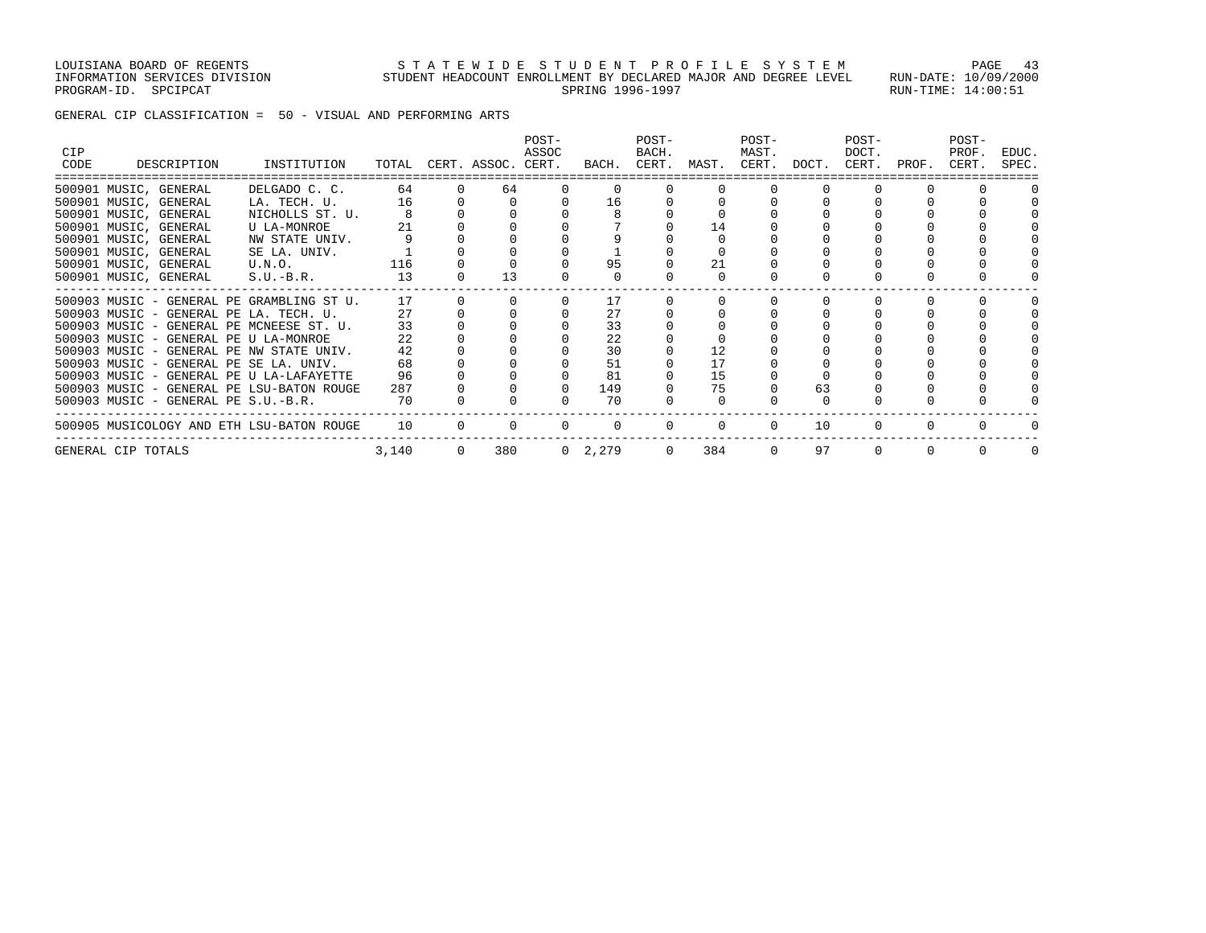LOUISIANA BOARD OF REGENTS
INFORMATION SERVICES DIVISION
PROGRAM-ID. SPCIPCAT

STATEWIDE STUDENT PROFILE SYSTEM
STUDENT HEADCOUNT ENROLLMENT BY DECLARED MAJOR AND DEGREE LEVEL
SPRING 1996-1997

RUN-DATE: 10/09/2000
RUN-TIME: 14:00:51

GENERAL CIP CLASSIFICATION = 50 - VISUAL AND PERFORMING ARTS

| CIP CODE | DESCRIPTION | INSTITUTION | TOTAL | CERT. | ASSOC. | POST-ASSOC CERT. | BACH. | POST-BACH. CERT. | MAST. | POST-MAST. CERT. | DOCT. | POST-DOCT. CERT. | PROF. | POST-PROF. CERT. | EDUC. SPEC. |
|---|---|---|---|---|---|---|---|---|---|---|---|---|---|---|---|
| 500901 | MUSIC, GENERAL | DELGADO C. C. | 64 | 0 | 64 | 0 | 0 | 0 | 0 | 0 | 0 | 0 | 0 | 0 | 0 |
| 500901 | MUSIC, GENERAL | LA. TECH. U. | 16 | 0 | 0 | 0 | 16 | 0 | 0 | 0 | 0 | 0 | 0 | 0 | 0 |
| 500901 | MUSIC, GENERAL | NICHOLLS ST. U. | 8 | 0 | 0 | 0 | 8 | 0 | 0 | 0 | 0 | 0 | 0 | 0 | 0 |
| 500901 | MUSIC, GENERAL | U LA-MONROE | 21 | 0 | 0 | 0 | 7 | 0 | 14 | 0 | 0 | 0 | 0 | 0 | 0 |
| 500901 | MUSIC, GENERAL | NW STATE UNIV. | 9 | 0 | 0 | 0 | 9 | 0 | 0 | 0 | 0 | 0 | 0 | 0 | 0 |
| 500901 | MUSIC, GENERAL | SE LA. UNIV. | 1 | 0 | 0 | 0 | 1 | 0 | 0 | 0 | 0 | 0 | 0 | 0 | 0 |
| 500901 | MUSIC, GENERAL | U.N.O. | 116 | 0 | 0 | 0 | 95 | 0 | 21 | 0 | 0 | 0 | 0 | 0 | 0 |
| 500901 | MUSIC, GENERAL | S.U.-B.R. | 13 | 0 | 13 | 0 | 0 | 0 | 0 | 0 | 0 | 0 | 0 | 0 | 0 |
| 500903 | MUSIC - GENERAL PE | GRAMBLING ST U. | 17 | 0 | 0 | 0 | 17 | 0 | 0 | 0 | 0 | 0 | 0 | 0 | 0 |
| 500903 | MUSIC - GENERAL PE | LA. TECH. U. | 27 | 0 | 0 | 0 | 27 | 0 | 0 | 0 | 0 | 0 | 0 | 0 | 0 |
| 500903 | MUSIC - GENERAL PE | MCNEESE ST. U. | 33 | 0 | 0 | 0 | 33 | 0 | 0 | 0 | 0 | 0 | 0 | 0 | 0 |
| 500903 | MUSIC - GENERAL PE | U LA-MONROE | 22 | 0 | 0 | 0 | 22 | 0 | 0 | 0 | 0 | 0 | 0 | 0 | 0 |
| 500903 | MUSIC - GENERAL PE | NW STATE UNIV. | 42 | 0 | 0 | 0 | 30 | 0 | 12 | 0 | 0 | 0 | 0 | 0 | 0 |
| 500903 | MUSIC - GENERAL PE | SE LA. UNIV. | 68 | 0 | 0 | 0 | 51 | 0 | 17 | 0 | 0 | 0 | 0 | 0 | 0 |
| 500903 | MUSIC - GENERAL PE | U LA-LAFAYETTE | 96 | 0 | 0 | 0 | 81 | 0 | 15 | 0 | 0 | 0 | 0 | 0 | 0 |
| 500903 | MUSIC - GENERAL PE | LSU-BATON ROUGE | 287 | 0 | 0 | 0 | 149 | 0 | 75 | 0 | 63 | 0 | 0 | 0 | 0 |
| 500903 | MUSIC - GENERAL PE | S.U.-B.R. | 70 | 0 | 0 | 0 | 70 | 0 | 0 | 0 | 0 | 0 | 0 | 0 | 0 |
| 500905 | MUSICOLOGY AND ETH | LSU-BATON ROUGE | 10 | 0 | 0 | 0 | 0 | 0 | 0 | 0 | 10 | 0 | 0 | 0 | 0 |
| GENERAL CIP TOTALS | | | 3,140 | 0 | 380 | 0 | 2,279 | 0 | 384 | 0 | 97 | 0 | 0 | 0 | 0 |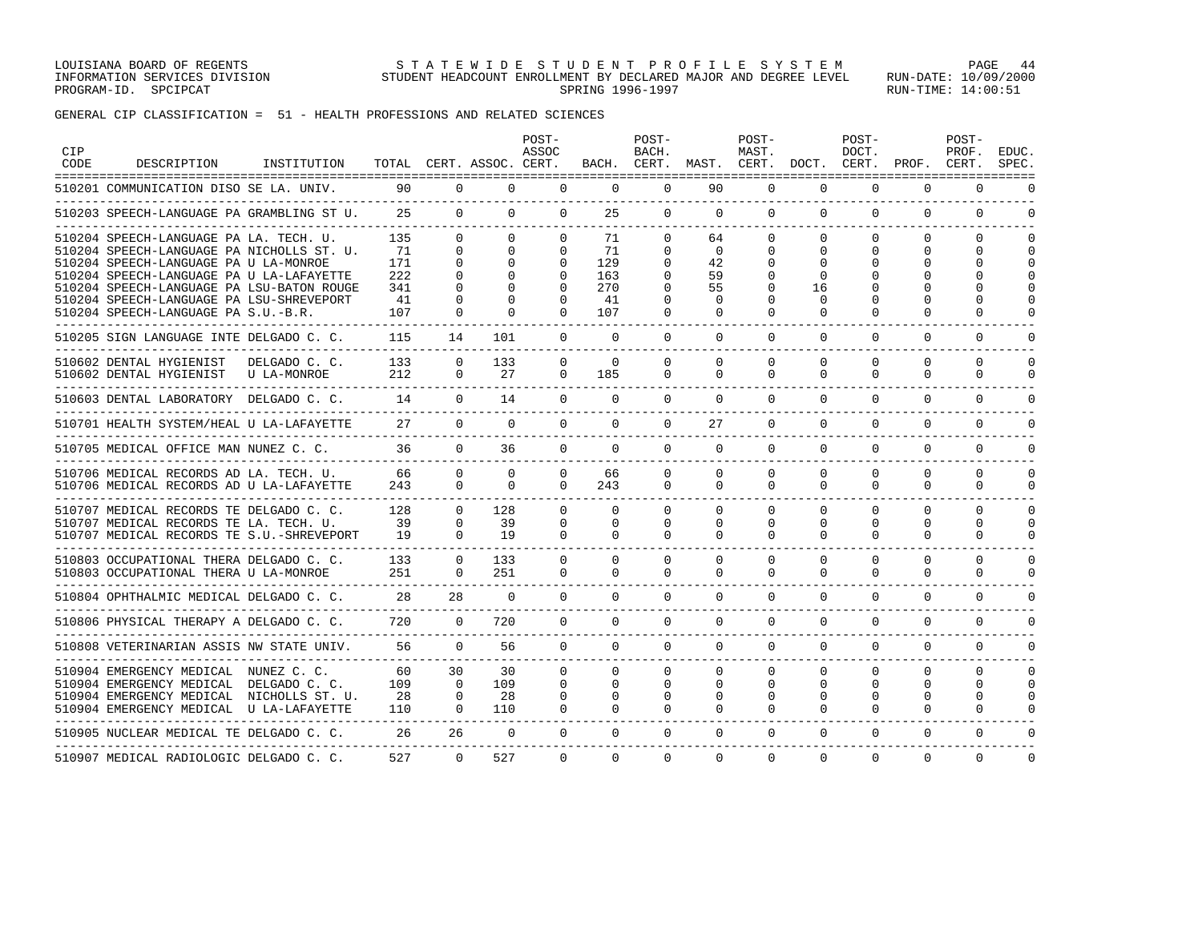GENERAL CIP CLASSIFICATION = 51 - HEALTH PROFESSIONS AND RELATED SCIENCES

| CIP CODE | DESCRIPTION | INSTITUTION | TOTAL | CERT. | ASSOC. | POST-ASSOC CERT. | BACH. | POST-BACH. CERT. | MAST. | POST-MAST. CERT. | DOCT. | POST-DOCT. CERT. | PROF. | POST-PROF. CERT. | EDUC. SPEC. |
|---|---|---|---|---|---|---|---|---|---|---|---|---|---|---|---|
| 510201 | COMMUNICATION DISO | SE LA. UNIV. | 90 | 0 | 0 | 0 | 0 | 0 | 90 | 0 | 0 | 0 | 0 | 0 | 0 |
| 510203 | SPEECH-LANGUAGE PA | GRAMBLING ST U. | 25 | 0 | 0 | 0 | 25 | 0 | 0 | 0 | 0 | 0 | 0 | 0 | 0 |
| 510204 | SPEECH-LANGUAGE PA | LA. TECH. U. | 135 | 0 | 0 | 0 | 71 | 0 | 64 | 0 | 0 | 0 | 0 | 0 | 0 |
| 510204 | SPEECH-LANGUAGE PA | NICHOLLS ST. U. | 71 | 0 | 0 | 0 | 71 | 0 | 0 | 0 | 0 | 0 | 0 | 0 | 0 |
| 510204 | SPEECH-LANGUAGE PA | U LA-MONROE | 171 | 0 | 0 | 0 | 129 | 0 | 42 | 0 | 0 | 0 | 0 | 0 | 0 |
| 510204 | SPEECH-LANGUAGE PA | U LA-LAFAYETTE | 222 | 0 | 0 | 0 | 163 | 0 | 59 | 0 | 0 | 0 | 0 | 0 | 0 |
| 510204 | SPEECH-LANGUAGE PA | LSU-BATON ROUGE | 341 | 0 | 0 | 0 | 270 | 0 | 55 | 0 | 16 | 0 | 0 | 0 | 0 |
| 510204 | SPEECH-LANGUAGE PA | LSU-SHREVEPORT | 41 | 0 | 0 | 0 | 41 | 0 | 0 | 0 | 0 | 0 | 0 | 0 | 0 |
| 510204 | SPEECH-LANGUAGE PA | S.U.-B.R. | 107 | 0 | 0 | 0 | 107 | 0 | 0 | 0 | 0 | 0 | 0 | 0 | 0 |
| 510205 | SIGN LANGUAGE INTE | DELGADO C. C. | 115 | 14 | 101 | 0 | 0 | 0 | 0 | 0 | 0 | 0 | 0 | 0 | 0 |
| 510602 | DENTAL HYGIENIST | DELGADO C. C. | 133 | 0 | 133 | 0 | 0 | 0 | 0 | 0 | 0 | 0 | 0 | 0 | 0 |
| 510602 | DENTAL HYGIENIST | U LA-MONROE | 212 | 0 | 27 | 0 | 185 | 0 | 0 | 0 | 0 | 0 | 0 | 0 | 0 |
| 510603 | DENTAL LABORATORY | DELGADO C. C. | 14 | 0 | 14 | 0 | 0 | 0 | 0 | 0 | 0 | 0 | 0 | 0 | 0 |
| 510701 | HEALTH SYSTEM/HEAL | U LA-LAFAYETTE | 27 | 0 | 0 | 0 | 0 | 0 | 27 | 0 | 0 | 0 | 0 | 0 | 0 |
| 510705 | MEDICAL OFFICE MAN | NUNEZ C. C. | 36 | 0 | 36 | 0 | 0 | 0 | 0 | 0 | 0 | 0 | 0 | 0 | 0 |
| 510706 | MEDICAL RECORDS AD | LA. TECH. U. | 66 | 0 | 0 | 0 | 66 | 0 | 0 | 0 | 0 | 0 | 0 | 0 | 0 |
| 510706 | MEDICAL RECORDS AD | U LA-LAFAYETTE | 243 | 0 | 0 | 0 | 243 | 0 | 0 | 0 | 0 | 0 | 0 | 0 | 0 |
| 510707 | MEDICAL RECORDS TE | DELGADO C. C. | 128 | 0 | 128 | 0 | 0 | 0 | 0 | 0 | 0 | 0 | 0 | 0 | 0 |
| 510707 | MEDICAL RECORDS TE | LA. TECH. U. | 39 | 0 | 39 | 0 | 0 | 0 | 0 | 0 | 0 | 0 | 0 | 0 | 0 |
| 510707 | MEDICAL RECORDS TE | S.U.-SHREVEPORT | 19 | 0 | 19 | 0 | 0 | 0 | 0 | 0 | 0 | 0 | 0 | 0 | 0 |
| 510803 | OCCUPATIONAL THERA | DELGADO C. C. | 133 | 0 | 133 | 0 | 0 | 0 | 0 | 0 | 0 | 0 | 0 | 0 | 0 |
| 510803 | OCCUPATIONAL THERA | U LA-MONROE | 251 | 0 | 251 | 0 | 0 | 0 | 0 | 0 | 0 | 0 | 0 | 0 | 0 |
| 510804 | OPHTHALMIC MEDICAL | DELGADO C. C. | 28 | 28 | 0 | 0 | 0 | 0 | 0 | 0 | 0 | 0 | 0 | 0 | 0 |
| 510806 | PHYSICAL THERAPY A | DELGADO C. C. | 720 | 0 | 720 | 0 | 0 | 0 | 0 | 0 | 0 | 0 | 0 | 0 | 0 |
| 510808 | VETERINARIAN ASSIS | NW STATE UNIV. | 56 | 0 | 56 | 0 | 0 | 0 | 0 | 0 | 0 | 0 | 0 | 0 | 0 |
| 510904 | EMERGENCY MEDICAL | NUNEZ C. C. | 60 | 30 | 30 | 0 | 0 | 0 | 0 | 0 | 0 | 0 | 0 | 0 | 0 |
| 510904 | EMERGENCY MEDICAL | DELGADO C. C. | 109 | 0 | 109 | 0 | 0 | 0 | 0 | 0 | 0 | 0 | 0 | 0 | 0 |
| 510904 | EMERGENCY MEDICAL | NICHOLLS ST. U. | 28 | 0 | 28 | 0 | 0 | 0 | 0 | 0 | 0 | 0 | 0 | 0 | 0 |
| 510904 | EMERGENCY MEDICAL | U LA-LAFAYETTE | 110 | 0 | 110 | 0 | 0 | 0 | 0 | 0 | 0 | 0 | 0 | 0 | 0 |
| 510905 | NUCLEAR MEDICAL TE | DELGADO C. C. | 26 | 26 | 0 | 0 | 0 | 0 | 0 | 0 | 0 | 0 | 0 | 0 | 0 |
| 510907 | MEDICAL RADIOLOGIC | DELGADO C. C. | 527 | 0 | 527 | 0 | 0 | 0 | 0 | 0 | 0 | 0 | 0 | 0 | 0 |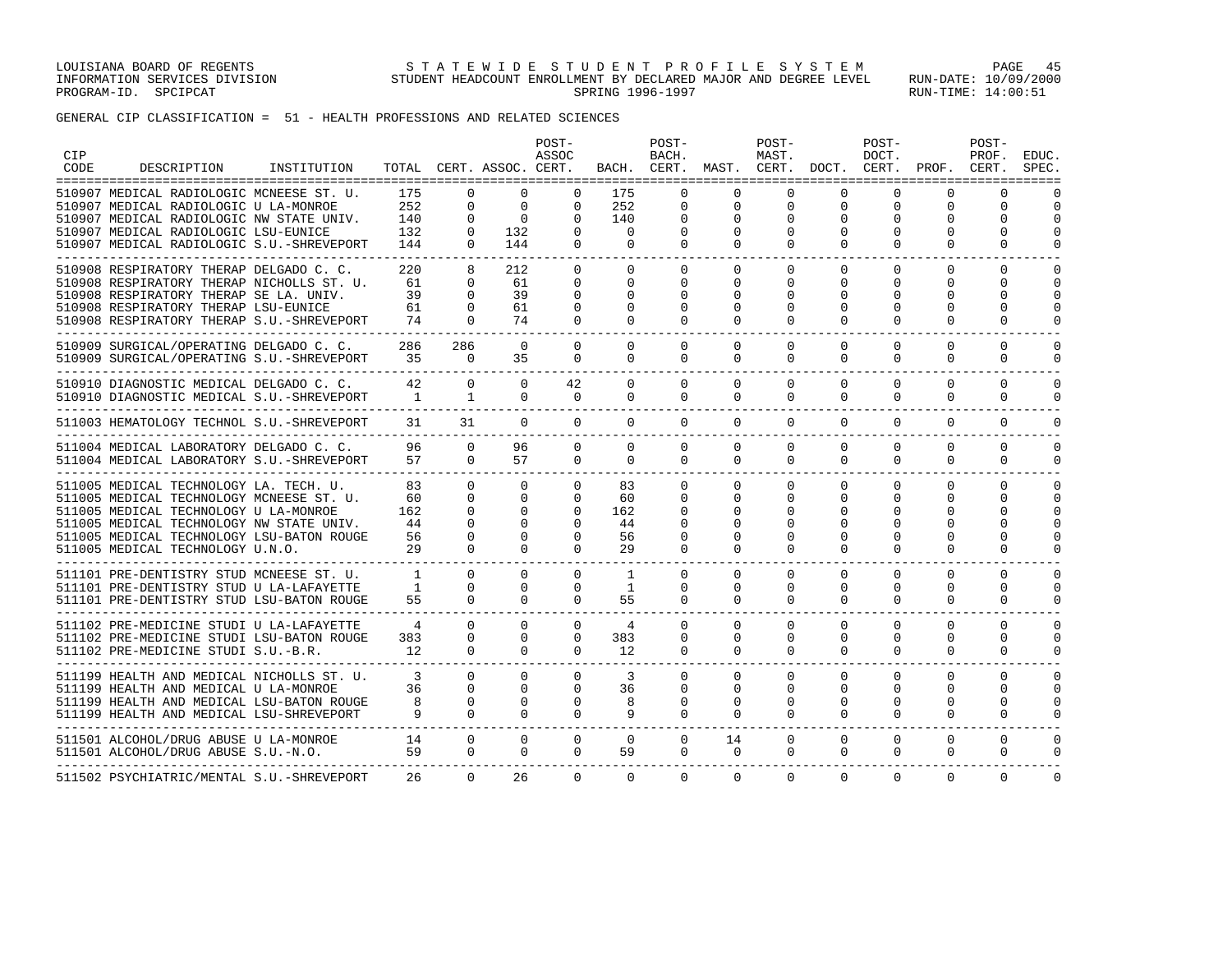GENERAL CIP CLASSIFICATION = 51 - HEALTH PROFESSIONS AND RELATED SCIENCES

| CIP CODE | DESCRIPTION | INSTITUTION | TOTAL | CERT. | ASSOC. | POST-ASSOC CERT. | BACH. | POST-BACH. CERT. | MAST. | POST-MAST. CERT. | DOCT. | POST-DOCT. CERT. | PROF. | POST-PROF. CERT. | EDUC. SPEC. |
|---|---|---|---|---|---|---|---|---|---|---|---|---|---|---|---|
| 510907 | MEDICAL RADIOLOGIC | MCNEESE ST. U. | 175 | 0 | 0 | 0 | 175 | 0 | 0 | 0 | 0 | 0 | 0 | 0 | 0 |
| 510907 | MEDICAL RADIOLOGIC | U LA-MONROE | 252 | 0 | 0 | 0 | 252 | 0 | 0 | 0 | 0 | 0 | 0 | 0 | 0 |
| 510907 | MEDICAL RADIOLOGIC | NW STATE UNIV. | 140 | 0 | 0 | 0 | 140 | 0 | 0 | 0 | 0 | 0 | 0 | 0 | 0 |
| 510907 | MEDICAL RADIOLOGIC | LSU-EUNICE | 132 | 0 | 132 | 0 | 0 | 0 | 0 | 0 | 0 | 0 | 0 | 0 | 0 |
| 510907 | MEDICAL RADIOLOGIC | S.U.-SHREVEPORT | 144 | 0 | 144 | 0 | 0 | 0 | 0 | 0 | 0 | 0 | 0 | 0 | 0 |
| 510908 | RESPIRATORY THERAP | DELGADO C. C. | 220 | 8 | 212 | 0 | 0 | 0 | 0 | 0 | 0 | 0 | 0 | 0 | 0 |
| 510908 | RESPIRATORY THERAP | NICHOLLS ST. U. | 61 | 0 | 61 | 0 | 0 | 0 | 0 | 0 | 0 | 0 | 0 | 0 | 0 |
| 510908 | RESPIRATORY THERAP | SE LA. UNIV. | 39 | 0 | 39 | 0 | 0 | 0 | 0 | 0 | 0 | 0 | 0 | 0 | 0 |
| 510908 | RESPIRATORY THERAP | LSU-EUNICE | 61 | 0 | 61 | 0 | 0 | 0 | 0 | 0 | 0 | 0 | 0 | 0 | 0 |
| 510908 | RESPIRATORY THERAP | S.U.-SHREVEPORT | 74 | 0 | 74 | 0 | 0 | 0 | 0 | 0 | 0 | 0 | 0 | 0 | 0 |
| 510909 | SURGICAL/OPERATING | DELGADO C. C. | 286 | 286 | 0 | 0 | 0 | 0 | 0 | 0 | 0 | 0 | 0 | 0 | 0 |
| 510909 | SURGICAL/OPERATING | S.U.-SHREVEPORT | 35 | 0 | 35 | 0 | 0 | 0 | 0 | 0 | 0 | 0 | 0 | 0 | 0 |
| 510910 | DIAGNOSTIC MEDICAL | DELGADO C. C. | 42 | 0 | 0 | 42 | 0 | 0 | 0 | 0 | 0 | 0 | 0 | 0 | 0 |
| 510910 | DIAGNOSTIC MEDICAL | S.U.-SHREVEPORT | 1 | 1 | 0 | 0 | 0 | 0 | 0 | 0 | 0 | 0 | 0 | 0 | 0 |
| 511003 | HEMATOLOGY TECHNOL | S.U.-SHREVEPORT | 31 | 31 | 0 | 0 | 0 | 0 | 0 | 0 | 0 | 0 | 0 | 0 | 0 |
| 511004 | MEDICAL LABORATORY | DELGADO C. C. | 96 | 0 | 96 | 0 | 0 | 0 | 0 | 0 | 0 | 0 | 0 | 0 | 0 |
| 511004 | MEDICAL LABORATORY | S.U.-SHREVEPORT | 57 | 0 | 57 | 0 | 0 | 0 | 0 | 0 | 0 | 0 | 0 | 0 | 0 |
| 511005 | MEDICAL TECHNOLOGY | LA. TECH. U. | 83 | 0 | 0 | 0 | 83 | 0 | 0 | 0 | 0 | 0 | 0 | 0 | 0 |
| 511005 | MEDICAL TECHNOLOGY | MCNEESE ST. U. | 60 | 0 | 0 | 0 | 60 | 0 | 0 | 0 | 0 | 0 | 0 | 0 | 0 |
| 511005 | MEDICAL TECHNOLOGY | U LA-MONROE | 162 | 0 | 0 | 0 | 162 | 0 | 0 | 0 | 0 | 0 | 0 | 0 | 0 |
| 511005 | MEDICAL TECHNOLOGY | NW STATE UNIV. | 44 | 0 | 0 | 0 | 44 | 0 | 0 | 0 | 0 | 0 | 0 | 0 | 0 |
| 511005 | MEDICAL TECHNOLOGY | LSU-BATON ROUGE | 56 | 0 | 0 | 0 | 56 | 0 | 0 | 0 | 0 | 0 | 0 | 0 | 0 |
| 511005 | MEDICAL TECHNOLOGY | U.N.O. | 29 | 0 | 0 | 0 | 29 | 0 | 0 | 0 | 0 | 0 | 0 | 0 | 0 |
| 511101 | PRE-DENTISTRY STUD | MCNEESE ST. U. | 1 | 0 | 0 | 0 | 1 | 0 | 0 | 0 | 0 | 0 | 0 | 0 | 0 |
| 511101 | PRE-DENTISTRY STUD | U LA-LAFAYETTE | 1 | 0 | 0 | 0 | 1 | 0 | 0 | 0 | 0 | 0 | 0 | 0 | 0 |
| 511101 | PRE-DENTISTRY STUD | LSU-BATON ROUGE | 55 | 0 | 0 | 0 | 55 | 0 | 0 | 0 | 0 | 0 | 0 | 0 | 0 |
| 511102 | PRE-MEDICINE STUDI | U LA-LAFAYETTE | 4 | 0 | 0 | 0 | 4 | 0 | 0 | 0 | 0 | 0 | 0 | 0 | 0 |
| 511102 | PRE-MEDICINE STUDI | LSU-BATON ROUGE | 383 | 0 | 0 | 0 | 383 | 0 | 0 | 0 | 0 | 0 | 0 | 0 | 0 |
| 511102 | PRE-MEDICINE STUDI | S.U.-B.R. | 12 | 0 | 0 | 0 | 12 | 0 | 0 | 0 | 0 | 0 | 0 | 0 | 0 |
| 511199 | HEALTH AND MEDICAL | NICHOLLS ST. U. | 3 | 0 | 0 | 0 | 3 | 0 | 0 | 0 | 0 | 0 | 0 | 0 | 0 |
| 511199 | HEALTH AND MEDICAL | U LA-MONROE | 36 | 0 | 0 | 0 | 36 | 0 | 0 | 0 | 0 | 0 | 0 | 0 | 0 |
| 511199 | HEALTH AND MEDICAL | LSU-BATON ROUGE | 8 | 0 | 0 | 0 | 8 | 0 | 0 | 0 | 0 | 0 | 0 | 0 | 0 |
| 511199 | HEALTH AND MEDICAL | LSU-SHREVEPORT | 9 | 0 | 0 | 0 | 9 | 0 | 0 | 0 | 0 | 0 | 0 | 0 | 0 |
| 511501 | ALCOHOL/DRUG ABUSE | U LA-MONROE | 14 | 0 | 0 | 0 | 0 | 0 | 14 | 0 | 0 | 0 | 0 | 0 | 0 |
| 511501 | ALCOHOL/DRUG ABUSE | S.U.-N.O. | 59 | 0 | 0 | 0 | 59 | 0 | 0 | 0 | 0 | 0 | 0 | 0 | 0 |
| 511502 | PSYCHIATRIC/MENTAL | S.U.-SHREVEPORT | 26 | 0 | 26 | 0 | 0 | 0 | 0 | 0 | 0 | 0 | 0 | 0 | 0 |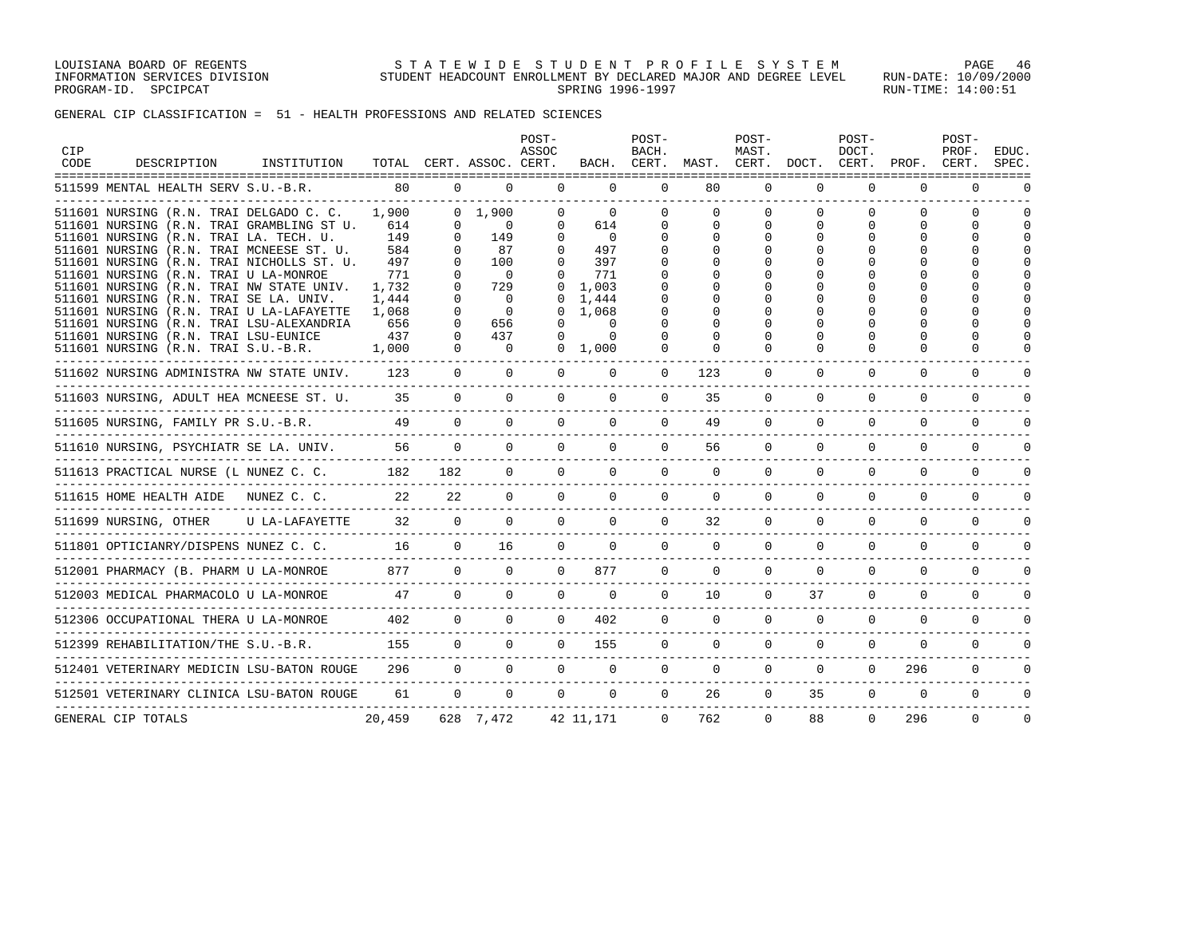LOUISIANA BOARD OF REGENTS
INFORMATION SERVICES DIVISION
PROGRAM-ID. SPCIPCAT

STATEWIDE STUDENT PROFILE SYSTEM
STUDENT HEADCOUNT ENROLLMENT BY DECLARED MAJOR AND DEGREE LEVEL
SPRING 1996-1997

RUN-DATE: 10/09/2000
RUN-TIME: 14:00:51

GENERAL CIP CLASSIFICATION = 51 - HEALTH PROFESSIONS AND RELATED SCIENCES

| CIP CODE | DESCRIPTION | INSTITUTION | TOTAL | CERT. | ASSOC. | POST-ASSOC CERT. | BACH. | POST-BACH. CERT. | MAST. | POST-MAST. CERT. | DOCT. | POST-DOCT. CERT. | PROF. | POST-PROF. CERT. | EDUC. SPEC. |
|---|---|---|---|---|---|---|---|---|---|---|---|---|---|---|---|
| 511599 | MENTAL HEALTH SERV | S.U.-B.R. | 80 | 0 | 0 | 0 | 0 | 0 | 80 | 0 | 0 | 0 | 0 | 0 | 0 |
| 511601 | NURSING (R.N. TRAI | DELGADO C. C. | 1,900 | 0 | 1,900 | 0 | 0 | 0 | 0 | 0 | 0 | 0 | 0 | 0 | 0 |
| 511601 | NURSING (R.N. TRAI | GRAMBLING ST U. | 614 | 0 | 0 | 0 | 614 | 0 | 0 | 0 | 0 | 0 | 0 | 0 | 0 |
| 511601 | NURSING (R.N. TRAI | LA. TECH. U. | 149 | 0 | 149 | 0 | 0 | 0 | 0 | 0 | 0 | 0 | 0 | 0 | 0 |
| 511601 | NURSING (R.N. TRAI | MCNEESE ST. U. | 584 | 0 | 87 | 0 | 497 | 0 | 0 | 0 | 0 | 0 | 0 | 0 | 0 |
| 511601 | NURSING (R.N. TRAI | NICHOLLS ST. U. | 497 | 0 | 100 | 0 | 397 | 0 | 0 | 0 | 0 | 0 | 0 | 0 | 0 |
| 511601 | NURSING (R.N. TRAI | U LA-MONROE | 771 | 0 | 0 | 0 | 771 | 0 | 0 | 0 | 0 | 0 | 0 | 0 | 0 |
| 511601 | NURSING (R.N. TRAI | NW STATE UNIV. | 1,732 | 0 | 729 | 0 | 1,003 | 0 | 0 | 0 | 0 | 0 | 0 | 0 | 0 |
| 511601 | NURSING (R.N. TRAI | SE LA. UNIV. | 1,444 | 0 | 0 | 0 | 1,444 | 0 | 0 | 0 | 0 | 0 | 0 | 0 | 0 |
| 511601 | NURSING (R.N. TRAI | U LA-LAFAYETTE | 1,068 | 0 | 0 | 0 | 1,068 | 0 | 0 | 0 | 0 | 0 | 0 | 0 | 0 |
| 511601 | NURSING (R.N. TRAI | LSU-ALEXANDRIA | 656 | 0 | 656 | 0 | 0 | 0 | 0 | 0 | 0 | 0 | 0 | 0 | 0 |
| 511601 | NURSING (R.N. TRAI | LSU-EUNICE | 437 | 0 | 437 | 0 | 0 | 0 | 0 | 0 | 0 | 0 | 0 | 0 | 0 |
| 511601 | NURSING (R.N. TRAI | S.U.-B.R. | 1,000 | 0 | 0 | 0 | 1,000 | 0 | 0 | 0 | 0 | 0 | 0 | 0 | 0 |
| 511602 | NURSING ADMINISTRA | NW STATE UNIV. | 123 | 0 | 0 | 0 | 0 | 0 | 123 | 0 | 0 | 0 | 0 | 0 | 0 |
| 511603 | NURSING, ADULT HEA | MCNEESE ST. U. | 35 | 0 | 0 | 0 | 0 | 0 | 35 | 0 | 0 | 0 | 0 | 0 | 0 |
| 511605 | NURSING, FAMILY PR | S.U.-B.R. | 49 | 0 | 0 | 0 | 0 | 0 | 49 | 0 | 0 | 0 | 0 | 0 | 0 |
| 511610 | NURSING, PSYCHIATR | SE LA. UNIV. | 56 | 0 | 0 | 0 | 0 | 0 | 56 | 0 | 0 | 0 | 0 | 0 | 0 |
| 511613 | PRACTICAL NURSE (L | NUNEZ C. C. | 182 | 182 | 0 | 0 | 0 | 0 | 0 | 0 | 0 | 0 | 0 | 0 | 0 |
| 511615 | HOME HEALTH AIDE | NUNEZ C. C. | 22 | 22 | 0 | 0 | 0 | 0 | 0 | 0 | 0 | 0 | 0 | 0 | 0 |
| 511699 | NURSING, OTHER | U LA-LAFAYETTE | 32 | 0 | 0 | 0 | 0 | 0 | 32 | 0 | 0 | 0 | 0 | 0 | 0 |
| 511801 | OPTICIANRY/DISPENS | NUNEZ C. C. | 16 | 0 | 16 | 0 | 0 | 0 | 0 | 0 | 0 | 0 | 0 | 0 | 0 |
| 512001 | PHARMACY (B. PHARM | U LA-MONROE | 877 | 0 | 0 | 0 | 877 | 0 | 0 | 0 | 0 | 0 | 0 | 0 | 0 |
| 512003 | MEDICAL PHARMACOLO | U LA-MONROE | 47 | 0 | 0 | 0 | 0 | 0 | 10 | 0 | 37 | 0 | 0 | 0 | 0 |
| 512306 | OCCUPATIONAL THERA | U LA-MONROE | 402 | 0 | 0 | 0 | 402 | 0 | 0 | 0 | 0 | 0 | 0 | 0 | 0 |
| 512399 | REHABILITATION/THE | S.U.-B.R. | 155 | 0 | 0 | 0 | 155 | 0 | 0 | 0 | 0 | 0 | 0 | 0 | 0 |
| 512401 | VETERINARY MEDICIN | LSU-BATON ROUGE | 296 | 0 | 0 | 0 | 0 | 0 | 0 | 0 | 0 | 0 | 296 | 0 | 0 |
| 512501 | VETERINARY CLINICA | LSU-BATON ROUGE | 61 | 0 | 0 | 0 | 0 | 0 | 26 | 0 | 35 | 0 | 0 | 0 | 0 |
| GENERAL CIP TOTALS | | | 20,459 | 628 | 7,472 | 42 | 11,171 | 0 | 762 | 0 | 88 | 0 | 296 | 0 | 0 |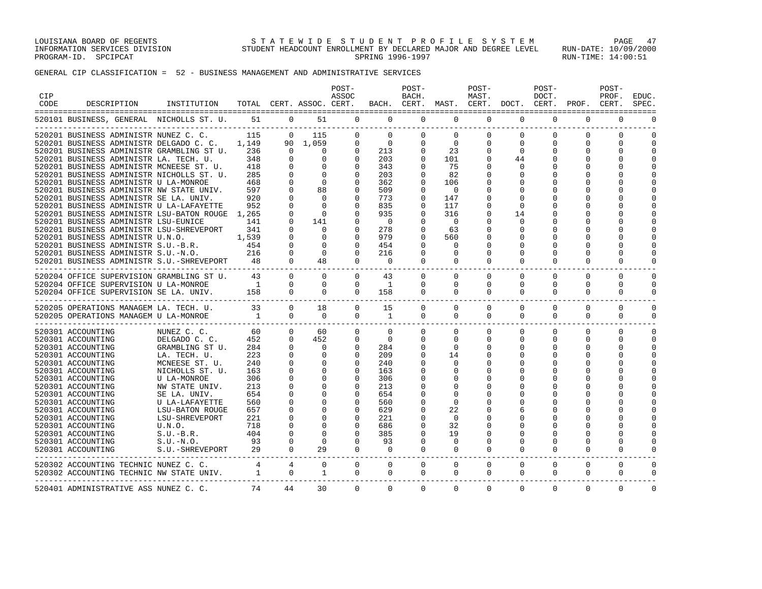GENERAL CIP CLASSIFICATION = 52 - BUSINESS MANAGEMENT AND ADMINISTRATIVE SERVICES

| CIP CODE | DESCRIPTION | INSTITUTION | TOTAL | CERT. | ASSOC. | POST-ASSOC CERT. | BACH. | POST-BACH. CERT. | MAST. | POST-MAST. CERT. | DOCT. | POST-DOCT. CERT. | PROF. | POST-PROF. CERT. | EDUC. SPEC. |
|---|---|---|---|---|---|---|---|---|---|---|---|---|---|---|---|
| 520101 | BUSINESS, GENERAL | NICHOLLS ST. U. | 51 | 0 | 51 | 0 | 0 | 0 | 0 | 0 | 0 | 0 | 0 | 0 | 0 |
| 520201 | BUSINESS ADMINISTR | NUNEZ C. C. | 115 | 0 | 115 | 0 | 0 | 0 | 0 | 0 | 0 | 0 | 0 | 0 | 0 |
| 520201 | BUSINESS ADMINISTR | DELGADO C. C. | 1,149 | 90 | 1,059 | 0 | 0 | 0 | 0 | 0 | 0 | 0 | 0 | 0 | 0 |
| 520201 | BUSINESS ADMINISTR | GRAMBLING ST U. | 236 | 0 | 0 | 0 | 213 | 0 | 23 | 0 | 0 | 0 | 0 | 0 | 0 |
| 520201 | BUSINESS ADMINISTR | LA. TECH. U. | 348 | 0 | 0 | 0 | 203 | 0 | 101 | 0 | 44 | 0 | 0 | 0 | 0 |
| 520201 | BUSINESS ADMINISTR | MCNEESE ST. U. | 418 | 0 | 0 | 0 | 343 | 0 | 75 | 0 | 0 | 0 | 0 | 0 | 0 |
| 520201 | BUSINESS ADMINISTR | NICHOLLS ST. U. | 285 | 0 | 0 | 0 | 203 | 0 | 82 | 0 | 0 | 0 | 0 | 0 | 0 |
| 520201 | BUSINESS ADMINISTR | U LA-MONROE | 468 | 0 | 0 | 0 | 362 | 0 | 106 | 0 | 0 | 0 | 0 | 0 | 0 |
| 520201 | BUSINESS ADMINISTR | NW STATE UNIV. | 597 | 0 | 88 | 0 | 509 | 0 | 0 | 0 | 0 | 0 | 0 | 0 | 0 |
| 520201 | BUSINESS ADMINISTR | SE LA. UNIV. | 920 | 0 | 0 | 0 | 773 | 0 | 147 | 0 | 0 | 0 | 0 | 0 | 0 |
| 520201 | BUSINESS ADMINISTR | U LA-LAFAYETTE | 952 | 0 | 0 | 0 | 835 | 0 | 117 | 0 | 0 | 0 | 0 | 0 | 0 |
| 520201 | BUSINESS ADMINISTR | LSU-BATON ROUGE | 1,265 | 0 | 0 | 0 | 935 | 0 | 316 | 0 | 14 | 0 | 0 | 0 | 0 |
| 520201 | BUSINESS ADMINISTR | LSU-EUNICE | 141 | 0 | 141 | 0 | 0 | 0 | 0 | 0 | 0 | 0 | 0 | 0 | 0 |
| 520201 | BUSINESS ADMINISTR | LSU-SHREVEPORT | 341 | 0 | 0 | 0 | 278 | 0 | 63 | 0 | 0 | 0 | 0 | 0 | 0 |
| 520201 | BUSINESS ADMINISTR | U.N.O. | 1,539 | 0 | 0 | 0 | 979 | 0 | 560 | 0 | 0 | 0 | 0 | 0 | 0 |
| 520201 | BUSINESS ADMINISTR | S.U.-B.R. | 454 | 0 | 0 | 0 | 454 | 0 | 0 | 0 | 0 | 0 | 0 | 0 | 0 |
| 520201 | BUSINESS ADMINISTR | S.U.-N.O. | 216 | 0 | 0 | 0 | 216 | 0 | 0 | 0 | 0 | 0 | 0 | 0 | 0 |
| 520201 | BUSINESS ADMINISTR | S.U.-SHREVEPORT | 48 | 0 | 48 | 0 | 0 | 0 | 0 | 0 | 0 | 0 | 0 | 0 | 0 |
| 520204 | OFFICE SUPERVISION | GRAMBLING ST U. | 43 | 0 | 0 | 0 | 43 | 0 | 0 | 0 | 0 | 0 | 0 | 0 | 0 |
| 520204 | OFFICE SUPERVISION | U LA-MONROE | 1 | 0 | 0 | 0 | 1 | 0 | 0 | 0 | 0 | 0 | 0 | 0 | 0 |
| 520204 | OFFICE SUPERVISION | SE LA. UNIV. | 158 | 0 | 0 | 0 | 158 | 0 | 0 | 0 | 0 | 0 | 0 | 0 | 0 |
| 520205 | OPERATIONS MANAGEM | LA. TECH. U. | 33 | 0 | 18 | 0 | 15 | 0 | 0 | 0 | 0 | 0 | 0 | 0 | 0 |
| 520205 | OPERATIONS MANAGEM | U LA-MONROE | 1 | 0 | 0 | 0 | 1 | 0 | 0 | 0 | 0 | 0 | 0 | 0 | 0 |
| 520301 | ACCOUNTING | NUNEZ C. C. | 60 | 0 | 60 | 0 | 0 | 0 | 0 | 0 | 0 | 0 | 0 | 0 | 0 |
| 520301 | ACCOUNTING | DELGADO C. C. | 452 | 0 | 452 | 0 | 0 | 0 | 0 | 0 | 0 | 0 | 0 | 0 | 0 |
| 520301 | ACCOUNTING | GRAMBLING ST U. | 284 | 0 | 0 | 0 | 284 | 0 | 0 | 0 | 0 | 0 | 0 | 0 | 0 |
| 520301 | ACCOUNTING | LA. TECH. U. | 223 | 0 | 0 | 0 | 209 | 0 | 14 | 0 | 0 | 0 | 0 | 0 | 0 |
| 520301 | ACCOUNTING | MCNEESE ST. U. | 240 | 0 | 0 | 0 | 240 | 0 | 0 | 0 | 0 | 0 | 0 | 0 | 0 |
| 520301 | ACCOUNTING | NICHOLLS ST. U. | 163 | 0 | 0 | 0 | 163 | 0 | 0 | 0 | 0 | 0 | 0 | 0 | 0 |
| 520301 | ACCOUNTING | U LA-MONROE | 306 | 0 | 0 | 0 | 306 | 0 | 0 | 0 | 0 | 0 | 0 | 0 | 0 |
| 520301 | ACCOUNTING | NW STATE UNIV. | 213 | 0 | 0 | 0 | 213 | 0 | 0 | 0 | 0 | 0 | 0 | 0 | 0 |
| 520301 | ACCOUNTING | SE LA. UNIV. | 654 | 0 | 0 | 0 | 654 | 0 | 0 | 0 | 0 | 0 | 0 | 0 | 0 |
| 520301 | ACCOUNTING | U LA-LAFAYETTE | 560 | 0 | 0 | 0 | 560 | 0 | 0 | 0 | 0 | 0 | 0 | 0 | 0 |
| 520301 | ACCOUNTING | LSU-BATON ROUGE | 657 | 0 | 0 | 0 | 629 | 0 | 22 | 0 | 6 | 0 | 0 | 0 | 0 |
| 520301 | ACCOUNTING | LSU-SHREVEPORT | 221 | 0 | 0 | 0 | 221 | 0 | 0 | 0 | 0 | 0 | 0 | 0 | 0 |
| 520301 | ACCOUNTING | U.N.O. | 718 | 0 | 0 | 0 | 686 | 0 | 32 | 0 | 0 | 0 | 0 | 0 | 0 |
| 520301 | ACCOUNTING | S.U.-B.R. | 404 | 0 | 0 | 0 | 385 | 0 | 19 | 0 | 0 | 0 | 0 | 0 | 0 |
| 520301 | ACCOUNTING | S.U.-N.O. | 93 | 0 | 0 | 0 | 93 | 0 | 0 | 0 | 0 | 0 | 0 | 0 | 0 |
| 520301 | ACCOUNTING | S.U.-SHREVEPORT | 29 | 0 | 29 | 0 | 0 | 0 | 0 | 0 | 0 | 0 | 0 | 0 | 0 |
| 520302 | ACCOUNTING TECHNIC | NUNEZ C. C. | 4 | 4 | 0 | 0 | 0 | 0 | 0 | 0 | 0 | 0 | 0 | 0 | 0 |
| 520302 | ACCOUNTING TECHNIC | NW STATE UNIV. | 1 | 0 | 1 | 0 | 0 | 0 | 0 | 0 | 0 | 0 | 0 | 0 | 0 |
| 520401 | ADMINISTRATIVE ASS | NUNEZ C. C. | 74 | 44 | 30 | 0 | 0 | 0 | 0 | 0 | 0 | 0 | 0 | 0 | 0 |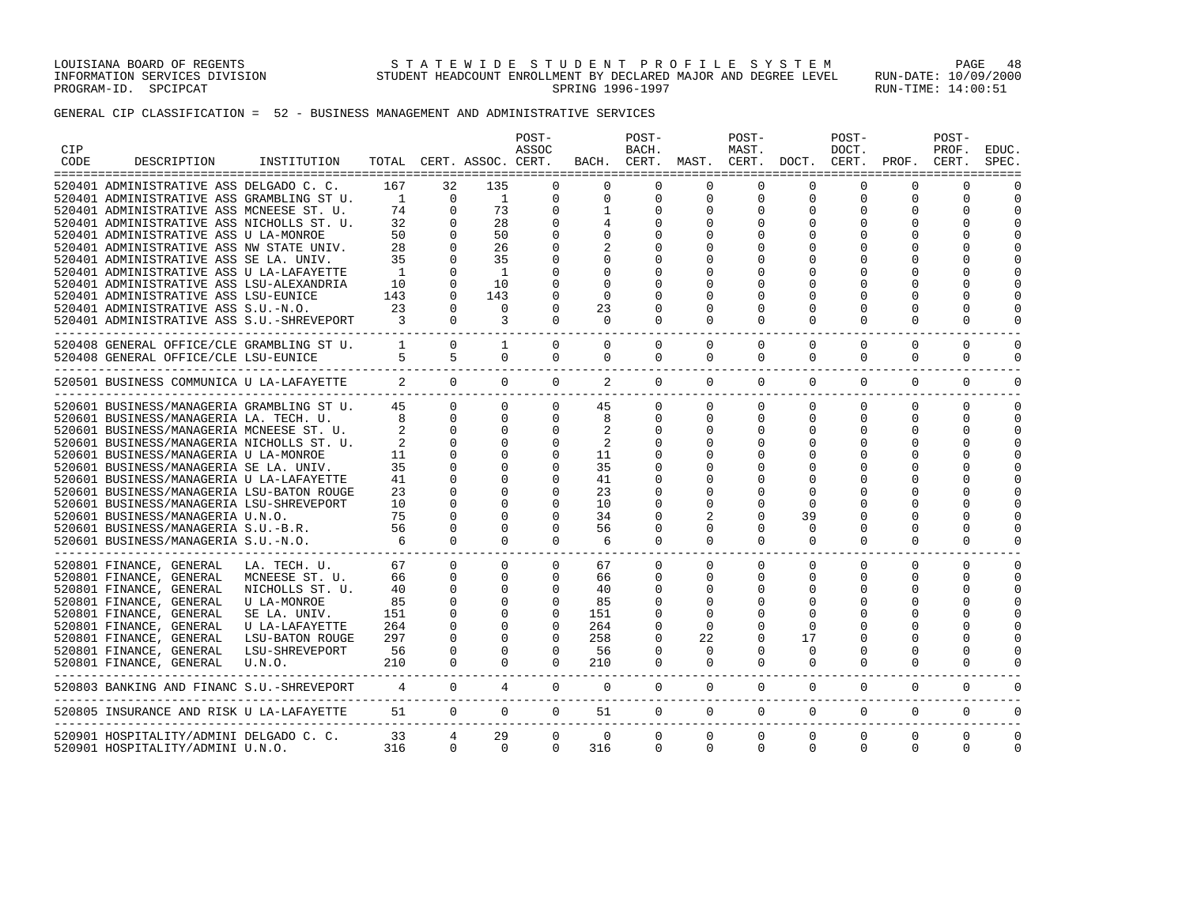GENERAL CIP CLASSIFICATION = 52 - BUSINESS MANAGEMENT AND ADMINISTRATIVE SERVICES

| CIP CODE | DESCRIPTION | INSTITUTION | TOTAL | CERT. | ASSOC. | POST-ASSOC CERT. | BACH. | POST-BACH. CERT. | MAST. | POST-MAST. CERT. | DOCT. | POST-DOCT. CERT. | PROF. | POST-PROF. CERT. | EDUC. SPEC. |
|---|---|---|---|---|---|---|---|---|---|---|---|---|---|---|---|
| 520401 | ADMINISTRATIVE ASS | DELGADO C. C. | 167 | 32 | 135 | 0 | 0 | 0 | 0 | 0 | 0 | 0 | 0 | 0 | 0 |
| 520401 | ADMINISTRATIVE ASS | GRAMBLING ST U. | 1 | 0 | 1 | 0 | 0 | 0 | 0 | 0 | 0 | 0 | 0 | 0 | 0 |
| 520401 | ADMINISTRATIVE ASS | MCNEESE ST. U. | 74 | 0 | 73 | 0 | 1 | 0 | 0 | 0 | 0 | 0 | 0 | 0 | 0 |
| 520401 | ADMINISTRATIVE ASS | NICHOLLS ST. U. | 32 | 0 | 28 | 0 | 4 | 0 | 0 | 0 | 0 | 0 | 0 | 0 | 0 |
| 520401 | ADMINISTRATIVE ASS | U LA-MONROE | 50 | 0 | 50 | 0 | 0 | 0 | 0 | 0 | 0 | 0 | 0 | 0 | 0 |
| 520401 | ADMINISTRATIVE ASS | NW STATE UNIV. | 28 | 0 | 26 | 0 | 2 | 0 | 0 | 0 | 0 | 0 | 0 | 0 | 0 |
| 520401 | ADMINISTRATIVE ASS | SE LA. UNIV. | 35 | 0 | 35 | 0 | 0 | 0 | 0 | 0 | 0 | 0 | 0 | 0 | 0 |
| 520401 | ADMINISTRATIVE ASS | U LA-LAFAYETTE | 1 | 0 | 1 | 0 | 0 | 0 | 0 | 0 | 0 | 0 | 0 | 0 | 0 |
| 520401 | ADMINISTRATIVE ASS | LSU-ALEXANDRIA | 10 | 0 | 10 | 0 | 0 | 0 | 0 | 0 | 0 | 0 | 0 | 0 | 0 |
| 520401 | ADMINISTRATIVE ASS | LSU-EUNICE | 143 | 0 | 143 | 0 | 0 | 0 | 0 | 0 | 0 | 0 | 0 | 0 | 0 |
| 520401 | ADMINISTRATIVE ASS | S.U.-N.O. | 23 | 0 | 0 | 0 | 23 | 0 | 0 | 0 | 0 | 0 | 0 | 0 | 0 |
| 520401 | ADMINISTRATIVE ASS | S.U.-SHREVEPORT | 3 | 0 | 3 | 0 | 0 | 0 | 0 | 0 | 0 | 0 | 0 | 0 | 0 |
| 520408 | GENERAL OFFICE/CLE | GRAMBLING ST U. | 1 | 0 | 1 | 0 | 0 | 0 | 0 | 0 | 0 | 0 | 0 | 0 | 0 |
| 520408 | GENERAL OFFICE/CLE | LSU-EUNICE | 5 | 5 | 0 | 0 | 0 | 0 | 0 | 0 | 0 | 0 | 0 | 0 | 0 |
| 520501 | BUSINESS COMMUNICA | U LA-LAFAYETTE | 2 | 0 | 0 | 0 | 2 | 0 | 0 | 0 | 0 | 0 | 0 | 0 | 0 |
| 520601 | BUSINESS/MANAGERIA | GRAMBLING ST U. | 45 | 0 | 0 | 0 | 45 | 0 | 0 | 0 | 0 | 0 | 0 | 0 | 0 |
| 520601 | BUSINESS/MANAGERIA | LA. TECH. U. | 8 | 0 | 0 | 0 | 8 | 0 | 0 | 0 | 0 | 0 | 0 | 0 | 0 |
| 520601 | BUSINESS/MANAGERIA | MCNEESE ST. U. | 2 | 0 | 0 | 0 | 2 | 0 | 0 | 0 | 0 | 0 | 0 | 0 | 0 |
| 520601 | BUSINESS/MANAGERIA | NICHOLLS ST. U. | 2 | 0 | 0 | 0 | 2 | 0 | 0 | 0 | 0 | 0 | 0 | 0 | 0 |
| 520601 | BUSINESS/MANAGERIA | U LA-MONROE | 11 | 0 | 0 | 0 | 11 | 0 | 0 | 0 | 0 | 0 | 0 | 0 | 0 |
| 520601 | BUSINESS/MANAGERIA | SE LA. UNIV. | 35 | 0 | 0 | 0 | 35 | 0 | 0 | 0 | 0 | 0 | 0 | 0 | 0 |
| 520601 | BUSINESS/MANAGERIA | U LA-LAFAYETTE | 41 | 0 | 0 | 0 | 41 | 0 | 0 | 0 | 0 | 0 | 0 | 0 | 0 |
| 520601 | BUSINESS/MANAGERIA | LSU-BATON ROUGE | 23 | 0 | 0 | 0 | 23 | 0 | 0 | 0 | 0 | 0 | 0 | 0 | 0 |
| 520601 | BUSINESS/MANAGERIA | LSU-SHREVEPORT | 10 | 0 | 0 | 0 | 10 | 0 | 0 | 0 | 0 | 0 | 0 | 0 | 0 |
| 520601 | BUSINESS/MANAGERIA | U.N.O. | 75 | 0 | 0 | 0 | 34 | 0 | 2 | 0 | 39 | 0 | 0 | 0 | 0 |
| 520601 | BUSINESS/MANAGERIA | S.U.-B.R. | 56 | 0 | 0 | 0 | 56 | 0 | 0 | 0 | 0 | 0 | 0 | 0 | 0 |
| 520601 | BUSINESS/MANAGERIA | S.U.-N.O. | 6 | 0 | 0 | 0 | 6 | 0 | 0 | 0 | 0 | 0 | 0 | 0 | 0 |
| 520801 | FINANCE, GENERAL | LA. TECH. U. | 67 | 0 | 0 | 0 | 67 | 0 | 0 | 0 | 0 | 0 | 0 | 0 | 0 |
| 520801 | FINANCE, GENERAL | MCNEESE ST. U. | 66 | 0 | 0 | 0 | 66 | 0 | 0 | 0 | 0 | 0 | 0 | 0 | 0 |
| 520801 | FINANCE, GENERAL | NICHOLLS ST. U. | 40 | 0 | 0 | 0 | 40 | 0 | 0 | 0 | 0 | 0 | 0 | 0 | 0 |
| 520801 | FINANCE, GENERAL | U LA-MONROE | 85 | 0 | 0 | 0 | 85 | 0 | 0 | 0 | 0 | 0 | 0 | 0 | 0 |
| 520801 | FINANCE, GENERAL | SE LA. UNIV. | 151 | 0 | 0 | 0 | 151 | 0 | 0 | 0 | 0 | 0 | 0 | 0 | 0 |
| 520801 | FINANCE, GENERAL | U LA-LAFAYETTE | 264 | 0 | 0 | 0 | 264 | 0 | 0 | 0 | 0 | 0 | 0 | 0 | 0 |
| 520801 | FINANCE, GENERAL | LSU-BATON ROUGE | 297 | 0 | 0 | 0 | 258 | 0 | 22 | 0 | 17 | 0 | 0 | 0 | 0 |
| 520801 | FINANCE, GENERAL | LSU-SHREVEPORT | 56 | 0 | 0 | 0 | 56 | 0 | 0 | 0 | 0 | 0 | 0 | 0 | 0 |
| 520801 | FINANCE, GENERAL | U.N.O. | 210 | 0 | 0 | 0 | 210 | 0 | 0 | 0 | 0 | 0 | 0 | 0 | 0 |
| 520803 | BANKING AND FINANC | S.U.-SHREVEPORT | 4 | 0 | 4 | 0 | 0 | 0 | 0 | 0 | 0 | 0 | 0 | 0 | 0 |
| 520805 | INSURANCE AND RISK | U LA-LAFAYETTE | 51 | 0 | 0 | 0 | 51 | 0 | 0 | 0 | 0 | 0 | 0 | 0 | 0 |
| 520901 | HOSPITALITY/ADMINI | DELGADO C. C. | 33 | 4 | 29 | 0 | 0 | 0 | 0 | 0 | 0 | 0 | 0 | 0 | 0 |
| 520901 | HOSPITALITY/ADMINI | U.N.O. | 316 | 0 | 0 | 0 | 316 | 0 | 0 | 0 | 0 | 0 | 0 | 0 | 0 |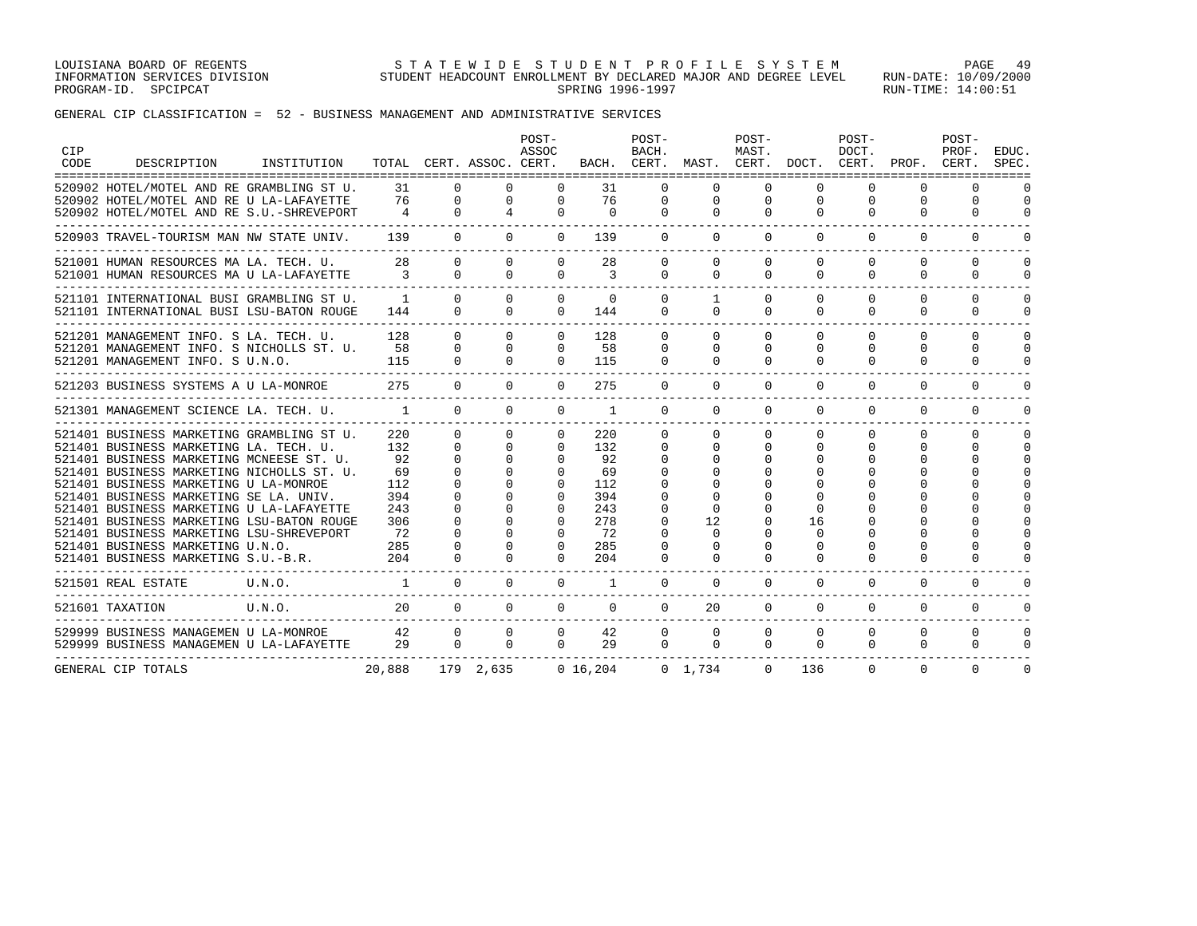LOUISIANA BOARD OF REGENTS — STATEWIDE STUDENT PROFILE SYSTEM
INFORMATION SERVICES DIVISION — STUDENT HEADCOUNT ENROLLMENT BY DECLARED MAJOR AND DEGREE LEVEL — RUN-DATE: 10/09/2000
PROGRAM-ID. SPCIPCAT — SPRING 1996-1997 — RUN-TIME: 14:00:51

GENERAL CIP CLASSIFICATION = 52 - BUSINESS MANAGEMENT AND ADMINISTRATIVE SERVICES

| CIP CODE | DESCRIPTION | INSTITUTION | TOTAL | CERT. | ASSOC. | POST-ASSOC CERT. | BACH. | POST-BACH. CERT. | MAST. | POST-MAST. CERT. | DOCT. | POST-DOCT. CERT. | PROF. | POST-PROF. CERT. | EDUC. SPEC. |
|---|---|---|---|---|---|---|---|---|---|---|---|---|---|---|---|
| 520902 | HOTEL/MOTEL AND RE | GRAMBLING ST U. | 31 | 0 | 0 | 0 | 31 | 0 | 0 | 0 | 0 | 0 | 0 | 0 | 0 |
| 520902 | HOTEL/MOTEL AND RE | U LA-LAFAYETTE | 76 | 0 | 0 | 0 | 76 | 0 | 0 | 0 | 0 | 0 | 0 | 0 | 0 |
| 520902 | HOTEL/MOTEL AND RE | S.U.-SHREVEPORT | 4 | 0 | 4 | 0 | 0 | 0 | 0 | 0 | 0 | 0 | 0 | 0 | 0 |
| 520903 | TRAVEL-TOURISM MAN | NW STATE UNIV. | 139 | 0 | 0 | 0 | 139 | 0 | 0 | 0 | 0 | 0 | 0 | 0 | 0 |
| 521001 | HUMAN RESOURCES MA | LA. TECH. U. | 28 | 0 | 0 | 0 | 28 | 0 | 0 | 0 | 0 | 0 | 0 | 0 | 0 |
| 521001 | HUMAN RESOURCES MA | U LA-LAFAYETTE | 3 | 0 | 0 | 0 | 3 | 0 | 0 | 0 | 0 | 0 | 0 | 0 | 0 |
| 521101 | INTERNATIONAL BUSI | GRAMBLING ST U. | 1 | 0 | 0 | 0 | 0 | 0 | 1 | 0 | 0 | 0 | 0 | 0 | 0 |
| 521101 | INTERNATIONAL BUSI | LSU-BATON ROUGE | 144 | 0 | 0 | 0 | 144 | 0 | 0 | 0 | 0 | 0 | 0 | 0 | 0 |
| 521201 | MANAGEMENT INFO. S | LA. TECH. U. | 128 | 0 | 0 | 0 | 128 | 0 | 0 | 0 | 0 | 0 | 0 | 0 | 0 |
| 521201 | MANAGEMENT INFO. S | NICHOLLS ST. U. | 58 | 0 | 0 | 0 | 58 | 0 | 0 | 0 | 0 | 0 | 0 | 0 | 0 |
| 521201 | MANAGEMENT INFO. S | U.N.O. | 115 | 0 | 0 | 0 | 115 | 0 | 0 | 0 | 0 | 0 | 0 | 0 | 0 |
| 521203 | BUSINESS SYSTEMS A | U LA-MONROE | 275 | 0 | 0 | 0 | 275 | 0 | 0 | 0 | 0 | 0 | 0 | 0 | 0 |
| 521301 | MANAGEMENT SCIENCE | LA. TECH. U. | 1 | 0 | 0 | 0 | 1 | 0 | 0 | 0 | 0 | 0 | 0 | 0 | 0 |
| 521401 | BUSINESS MARKETING | GRAMBLING ST U. | 220 | 0 | 0 | 0 | 220 | 0 | 0 | 0 | 0 | 0 | 0 | 0 | 0 |
| 521401 | BUSINESS MARKETING | LA. TECH. U. | 132 | 0 | 0 | 0 | 132 | 0 | 0 | 0 | 0 | 0 | 0 | 0 | 0 |
| 521401 | BUSINESS MARKETING | MCNEESE ST. U. | 92 | 0 | 0 | 0 | 92 | 0 | 0 | 0 | 0 | 0 | 0 | 0 | 0 |
| 521401 | BUSINESS MARKETING | NICHOLLS ST. U. | 69 | 0 | 0 | 0 | 69 | 0 | 0 | 0 | 0 | 0 | 0 | 0 | 0 |
| 521401 | BUSINESS MARKETING | U LA-MONROE | 112 | 0 | 0 | 0 | 112 | 0 | 0 | 0 | 0 | 0 | 0 | 0 | 0 |
| 521401 | BUSINESS MARKETING | SE LA. UNIV. | 394 | 0 | 0 | 0 | 394 | 0 | 0 | 0 | 0 | 0 | 0 | 0 | 0 |
| 521401 | BUSINESS MARKETING | U LA-LAFAYETTE | 243 | 0 | 0 | 0 | 243 | 0 | 0 | 0 | 0 | 0 | 0 | 0 | 0 |
| 521401 | BUSINESS MARKETING | LSU-BATON ROUGE | 306 | 0 | 0 | 0 | 278 | 0 | 12 | 0 | 16 | 0 | 0 | 0 | 0 |
| 521401 | BUSINESS MARKETING | LSU-SHREVEPORT | 72 | 0 | 0 | 0 | 72 | 0 | 0 | 0 | 0 | 0 | 0 | 0 | 0 |
| 521401 | BUSINESS MARKETING | U.N.O. | 285 | 0 | 0 | 0 | 285 | 0 | 0 | 0 | 0 | 0 | 0 | 0 | 0 |
| 521401 | BUSINESS MARKETING | S.U.-B.R. | 204 | 0 | 0 | 0 | 204 | 0 | 0 | 0 | 0 | 0 | 0 | 0 | 0 |
| 521501 | REAL ESTATE | U.N.O. | 1 | 0 | 0 | 0 | 1 | 0 | 0 | 0 | 0 | 0 | 0 | 0 | 0 |
| 521601 | TAXATION | U.N.O. | 20 | 0 | 0 | 0 | 0 | 0 | 20 | 0 | 0 | 0 | 0 | 0 | 0 |
| 529999 | BUSINESS MANAGEMEN | U LA-MONROE | 42 | 0 | 0 | 0 | 42 | 0 | 0 | 0 | 0 | 0 | 0 | 0 | 0 |
| 529999 | BUSINESS MANAGEMEN | U LA-LAFAYETTE | 29 | 0 | 0 | 0 | 29 | 0 | 0 | 0 | 0 | 0 | 0 | 0 | 0 |
| GENERAL CIP TOTALS | | | 20,888 | 179 | 2,635 | 0 | 16,204 | 0 | 1,734 | 0 | 136 | 0 | 0 | 0 | 0 |